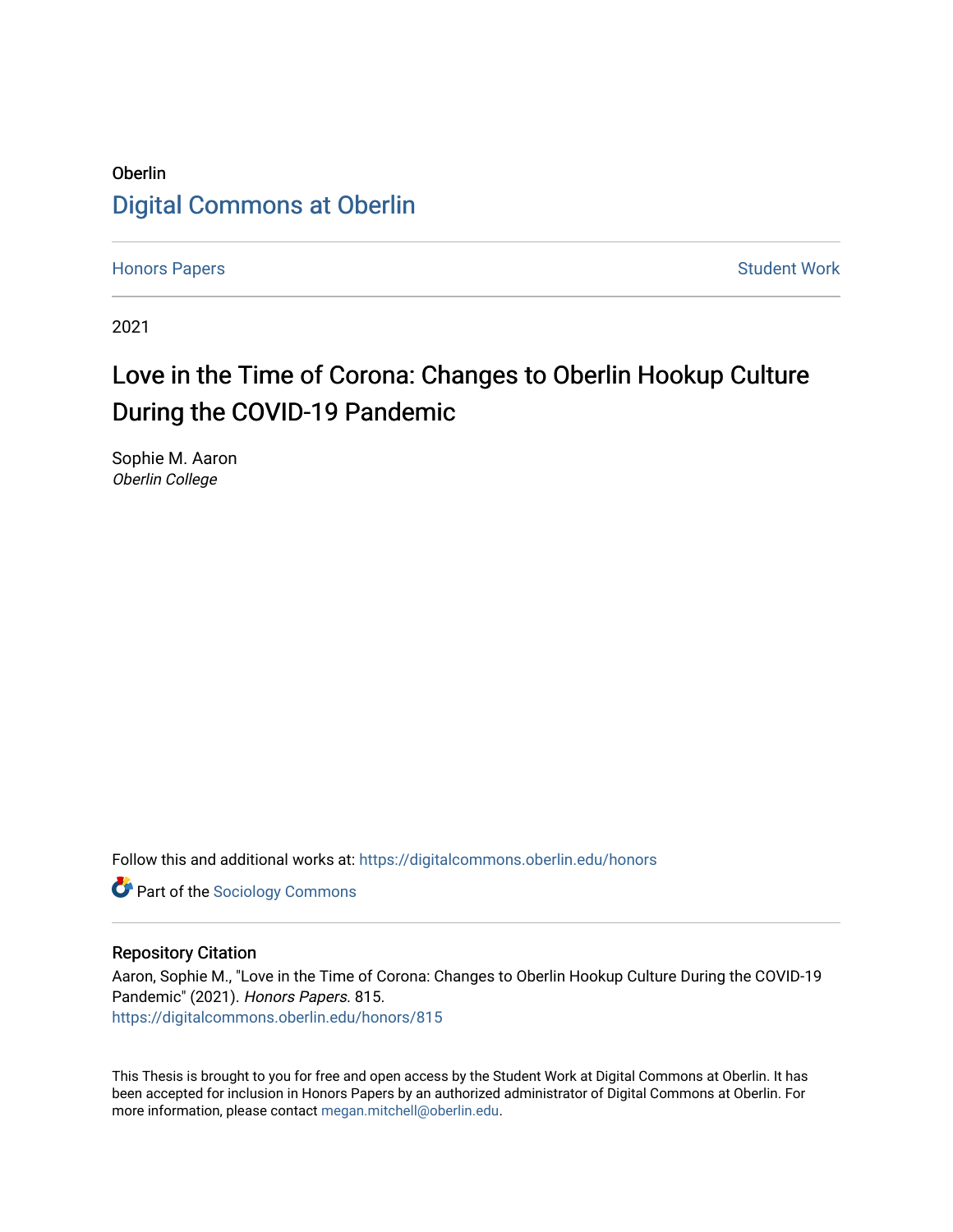Oberlin

Digital Commons at Oberlin

Honors Papers                                                                 Student Work

2021

# Love in the Time of Corona: Changes to Oberlin Hookup Culture During the COVID-19 Pandemic

Sophie M. Aaron
*Oberlin College*

Follow this and additional works at: https://digitalcommons.oberlin.edu/honors

Part of the Sociology Commons

### Repository Citation

Aaron, Sophie M., "Love in the Time of Corona: Changes to Oberlin Hookup Culture During the COVID-19 Pandemic" (2021). *Honors Papers*. 815.
https://digitalcommons.oberlin.edu/honors/815

This Thesis is brought to you for free and open access by the Student Work at Digital Commons at Oberlin. It has been accepted for inclusion in Honors Papers by an authorized administrator of Digital Commons at Oberlin. For more information, please contact megan.mitchell@oberlin.edu.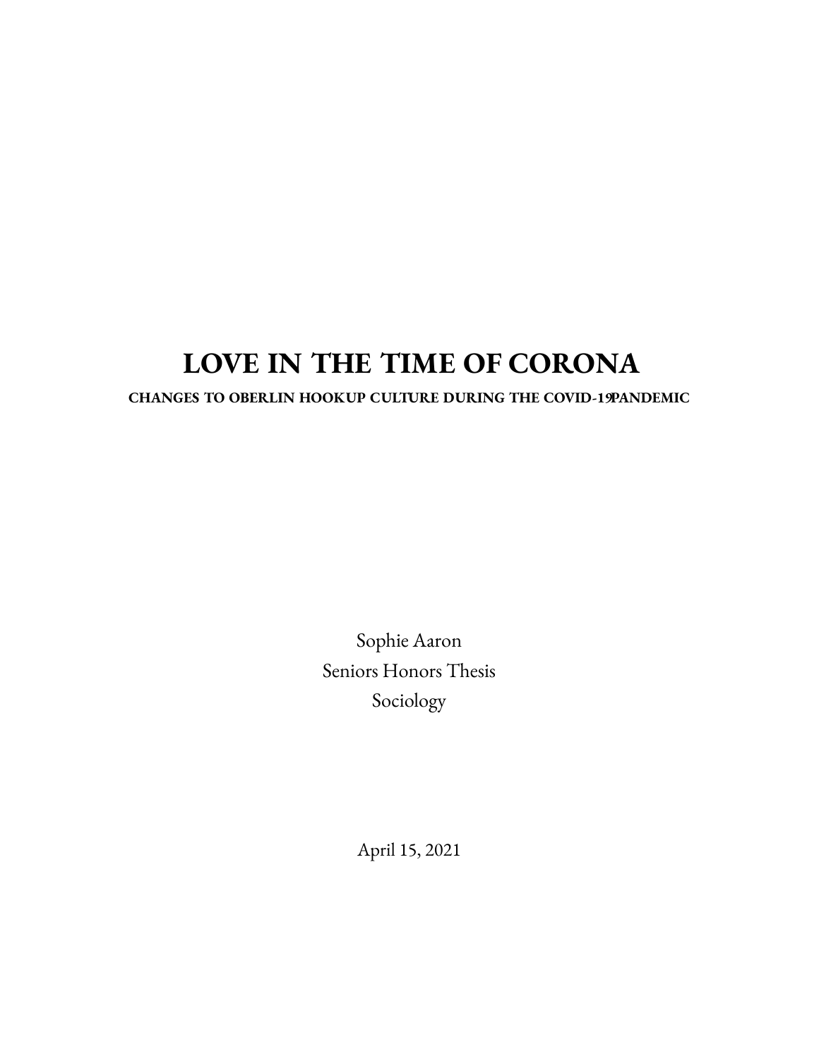# LOVE IN THE TIME OF CORONA

## CHANGES TO OBERLIN HOOKUP CULTURE DURING THE COVID-19 PANDEMIC

Sophie Aaron
Seniors Honors Thesis
Sociology

April 15, 2021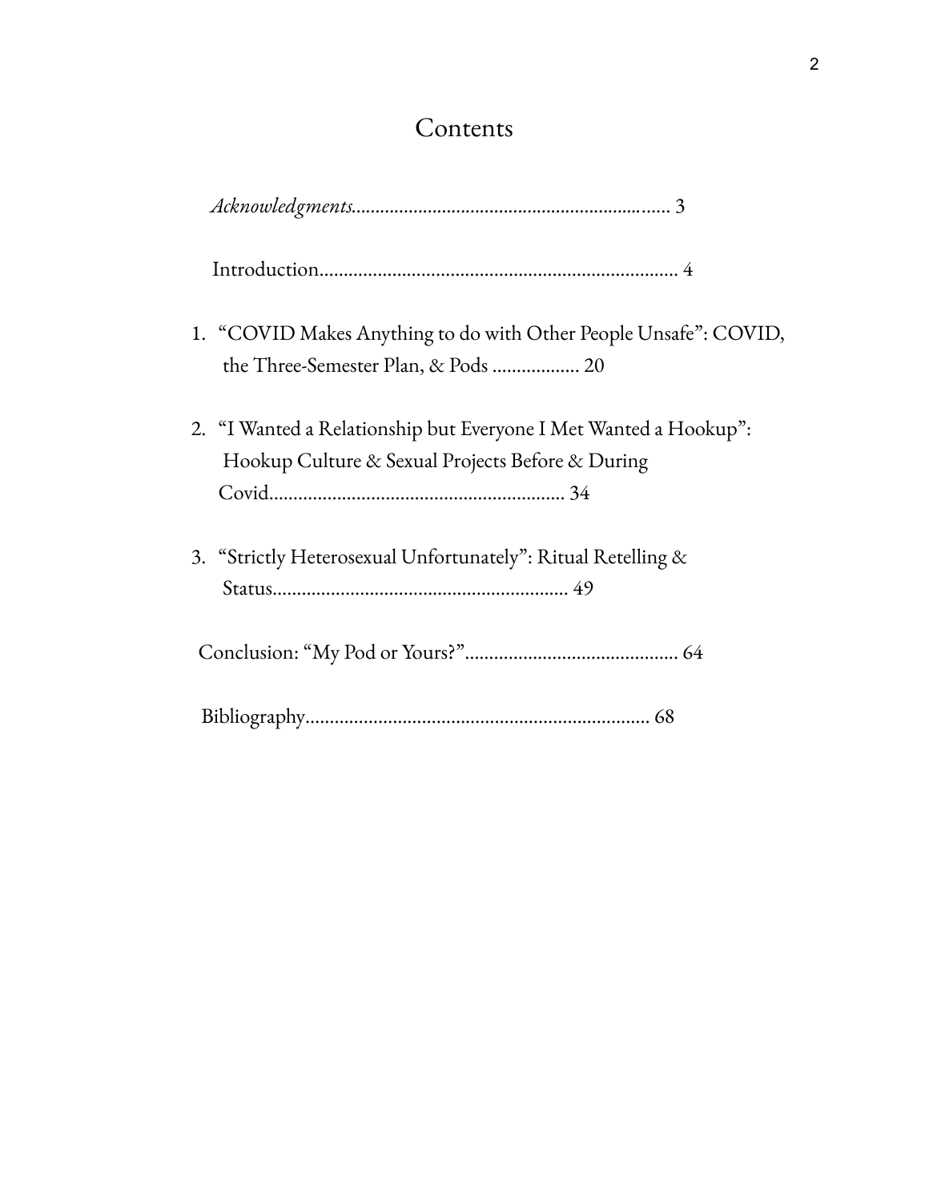# Contents

*Acknowledgments*.................................................................. 3

Introduction......................................................................... 4

1. "COVID Makes Anything to do with Other People Unsafe": COVID, the Three-Semester Plan, & Pods .................. 20

2. "I Wanted a Relationship but Everyone I Met Wanted a Hookup": Hookup Culture & Sexual Projects Before & During Covid............................................................ 34

3. "Strictly Heterosexual Unfortunately": Ritual Retelling & Status............................................................ 49

Conclusion: "My Pod or Yours?"............................................ 64

Bibliography....................................................................... 68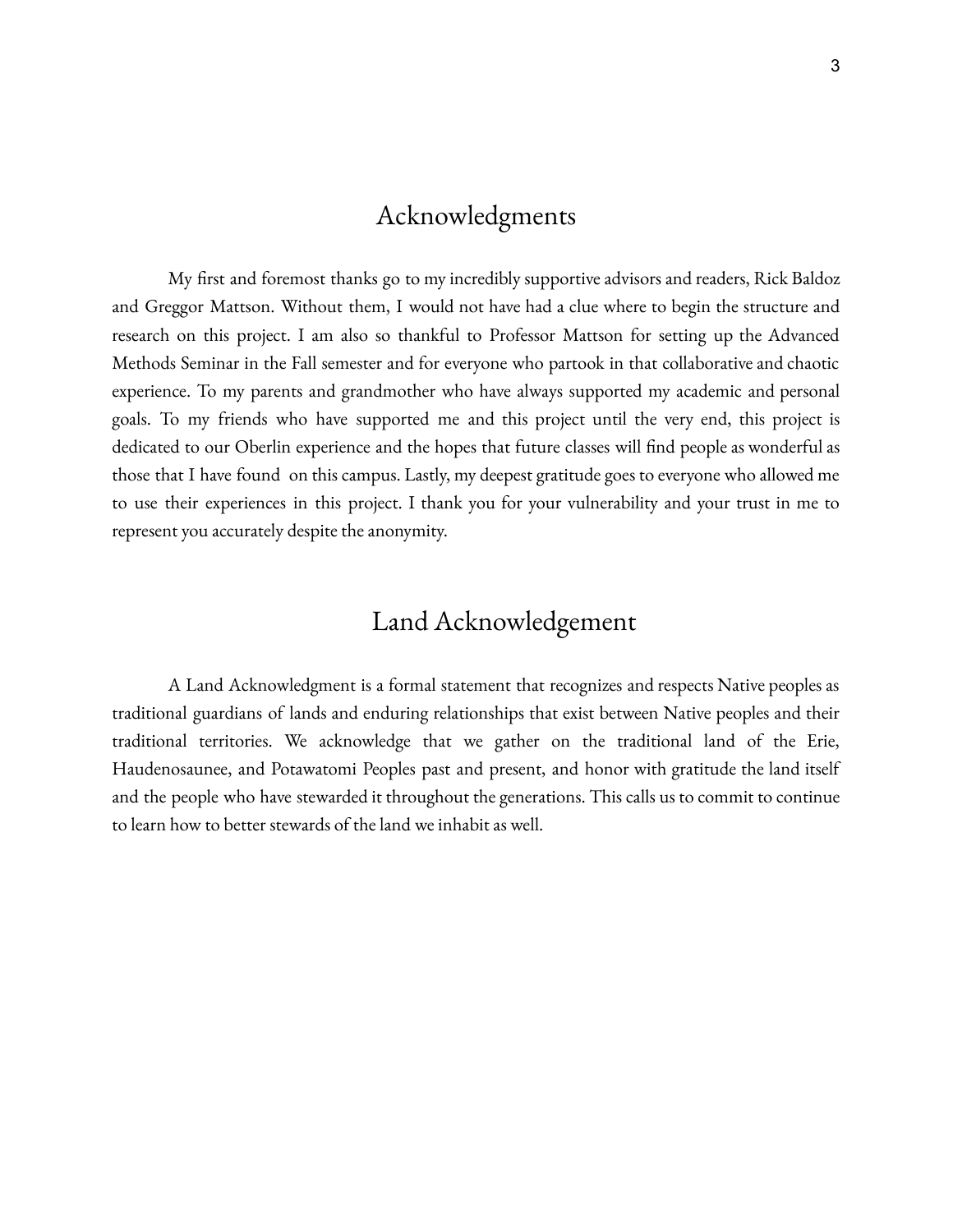# Acknowledgments

My first and foremost thanks go to my incredibly supportive advisors and readers, Rick Baldoz and Greggor Mattson. Without them, I would not have had a clue where to begin the structure and research on this project. I am also so thankful to Professor Mattson for setting up the Advanced Methods Seminar in the Fall semester and for everyone who partook in that collaborative and chaotic experience. To my parents and grandmother who have always supported my academic and personal goals. To my friends who have supported me and this project until the very end, this project is dedicated to our Oberlin experience and the hopes that future classes will find people as wonderful as those that I have found on this campus. Lastly, my deepest gratitude goes to everyone who allowed me to use their experiences in this project. I thank you for your vulnerability and your trust in me to represent you accurately despite the anonymity.

# Land Acknowledgement

A Land Acknowledgment is a formal statement that recognizes and respects Native peoples as traditional guardians of lands and enduring relationships that exist between Native peoples and their traditional territories. We acknowledge that we gather on the traditional land of the Erie, Haudenosaunee, and Potawatomi Peoples past and present, and honor with gratitude the land itself and the people who have stewarded it throughout the generations. This calls us to commit to continue to learn how to better stewards of the land we inhabit as well.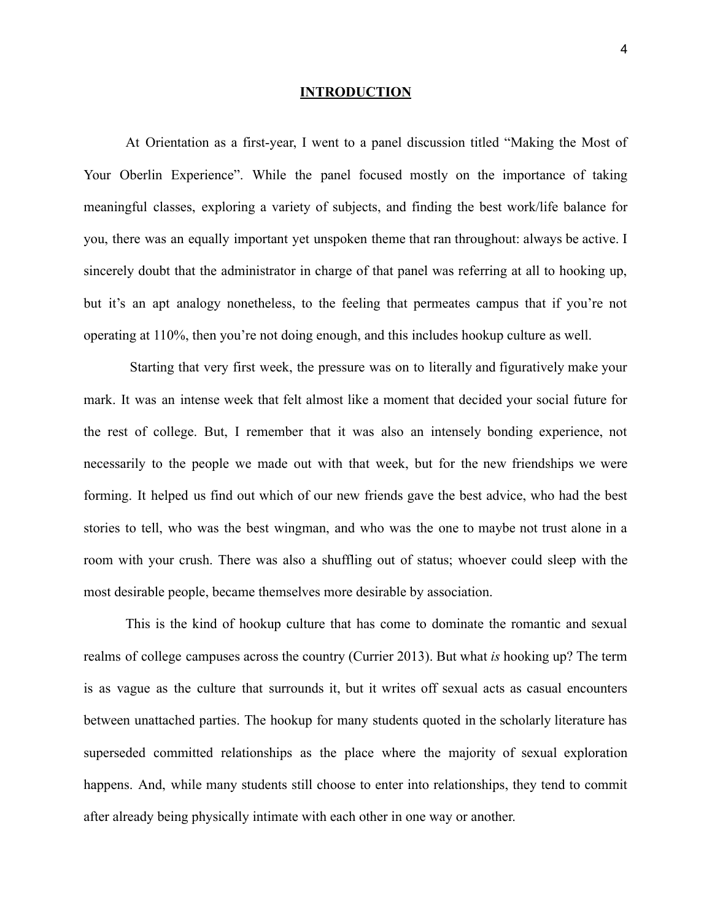# INTRODUCTION

At Orientation as a first-year, I went to a panel discussion titled "Making the Most of Your Oberlin Experience". While the panel focused mostly on the importance of taking meaningful classes, exploring a variety of subjects, and finding the best work/life balance for you, there was an equally important yet unspoken theme that ran throughout: always be active. I sincerely doubt that the administrator in charge of that panel was referring at all to hooking up, but it's an apt analogy nonetheless, to the feeling that permeates campus that if you're not operating at 110%, then you're not doing enough, and this includes hookup culture as well.

Starting that very first week, the pressure was on to literally and figuratively make your mark. It was an intense week that felt almost like a moment that decided your social future for the rest of college. But, I remember that it was also an intensely bonding experience, not necessarily to the people we made out with that week, but for the new friendships we were forming. It helped us find out which of our new friends gave the best advice, who had the best stories to tell, who was the best wingman, and who was the one to maybe not trust alone in a room with your crush. There was also a shuffling out of status; whoever could sleep with the most desirable people, became themselves more desirable by association.

This is the kind of hookup culture that has come to dominate the romantic and sexual realms of college campuses across the country (Currier 2013). But what *is* hooking up? The term is as vague as the culture that surrounds it, but it writes off sexual acts as casual encounters between unattached parties. The hookup for many students quoted in the scholarly literature has superseded committed relationships as the place where the majority of sexual exploration happens. And, while many students still choose to enter into relationships, they tend to commit after already being physically intimate with each other in one way or another.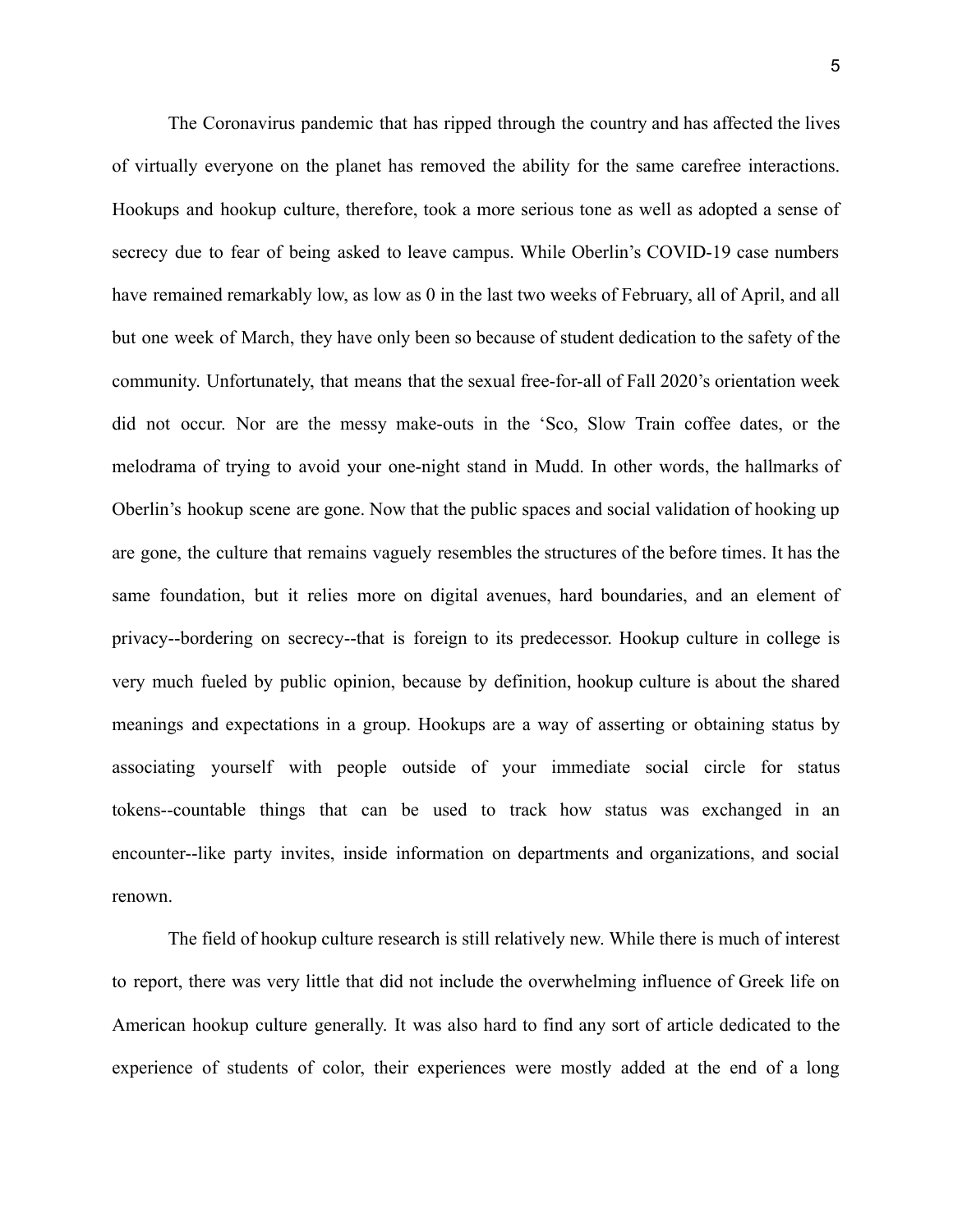The Coronavirus pandemic that has ripped through the country and has affected the lives of virtually everyone on the planet has removed the ability for the same carefree interactions. Hookups and hookup culture, therefore, took a more serious tone as well as adopted a sense of secrecy due to fear of being asked to leave campus. While Oberlin's COVID-19 case numbers have remained remarkably low, as low as 0 in the last two weeks of February, all of April, and all but one week of March, they have only been so because of student dedication to the safety of the community. Unfortunately, that means that the sexual free-for-all of Fall 2020's orientation week did not occur. Nor are the messy make-outs in the 'Sco, Slow Train coffee dates, or the melodrama of trying to avoid your one-night stand in Mudd. In other words, the hallmarks of Oberlin's hookup scene are gone. Now that the public spaces and social validation of hooking up are gone, the culture that remains vaguely resembles the structures of the before times. It has the same foundation, but it relies more on digital avenues, hard boundaries, and an element of privacy--bordering on secrecy--that is foreign to its predecessor. Hookup culture in college is very much fueled by public opinion, because by definition, hookup culture is about the shared meanings and expectations in a group. Hookups are a way of asserting or obtaining status by associating yourself with people outside of your immediate social circle for status tokens--countable things that can be used to track how status was exchanged in an encounter--like party invites, inside information on departments and organizations, and social renown.

The field of hookup culture research is still relatively new. While there is much of interest to report, there was very little that did not include the overwhelming influence of Greek life on American hookup culture generally. It was also hard to find any sort of article dedicated to the experience of students of color, their experiences were mostly added at the end of a long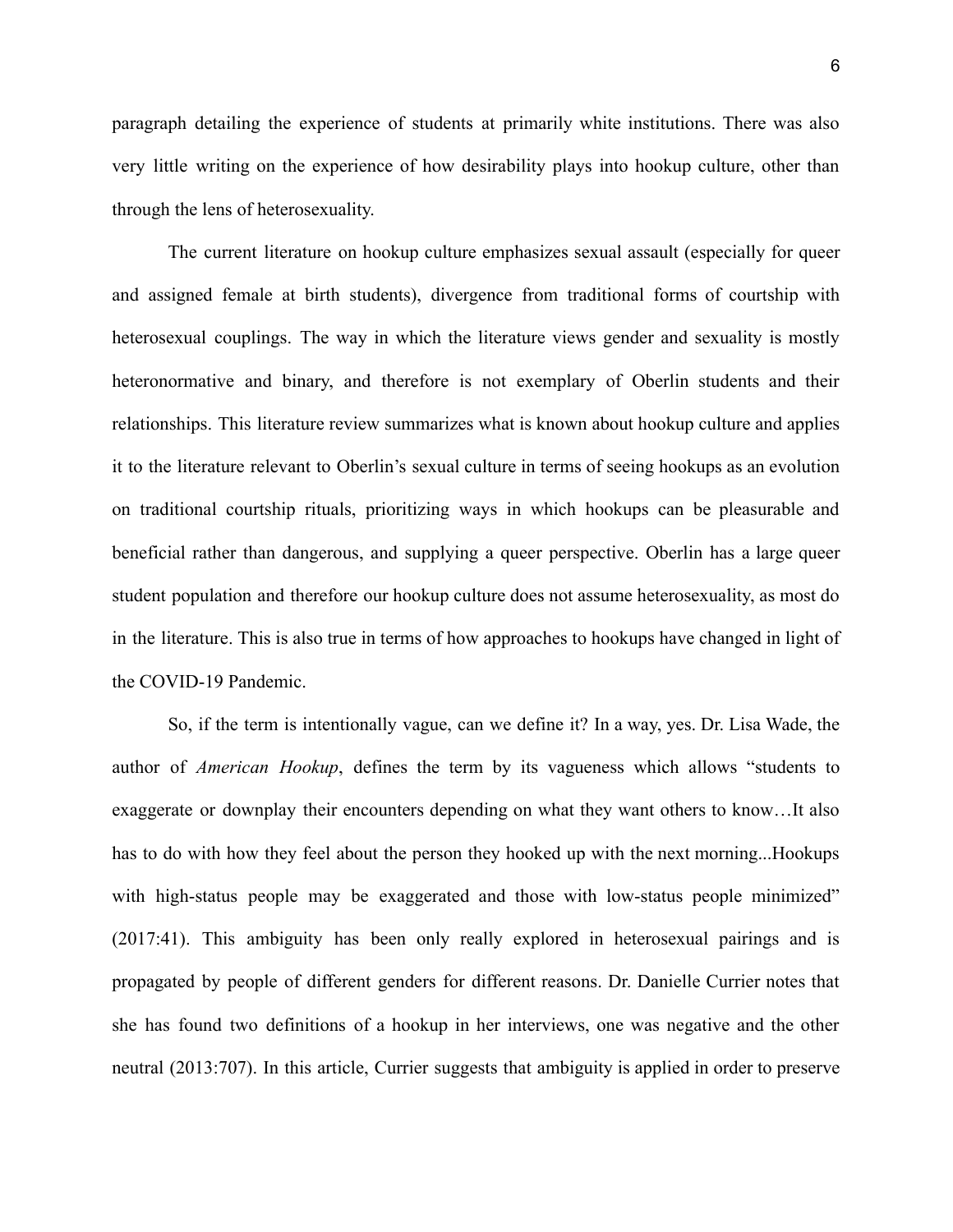paragraph detailing the experience of students at primarily white institutions. There was also very little writing on the experience of how desirability plays into hookup culture, other than through the lens of heterosexuality.

The current literature on hookup culture emphasizes sexual assault (especially for queer and assigned female at birth students), divergence from traditional forms of courtship with heterosexual couplings. The way in which the literature views gender and sexuality is mostly heteronormative and binary, and therefore is not exemplary of Oberlin students and their relationships. This literature review summarizes what is known about hookup culture and applies it to the literature relevant to Oberlin's sexual culture in terms of seeing hookups as an evolution on traditional courtship rituals, prioritizing ways in which hookups can be pleasurable and beneficial rather than dangerous, and supplying a queer perspective. Oberlin has a large queer student population and therefore our hookup culture does not assume heterosexuality, as most do in the literature. This is also true in terms of how approaches to hookups have changed in light of the COVID-19 Pandemic.

So, if the term is intentionally vague, can we define it? In a way, yes. Dr. Lisa Wade, the author of *American Hookup*, defines the term by its vagueness which allows "students to exaggerate or downplay their encounters depending on what they want others to know…It also has to do with how they feel about the person they hooked up with the next morning...Hookups with high-status people may be exaggerated and those with low-status people minimized" (2017:41). This ambiguity has been only really explored in heterosexual pairings and is propagated by people of different genders for different reasons. Dr. Danielle Currier notes that she has found two definitions of a hookup in her interviews, one was negative and the other neutral (2013:707). In this article, Currier suggests that ambiguity is applied in order to preserve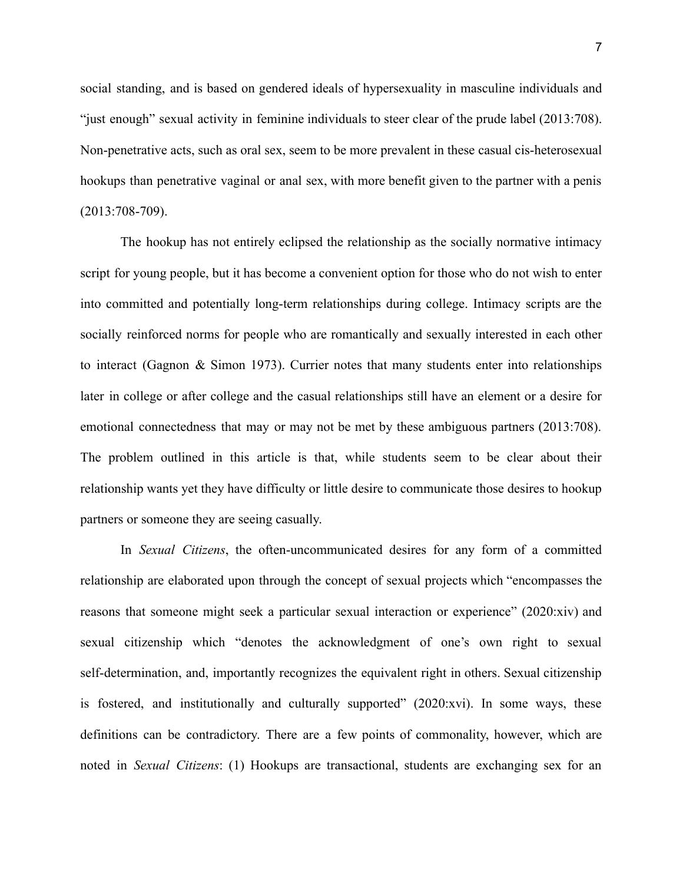social standing, and is based on gendered ideals of hypersexuality in masculine individuals and "just enough" sexual activity in feminine individuals to steer clear of the prude label (2013:708). Non-penetrative acts, such as oral sex, seem to be more prevalent in these casual cis-heterosexual hookups than penetrative vaginal or anal sex, with more benefit given to the partner with a penis (2013:708-709).

The hookup has not entirely eclipsed the relationship as the socially normative intimacy script for young people, but it has become a convenient option for those who do not wish to enter into committed and potentially long-term relationships during college. Intimacy scripts are the socially reinforced norms for people who are romantically and sexually interested in each other to interact (Gagnon & Simon 1973). Currier notes that many students enter into relationships later in college or after college and the casual relationships still have an element or a desire for emotional connectedness that may or may not be met by these ambiguous partners (2013:708). The problem outlined in this article is that, while students seem to be clear about their relationship wants yet they have difficulty or little desire to communicate those desires to hookup partners or someone they are seeing casually.

In *Sexual Citizens*, the often-uncommunicated desires for any form of a committed relationship are elaborated upon through the concept of sexual projects which "encompasses the reasons that someone might seek a particular sexual interaction or experience" (2020:xiv) and sexual citizenship which "denotes the acknowledgment of one's own right to sexual self-determination, and, importantly recognizes the equivalent right in others. Sexual citizenship is fostered, and institutionally and culturally supported" (2020:xvi). In some ways, these definitions can be contradictory. There are a few points of commonality, however, which are noted in *Sexual Citizens*: (1) Hookups are transactional, students are exchanging sex for an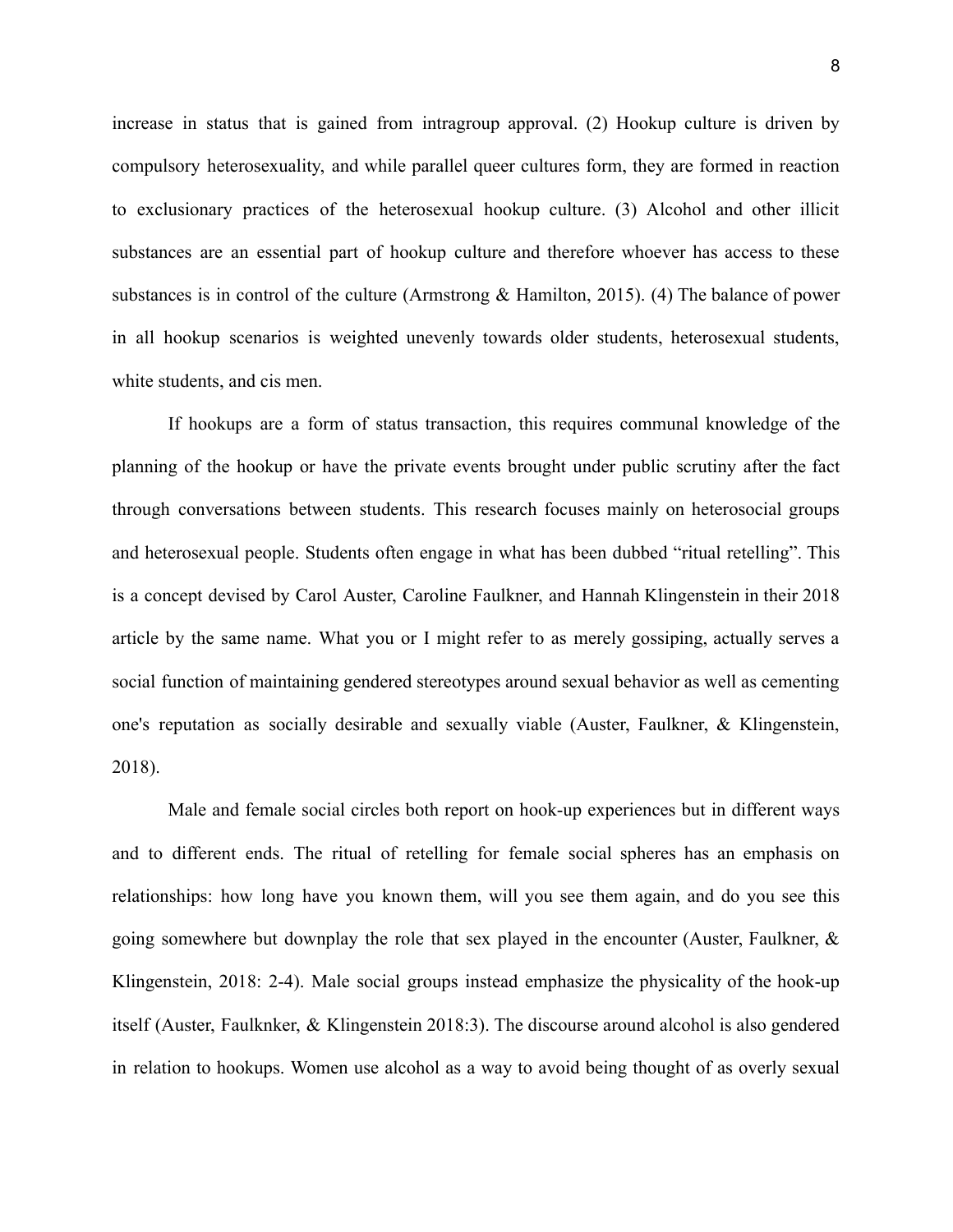increase in status that is gained from intragroup approval. (2) Hookup culture is driven by compulsory heterosexuality, and while parallel queer cultures form, they are formed in reaction to exclusionary practices of the heterosexual hookup culture. (3) Alcohol and other illicit substances are an essential part of hookup culture and therefore whoever has access to these substances is in control of the culture (Armstrong & Hamilton, 2015). (4) The balance of power in all hookup scenarios is weighted unevenly towards older students, heterosexual students, white students, and cis men.

If hookups are a form of status transaction, this requires communal knowledge of the planning of the hookup or have the private events brought under public scrutiny after the fact through conversations between students. This research focuses mainly on heterosocial groups and heterosexual people. Students often engage in what has been dubbed "ritual retelling". This is a concept devised by Carol Auster, Caroline Faulkner, and Hannah Klingenstein in their 2018 article by the same name. What you or I might refer to as merely gossiping, actually serves a social function of maintaining gendered stereotypes around sexual behavior as well as cementing one's reputation as socially desirable and sexually viable (Auster, Faulkner, & Klingenstein, 2018).

Male and female social circles both report on hook-up experiences but in different ways and to different ends. The ritual of retelling for female social spheres has an emphasis on relationships: how long have you known them, will you see them again, and do you see this going somewhere but downplay the role that sex played in the encounter (Auster, Faulkner, & Klingenstein, 2018: 2-4). Male social groups instead emphasize the physicality of the hook-up itself (Auster, Faulknker, & Klingenstein 2018:3). The discourse around alcohol is also gendered in relation to hookups. Women use alcohol as a way to avoid being thought of as overly sexual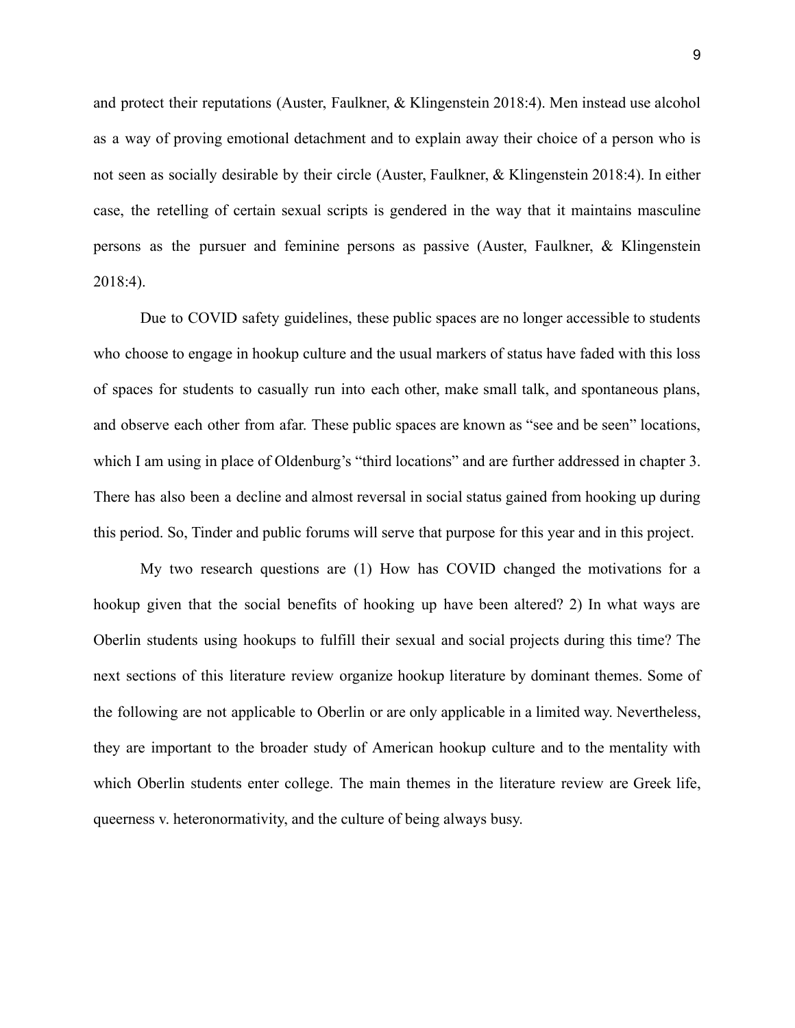and protect their reputations (Auster, Faulkner, & Klingenstein 2018:4). Men instead use alcohol as a way of proving emotional detachment and to explain away their choice of a person who is not seen as socially desirable by their circle (Auster, Faulkner, & Klingenstein 2018:4). In either case, the retelling of certain sexual scripts is gendered in the way that it maintains masculine persons as the pursuer and feminine persons as passive (Auster, Faulkner, & Klingenstein 2018:4).

Due to COVID safety guidelines, these public spaces are no longer accessible to students who choose to engage in hookup culture and the usual markers of status have faded with this loss of spaces for students to casually run into each other, make small talk, and spontaneous plans, and observe each other from afar. These public spaces are known as "see and be seen" locations, which I am using in place of Oldenburg's "third locations" and are further addressed in chapter 3. There has also been a decline and almost reversal in social status gained from hooking up during this period. So, Tinder and public forums will serve that purpose for this year and in this project.

My two research questions are (1) How has COVID changed the motivations for a hookup given that the social benefits of hooking up have been altered? 2) In what ways are Oberlin students using hookups to fulfill their sexual and social projects during this time? The next sections of this literature review organize hookup literature by dominant themes. Some of the following are not applicable to Oberlin or are only applicable in a limited way. Nevertheless, they are important to the broader study of American hookup culture and to the mentality with which Oberlin students enter college. The main themes in the literature review are Greek life, queerness v. heteronormativity, and the culture of being always busy.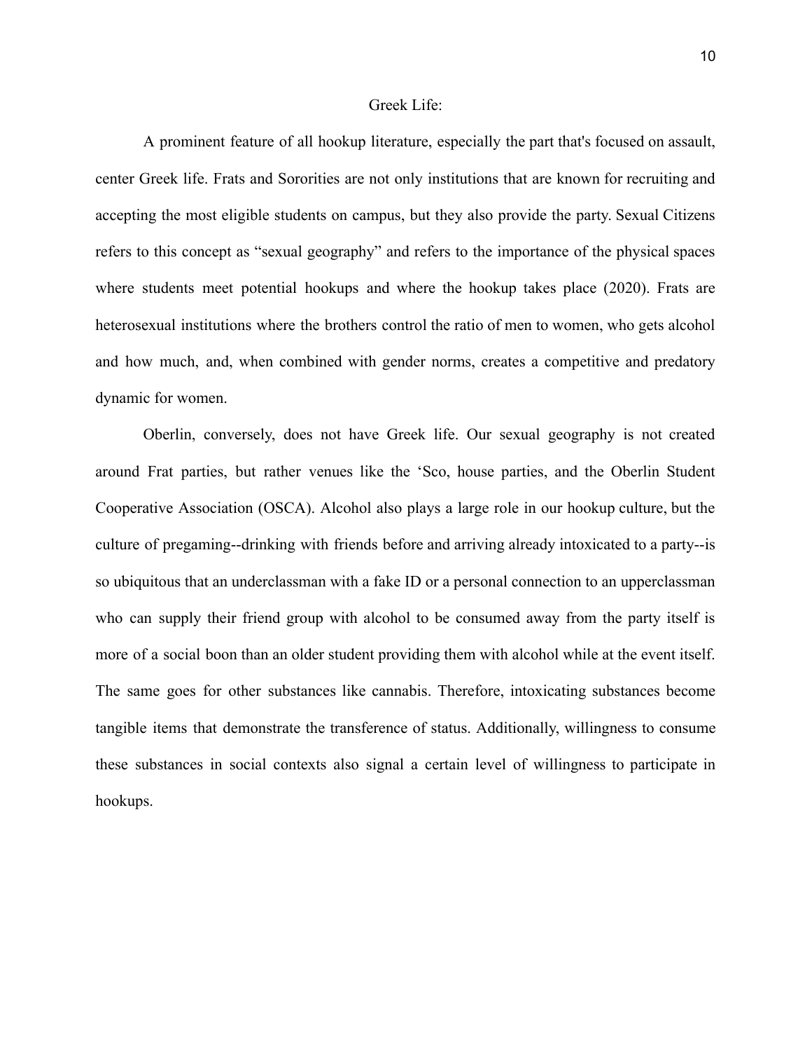## Greek Life:

A prominent feature of all hookup literature, especially the part that's focused on assault, center Greek life. Frats and Sororities are not only institutions that are known for recruiting and accepting the most eligible students on campus, but they also provide the party. Sexual Citizens refers to this concept as "sexual geography" and refers to the importance of the physical spaces where students meet potential hookups and where the hookup takes place (2020). Frats are heterosexual institutions where the brothers control the ratio of men to women, who gets alcohol and how much, and, when combined with gender norms, creates a competitive and predatory dynamic for women.

Oberlin, conversely, does not have Greek life. Our sexual geography is not created around Frat parties, but rather venues like the 'Sco, house parties, and the Oberlin Student Cooperative Association (OSCA). Alcohol also plays a large role in our hookup culture, but the culture of pregaming--drinking with friends before and arriving already intoxicated to a party--is so ubiquitous that an underclassman with a fake ID or a personal connection to an upperclassman who can supply their friend group with alcohol to be consumed away from the party itself is more of a social boon than an older student providing them with alcohol while at the event itself. The same goes for other substances like cannabis. Therefore, intoxicating substances become tangible items that demonstrate the transference of status. Additionally, willingness to consume these substances in social contexts also signal a certain level of willingness to participate in hookups.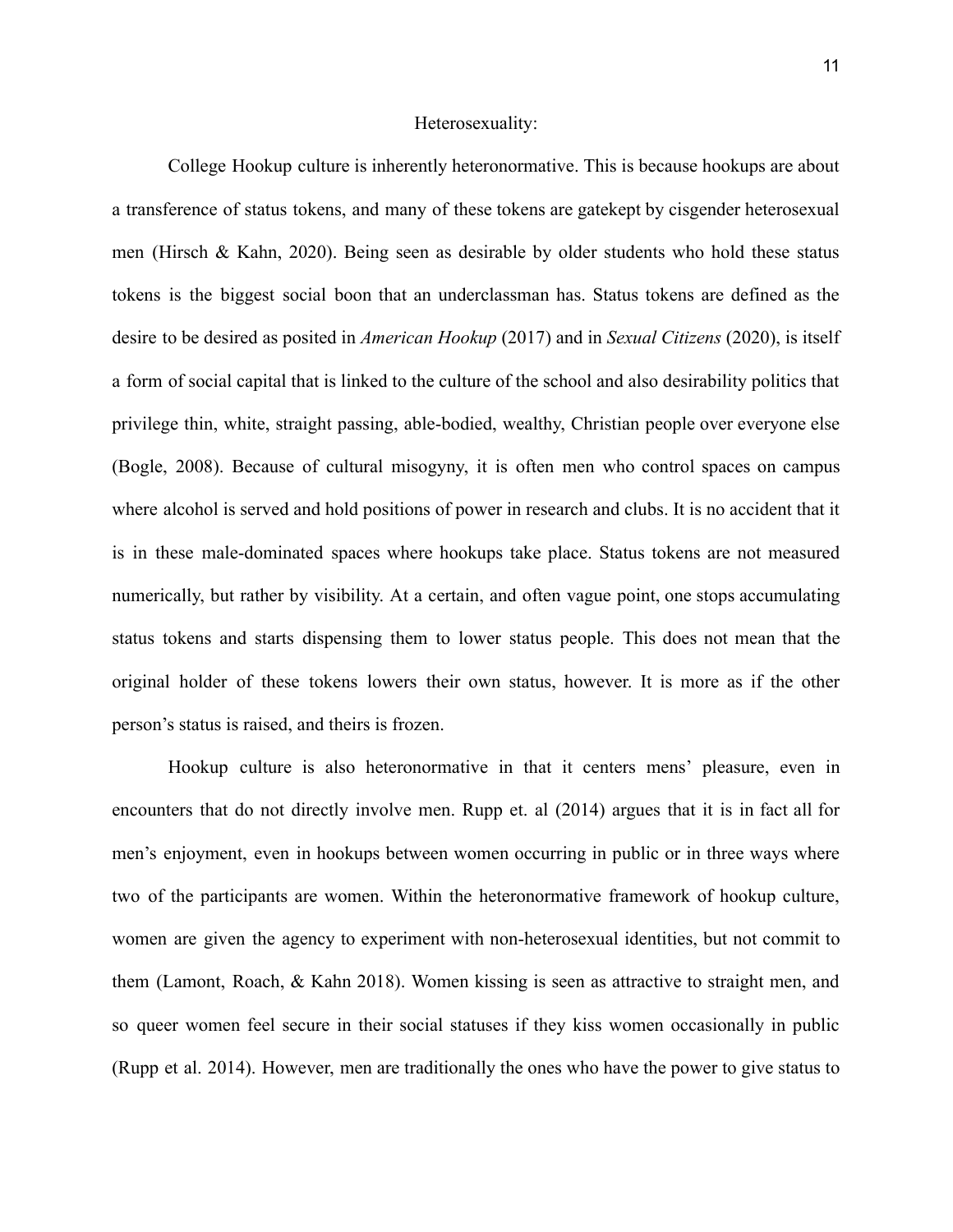## Heterosexuality:

College Hookup culture is inherently heteronormative. This is because hookups are about a transference of status tokens, and many of these tokens are gatekept by cisgender heterosexual men (Hirsch & Kahn, 2020). Being seen as desirable by older students who hold these status tokens is the biggest social boon that an underclassman has. Status tokens are defined as the desire to be desired as posited in *American Hookup* (2017) and in *Sexual Citizens* (2020), is itself a form of social capital that is linked to the culture of the school and also desirability politics that privilege thin, white, straight passing, able-bodied, wealthy, Christian people over everyone else (Bogle, 2008). Because of cultural misogyny, it is often men who control spaces on campus where alcohol is served and hold positions of power in research and clubs. It is no accident that it is in these male-dominated spaces where hookups take place. Status tokens are not measured numerically, but rather by visibility. At a certain, and often vague point, one stops accumulating status tokens and starts dispensing them to lower status people. This does not mean that the original holder of these tokens lowers their own status, however. It is more as if the other person's status is raised, and theirs is frozen.

Hookup culture is also heteronormative in that it centers mens' pleasure, even in encounters that do not directly involve men. Rupp et. al (2014) argues that it is in fact all for men's enjoyment, even in hookups between women occurring in public or in three ways where two of the participants are women. Within the heteronormative framework of hookup culture, women are given the agency to experiment with non-heterosexual identities, but not commit to them (Lamont, Roach, & Kahn 2018). Women kissing is seen as attractive to straight men, and so queer women feel secure in their social statuses if they kiss women occasionally in public (Rupp et al. 2014). However, men are traditionally the ones who have the power to give status to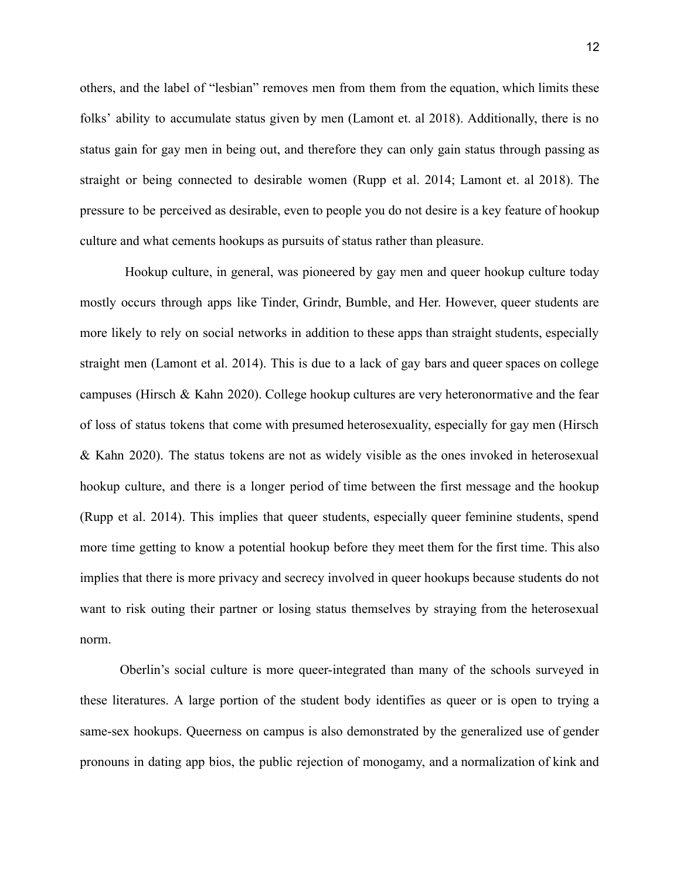others, and the label of "lesbian" removes men from them from the equation, which limits these folks' ability to accumulate status given by men (Lamont et. al 2018). Additionally, there is no status gain for gay men in being out, and therefore they can only gain status through passing as straight or being connected to desirable women (Rupp et al. 2014; Lamont et. al 2018). The pressure to be perceived as desirable, even to people you do not desire is a key feature of hookup culture and what cements hookups as pursuits of status rather than pleasure.

Hookup culture, in general, was pioneered by gay men and queer hookup culture today mostly occurs through apps like Tinder, Grindr, Bumble, and Her. However, queer students are more likely to rely on social networks in addition to these apps than straight students, especially straight men (Lamont et al. 2014). This is due to a lack of gay bars and queer spaces on college campuses (Hirsch & Kahn 2020). College hookup cultures are very heteronormative and the fear of loss of status tokens that come with presumed heterosexuality, especially for gay men (Hirsch & Kahn 2020). The status tokens are not as widely visible as the ones invoked in heterosexual hookup culture, and there is a longer period of time between the first message and the hookup (Rupp et al. 2014). This implies that queer students, especially queer feminine students, spend more time getting to know a potential hookup before they meet them for the first time. This also implies that there is more privacy and secrecy involved in queer hookups because students do not want to risk outing their partner or losing status themselves by straying from the heterosexual norm.

Oberlin's social culture is more queer-integrated than many of the schools surveyed in these literatures. A large portion of the student body identifies as queer or is open to trying a same-sex hookups. Queerness on campus is also demonstrated by the generalized use of gender pronouns in dating app bios, the public rejection of monogamy, and a normalization of kink and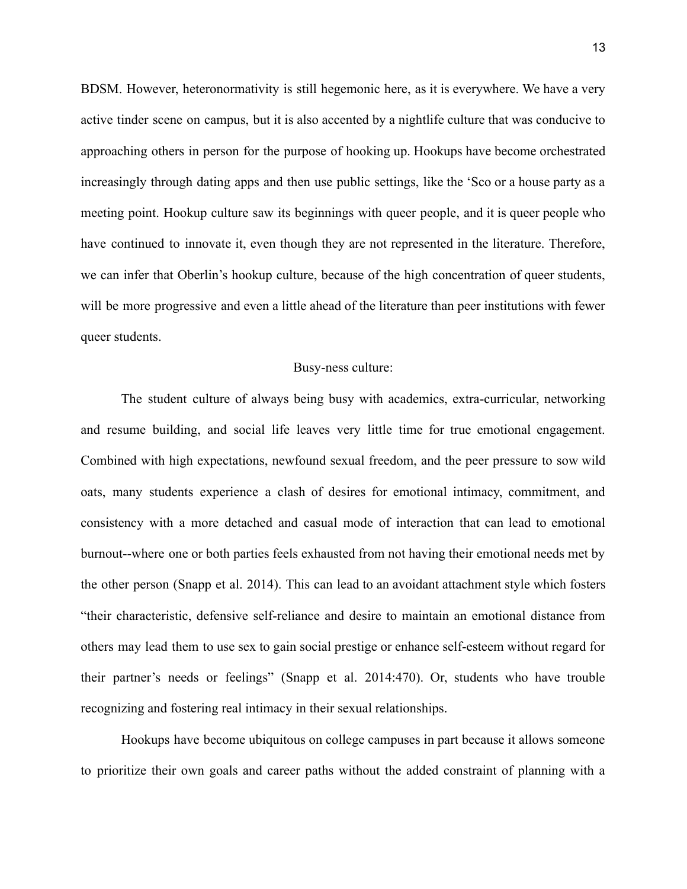BDSM. However, heteronormativity is still hegemonic here, as it is everywhere. We have a very active tinder scene on campus, but it is also accented by a nightlife culture that was conducive to approaching others in person for the purpose of hooking up. Hookups have become orchestrated increasingly through dating apps and then use public settings, like the 'Sco or a house party as a meeting point. Hookup culture saw its beginnings with queer people, and it is queer people who have continued to innovate it, even though they are not represented in the literature. Therefore, we can infer that Oberlin's hookup culture, because of the high concentration of queer students, will be more progressive and even a little ahead of the literature than peer institutions with fewer queer students.

## Busy-ness culture:

The student culture of always being busy with academics, extra-curricular, networking and resume building, and social life leaves very little time for true emotional engagement. Combined with high expectations, newfound sexual freedom, and the peer pressure to sow wild oats, many students experience a clash of desires for emotional intimacy, commitment, and consistency with a more detached and casual mode of interaction that can lead to emotional burnout--where one or both parties feels exhausted from not having their emotional needs met by the other person (Snapp et al. 2014). This can lead to an avoidant attachment style which fosters "their characteristic, defensive self-reliance and desire to maintain an emotional distance from others may lead them to use sex to gain social prestige or enhance self-esteem without regard for their partner's needs or feelings" (Snapp et al. 2014:470). Or, students who have trouble recognizing and fostering real intimacy in their sexual relationships.

Hookups have become ubiquitous on college campuses in part because it allows someone to prioritize their own goals and career paths without the added constraint of planning with a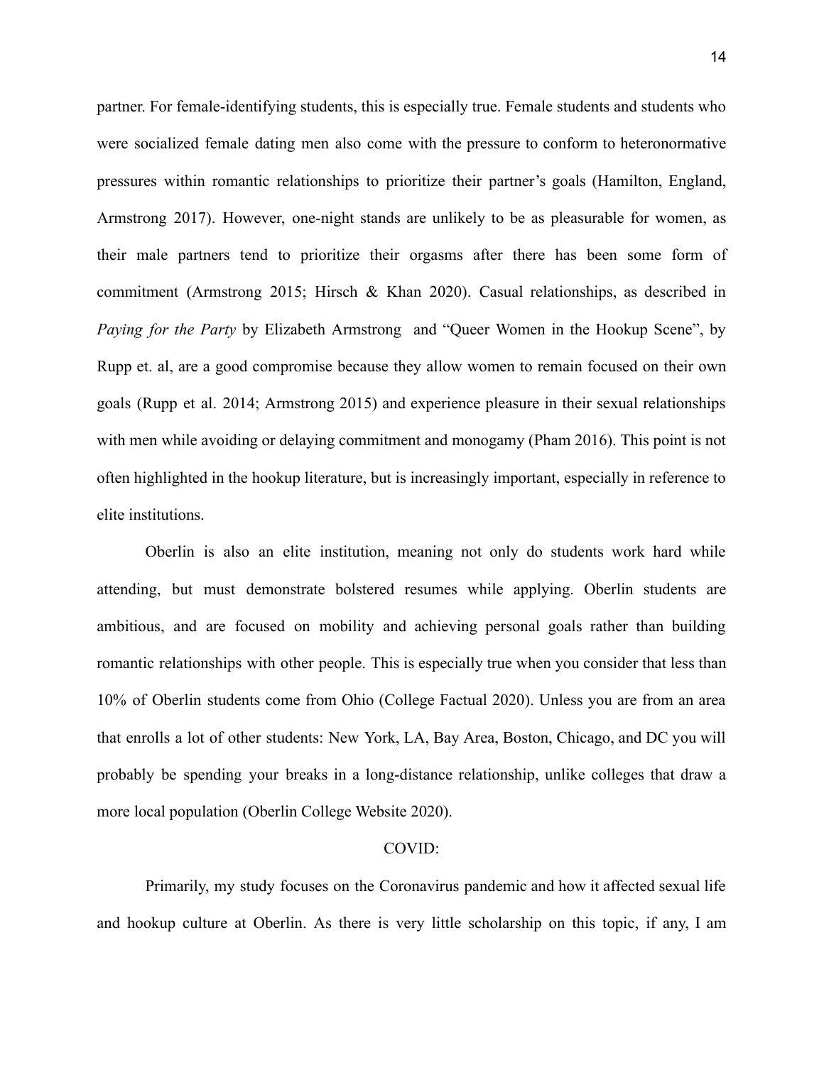partner. For female-identifying students, this is especially true. Female students and students who were socialized female dating men also come with the pressure to conform to heteronormative pressures within romantic relationships to prioritize their partner's goals (Hamilton, England, Armstrong 2017). However, one-night stands are unlikely to be as pleasurable for women, as their male partners tend to prioritize their orgasms after there has been some form of commitment (Armstrong 2015; Hirsch & Khan 2020). Casual relationships, as described in *Paying for the Party* by Elizabeth Armstrong and "Queer Women in the Hookup Scene", by Rupp et. al, are a good compromise because they allow women to remain focused on their own goals (Rupp et al. 2014; Armstrong 2015) and experience pleasure in their sexual relationships with men while avoiding or delaying commitment and monogamy (Pham 2016). This point is not often highlighted in the hookup literature, but is increasingly important, especially in reference to elite institutions.

Oberlin is also an elite institution, meaning not only do students work hard while attending, but must demonstrate bolstered resumes while applying. Oberlin students are ambitious, and are focused on mobility and achieving personal goals rather than building romantic relationships with other people. This is especially true when you consider that less than 10% of Oberlin students come from Ohio (College Factual 2020). Unless you are from an area that enrolls a lot of other students: New York, LA, Bay Area, Boston, Chicago, and DC you will probably be spending your breaks in a long-distance relationship, unlike colleges that draw a more local population (Oberlin College Website 2020).

## COVID:

Primarily, my study focuses on the Coronavirus pandemic and how it affected sexual life and hookup culture at Oberlin. As there is very little scholarship on this topic, if any, I am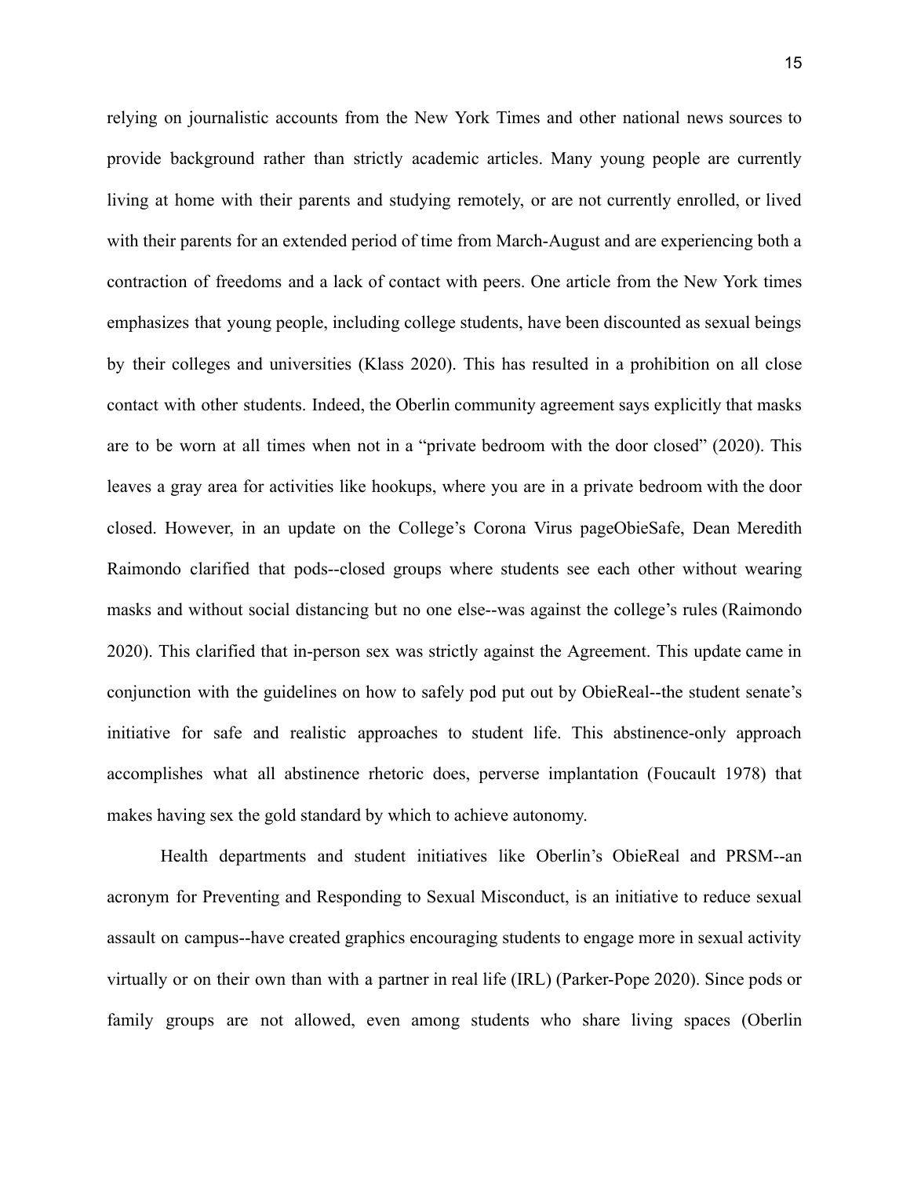relying on journalistic accounts from the New York Times and other national news sources to provide background rather than strictly academic articles. Many young people are currently living at home with their parents and studying remotely, or are not currently enrolled, or lived with their parents for an extended period of time from March-August and are experiencing both a contraction of freedoms and a lack of contact with peers. One article from the New York times emphasizes that young people, including college students, have been discounted as sexual beings by their colleges and universities (Klass 2020). This has resulted in a prohibition on all close contact with other students. Indeed, the Oberlin community agreement says explicitly that masks are to be worn at all times when not in a "private bedroom with the door closed" (2020). This leaves a gray area for activities like hookups, where you are in a private bedroom with the door closed. However, in an update on the College's Corona Virus pageObieSafe, Dean Meredith Raimondo clarified that pods--closed groups where students see each other without wearing masks and without social distancing but no one else--was against the college's rules (Raimondo 2020). This clarified that in-person sex was strictly against the Agreement. This update came in conjunction with the guidelines on how to safely pod put out by ObieReal--the student senate's initiative for safe and realistic approaches to student life. This abstinence-only approach accomplishes what all abstinence rhetoric does, perverse implantation (Foucault 1978) that makes having sex the gold standard by which to achieve autonomy.

Health departments and student initiatives like Oberlin's ObieReal and PRSM--an acronym for Preventing and Responding to Sexual Misconduct, is an initiative to reduce sexual assault on campus--have created graphics encouraging students to engage more in sexual activity virtually or on their own than with a partner in real life (IRL) (Parker-Pope 2020). Since pods or family groups are not allowed, even among students who share living spaces (Oberlin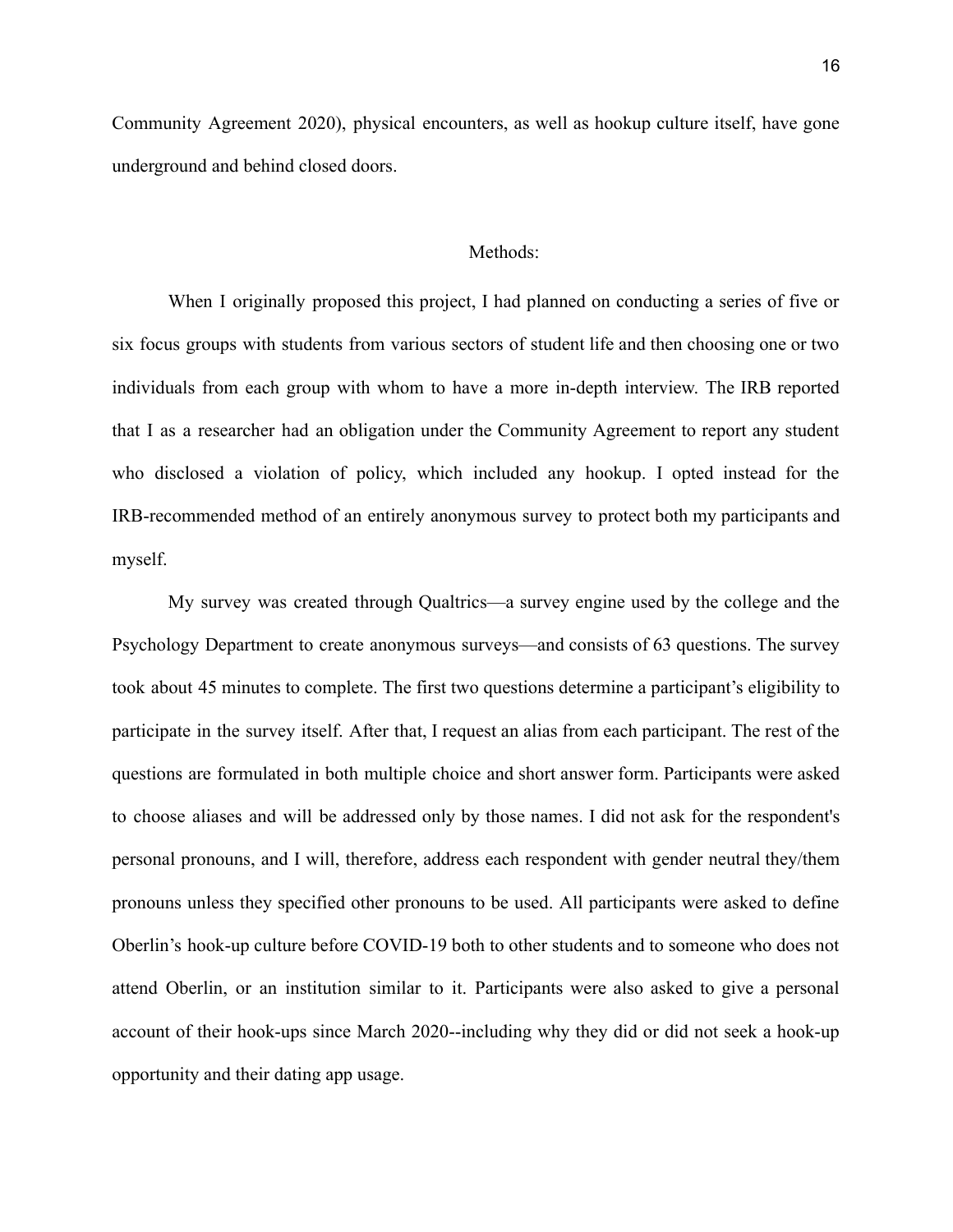Community Agreement 2020), physical encounters, as well as hookup culture itself, have gone underground and behind closed doors.

## Methods:

When I originally proposed this project, I had planned on conducting a series of five or six focus groups with students from various sectors of student life and then choosing one or two individuals from each group with whom to have a more in-depth interview. The IRB reported that I as a researcher had an obligation under the Community Agreement to report any student who disclosed a violation of policy, which included any hookup. I opted instead for the IRB-recommended method of an entirely anonymous survey to protect both my participants and myself.

My survey was created through Qualtrics—a survey engine used by the college and the Psychology Department to create anonymous surveys—and consists of 63 questions. The survey took about 45 minutes to complete. The first two questions determine a participant's eligibility to participate in the survey itself. After that, I request an alias from each participant. The rest of the questions are formulated in both multiple choice and short answer form. Participants were asked to choose aliases and will be addressed only by those names. I did not ask for the respondent's personal pronouns, and I will, therefore, address each respondent with gender neutral they/them pronouns unless they specified other pronouns to be used. All participants were asked to define Oberlin's hook-up culture before COVID-19 both to other students and to someone who does not attend Oberlin, or an institution similar to it. Participants were also asked to give a personal account of their hook-ups since March 2020--including why they did or did not seek a hook-up opportunity and their dating app usage.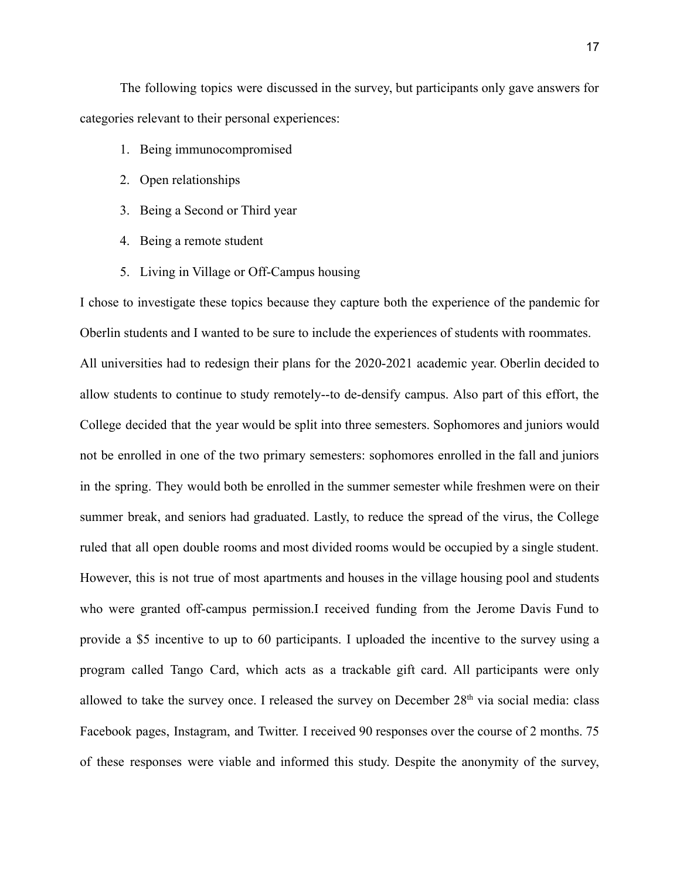The following topics were discussed in the survey, but participants only gave answers for categories relevant to their personal experiences:

1. Being immunocompromised
2. Open relationships
3. Being a Second or Third year
4. Being a remote student
5. Living in Village or Off-Campus housing

I chose to investigate these topics because they capture both the experience of the pandemic for Oberlin students and I wanted to be sure to include the experiences of students with roommates. All universities had to redesign their plans for the 2020-2021 academic year. Oberlin decided to allow students to continue to study remotely--to de-densify campus. Also part of this effort, the College decided that the year would be split into three semesters. Sophomores and juniors would not be enrolled in one of the two primary semesters: sophomores enrolled in the fall and juniors in the spring. They would both be enrolled in the summer semester while freshmen were on their summer break, and seniors had graduated. Lastly, to reduce the spread of the virus, the College ruled that all open double rooms and most divided rooms would be occupied by a single student. However, this is not true of most apartments and houses in the village housing pool and students who were granted off-campus permission.I received funding from the Jerome Davis Fund to provide a $5 incentive to up to 60 participants. I uploaded the incentive to the survey using a program called Tango Card, which acts as a trackable gift card. All participants were only allowed to take the survey once. I released the survey on December 28th via social media: class Facebook pages, Instagram, and Twitter. I received 90 responses over the course of 2 months. 75 of these responses were viable and informed this study. Despite the anonymity of the survey,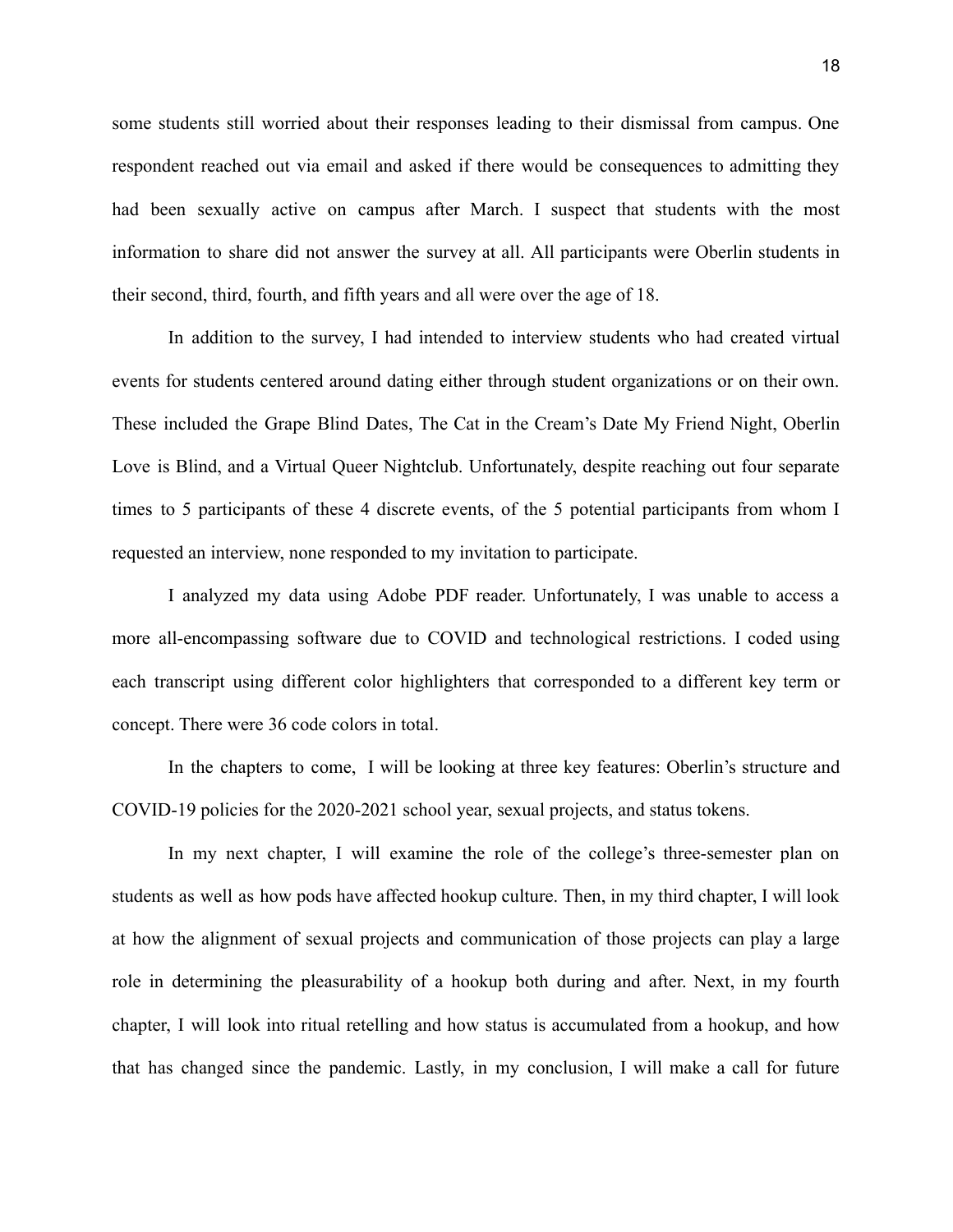some students still worried about their responses leading to their dismissal from campus. One respondent reached out via email and asked if there would be consequences to admitting they had been sexually active on campus after March. I suspect that students with the most information to share did not answer the survey at all. All participants were Oberlin students in their second, third, fourth, and fifth years and all were over the age of 18.

In addition to the survey, I had intended to interview students who had created virtual events for students centered around dating either through student organizations or on their own. These included the Grape Blind Dates, The Cat in the Cream's Date My Friend Night, Oberlin Love is Blind, and a Virtual Queer Nightclub. Unfortunately, despite reaching out four separate times to 5 participants of these 4 discrete events, of the 5 potential participants from whom I requested an interview, none responded to my invitation to participate.

I analyzed my data using Adobe PDF reader. Unfortunately, I was unable to access a more all-encompassing software due to COVID and technological restrictions. I coded using each transcript using different color highlighters that corresponded to a different key term or concept. There were 36 code colors in total.

In the chapters to come, I will be looking at three key features: Oberlin's structure and COVID-19 policies for the 2020-2021 school year, sexual projects, and status tokens.

In my next chapter, I will examine the role of the college's three-semester plan on students as well as how pods have affected hookup culture. Then, in my third chapter, I will look at how the alignment of sexual projects and communication of those projects can play a large role in determining the pleasurability of a hookup both during and after. Next, in my fourth chapter, I will look into ritual retelling and how status is accumulated from a hookup, and how that has changed since the pandemic. Lastly, in my conclusion, I will make a call for future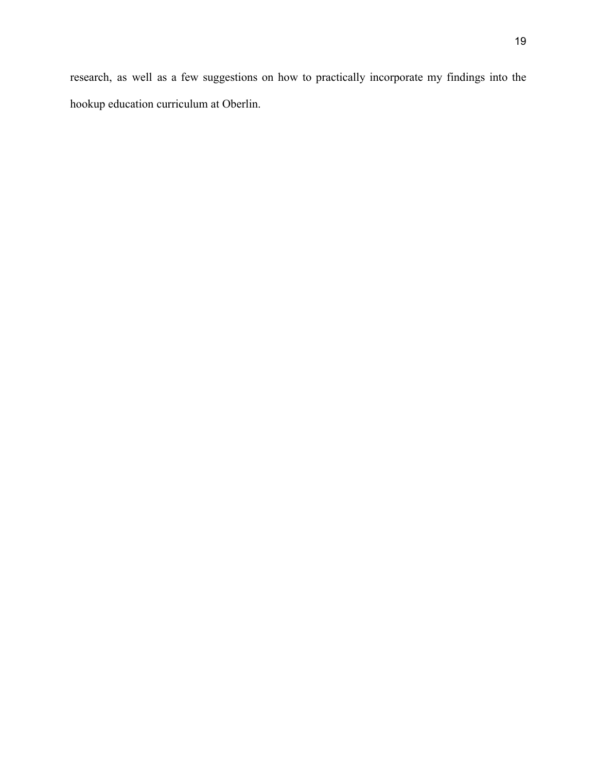research, as well as a few suggestions on how to practically incorporate my findings into the hookup education curriculum at Oberlin.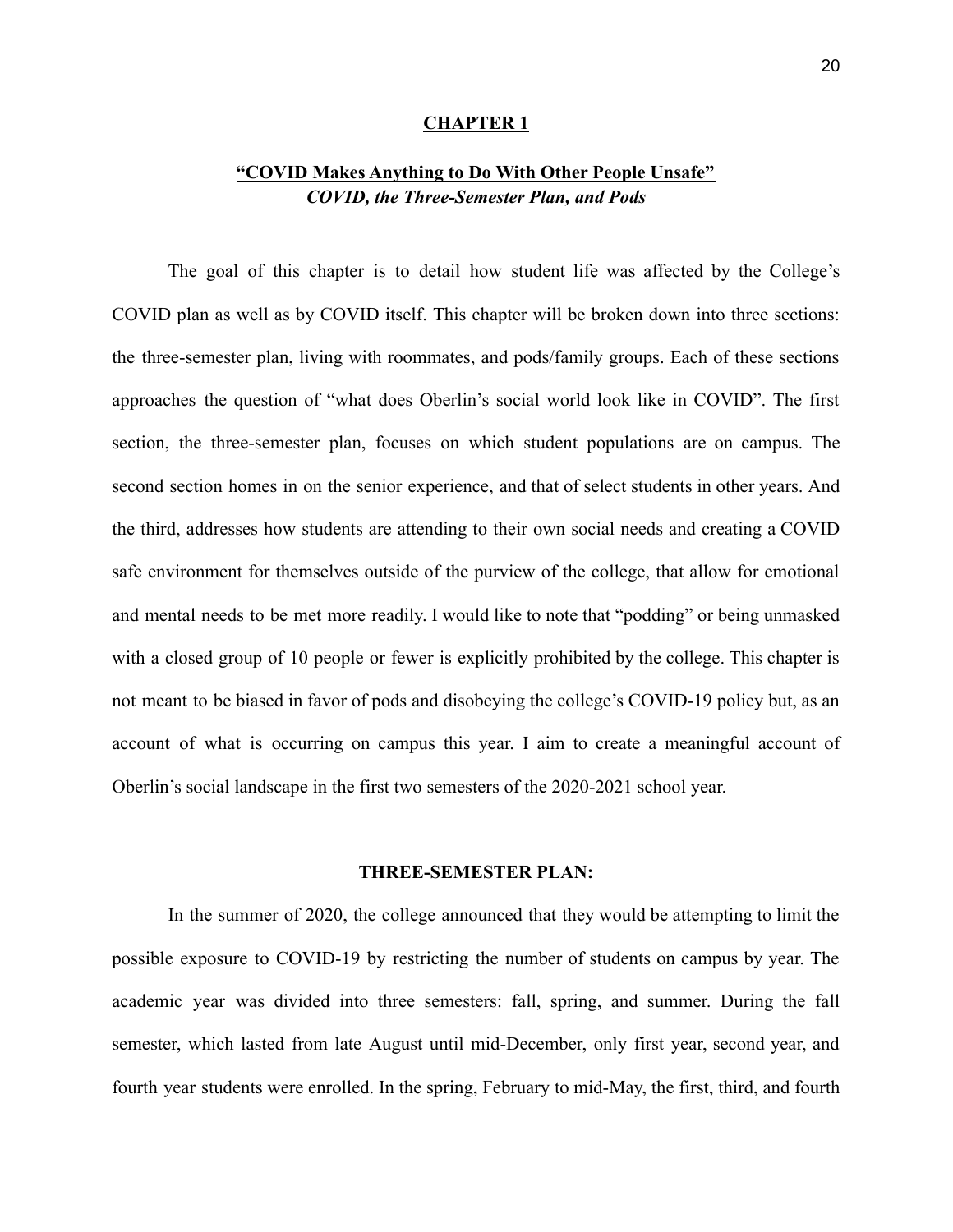# CHAPTER 1

## "COVID Makes Anything to Do With Other People Unsafe"
### *COVID, the Three-Semester Plan, and Pods*

The goal of this chapter is to detail how student life was affected by the College's COVID plan as well as by COVID itself. This chapter will be broken down into three sections: the three-semester plan, living with roommates, and pods/family groups. Each of these sections approaches the question of "what does Oberlin's social world look like in COVID". The first section, the three-semester plan, focuses on which student populations are on campus. The second section homes in on the senior experience, and that of select students in other years. And the third, addresses how students are attending to their own social needs and creating a COVID safe environment for themselves outside of the purview of the college, that allow for emotional and mental needs to be met more readily. I would like to note that "podding" or being unmasked with a closed group of 10 people or fewer is explicitly prohibited by the college. This chapter is not meant to be biased in favor of pods and disobeying the college's COVID-19 policy but, as an account of what is occurring on campus this year. I aim to create a meaningful account of Oberlin's social landscape in the first two semesters of the 2020-2021 school year.

### THREE-SEMESTER PLAN:

In the summer of 2020, the college announced that they would be attempting to limit the possible exposure to COVID-19 by restricting the number of students on campus by year. The academic year was divided into three semesters: fall, spring, and summer. During the fall semester, which lasted from late August until mid-December, only first year, second year, and fourth year students were enrolled. In the spring, February to mid-May, the first, third, and fourth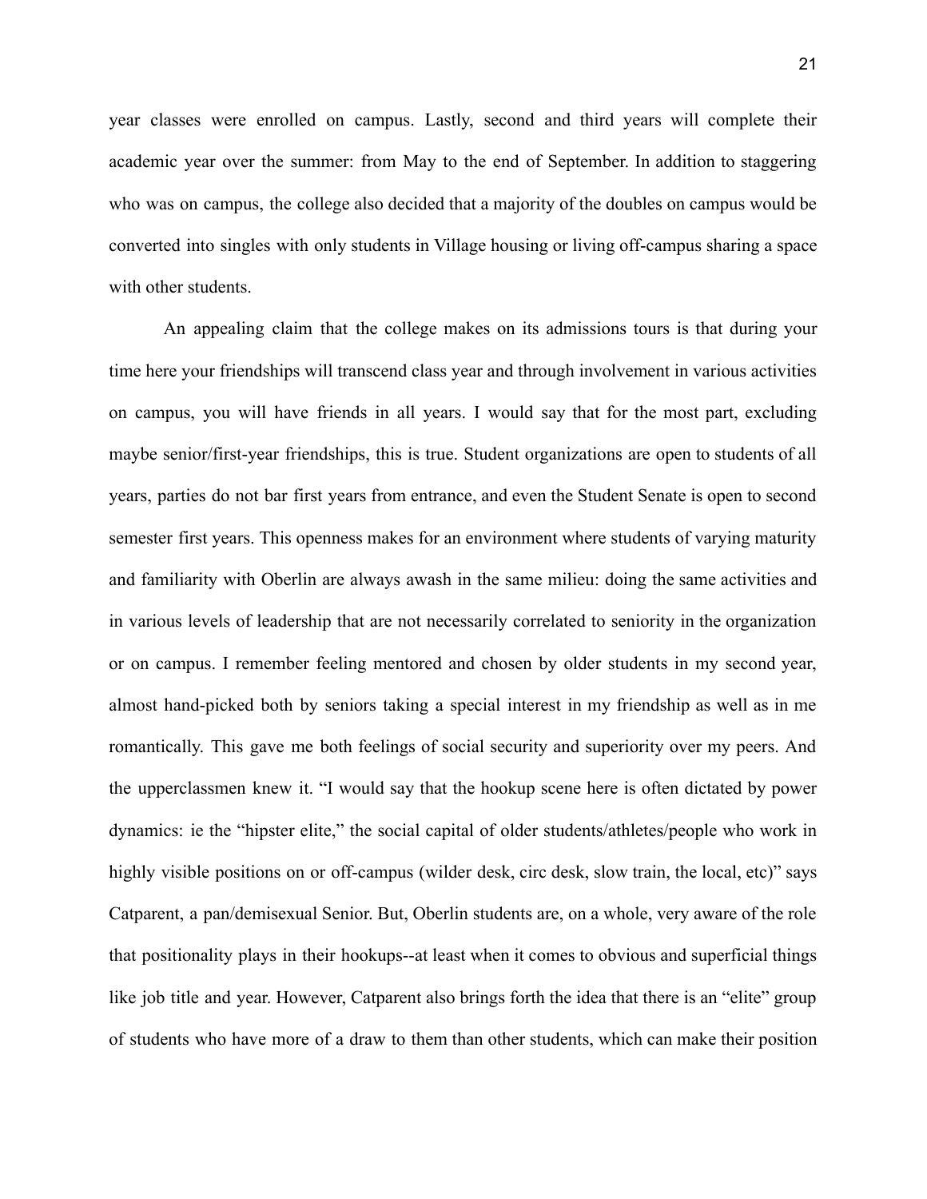year classes were enrolled on campus. Lastly, second and third years will complete their academic year over the summer: from May to the end of September. In addition to staggering who was on campus, the college also decided that a majority of the doubles on campus would be converted into singles with only students in Village housing or living off-campus sharing a space with other students.

An appealing claim that the college makes on its admissions tours is that during your time here your friendships will transcend class year and through involvement in various activities on campus, you will have friends in all years. I would say that for the most part, excluding maybe senior/first-year friendships, this is true. Student organizations are open to students of all years, parties do not bar first years from entrance, and even the Student Senate is open to second semester first years. This openness makes for an environment where students of varying maturity and familiarity with Oberlin are always awash in the same milieu: doing the same activities and in various levels of leadership that are not necessarily correlated to seniority in the organization or on campus. I remember feeling mentored and chosen by older students in my second year, almost hand-picked both by seniors taking a special interest in my friendship as well as in me romantically. This gave me both feelings of social security and superiority over my peers. And the upperclassmen knew it. "I would say that the hookup scene here is often dictated by power dynamics: ie the "hipster elite," the social capital of older students/athletes/people who work in highly visible positions on or off-campus (wilder desk, circ desk, slow train, the local, etc)" says Catparent, a pan/demisexual Senior. But, Oberlin students are, on a whole, very aware of the role that positionality plays in their hookups--at least when it comes to obvious and superficial things like job title and year. However, Catparent also brings forth the idea that there is an "elite" group of students who have more of a draw to them than other students, which can make their position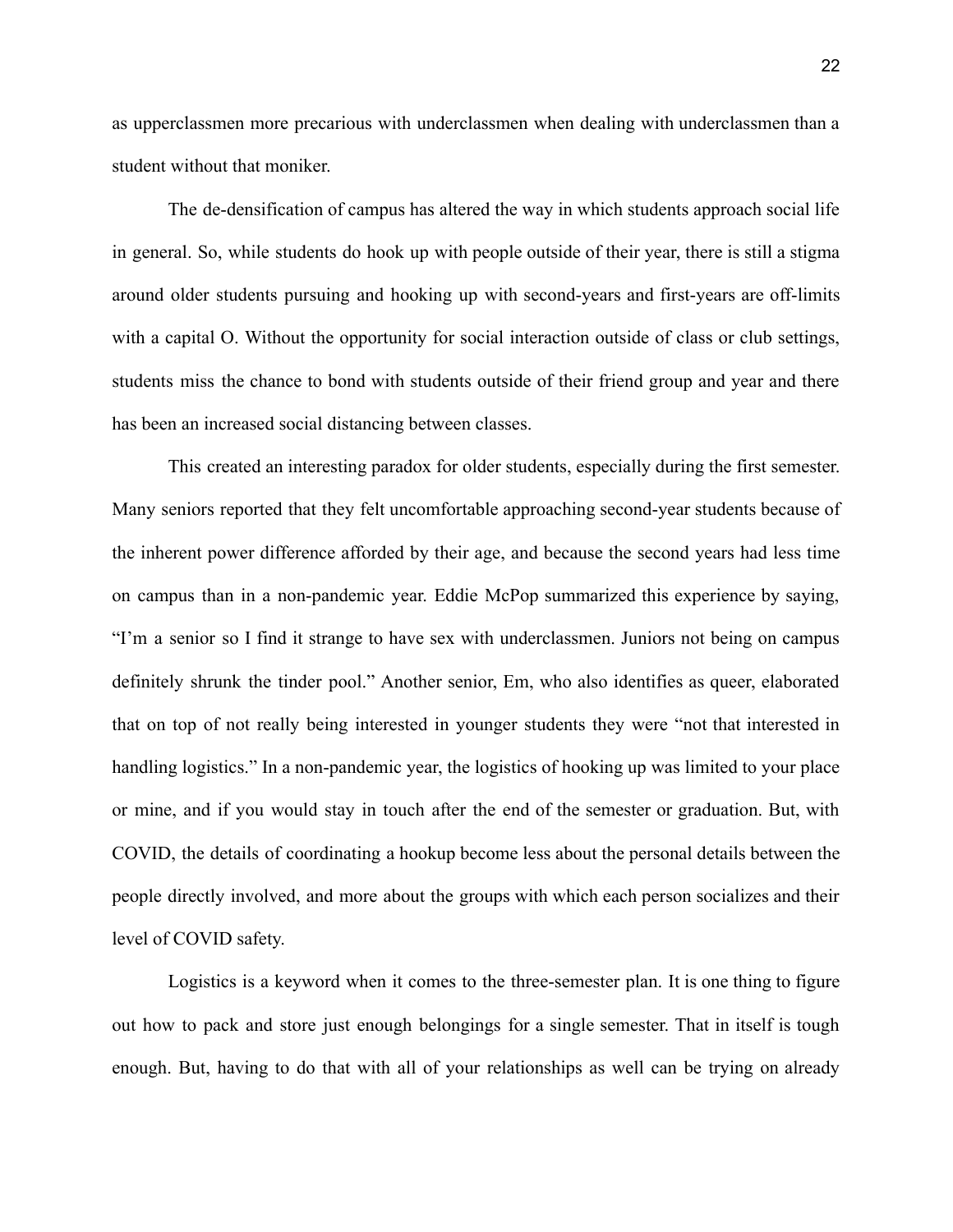as upperclassmen more precarious with underclassmen when dealing with underclassmen than a student without that moniker.

The de-densification of campus has altered the way in which students approach social life in general. So, while students do hook up with people outside of their year, there is still a stigma around older students pursuing and hooking up with second-years and first-years are off-limits with a capital O. Without the opportunity for social interaction outside of class or club settings, students miss the chance to bond with students outside of their friend group and year and there has been an increased social distancing between classes.

This created an interesting paradox for older students, especially during the first semester. Many seniors reported that they felt uncomfortable approaching second-year students because of the inherent power difference afforded by their age, and because the second years had less time on campus than in a non-pandemic year. Eddie McPop summarized this experience by saying, "I'm a senior so I find it strange to have sex with underclassmen. Juniors not being on campus definitely shrunk the tinder pool." Another senior, Em, who also identifies as queer, elaborated that on top of not really being interested in younger students they were "not that interested in handling logistics." In a non-pandemic year, the logistics of hooking up was limited to your place or mine, and if you would stay in touch after the end of the semester or graduation. But, with COVID, the details of coordinating a hookup become less about the personal details between the people directly involved, and more about the groups with which each person socializes and their level of COVID safety.

Logistics is a keyword when it comes to the three-semester plan. It is one thing to figure out how to pack and store just enough belongings for a single semester. That in itself is tough enough. But, having to do that with all of your relationships as well can be trying on already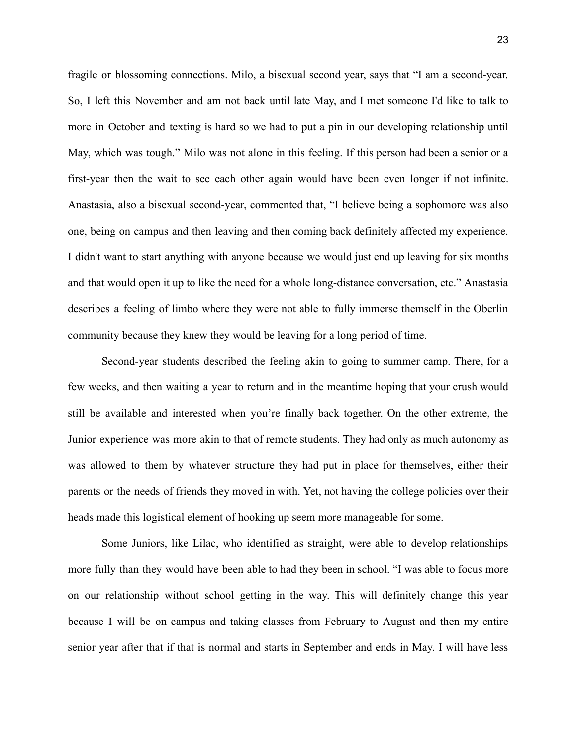fragile or blossoming connections. Milo, a bisexual second year, says that "I am a second-year. So, I left this November and am not back until late May, and I met someone I'd like to talk to more in October and texting is hard so we had to put a pin in our developing relationship until May, which was tough." Milo was not alone in this feeling. If this person had been a senior or a first-year then the wait to see each other again would have been even longer if not infinite. Anastasia, also a bisexual second-year, commented that, "I believe being a sophomore was also one, being on campus and then leaving and then coming back definitely affected my experience. I didn't want to start anything with anyone because we would just end up leaving for six months and that would open it up to like the need for a whole long-distance conversation, etc." Anastasia describes a feeling of limbo where they were not able to fully immerse themself in the Oberlin community because they knew they would be leaving for a long period of time.

Second-year students described the feeling akin to going to summer camp. There, for a few weeks, and then waiting a year to return and in the meantime hoping that your crush would still be available and interested when you're finally back together. On the other extreme, the Junior experience was more akin to that of remote students. They had only as much autonomy as was allowed to them by whatever structure they had put in place for themselves, either their parents or the needs of friends they moved in with. Yet, not having the college policies over their heads made this logistical element of hooking up seem more manageable for some.

Some Juniors, like Lilac, who identified as straight, were able to develop relationships more fully than they would have been able to had they been in school. "I was able to focus more on our relationship without school getting in the way. This will definitely change this year because I will be on campus and taking classes from February to August and then my entire senior year after that if that is normal and starts in September and ends in May. I will have less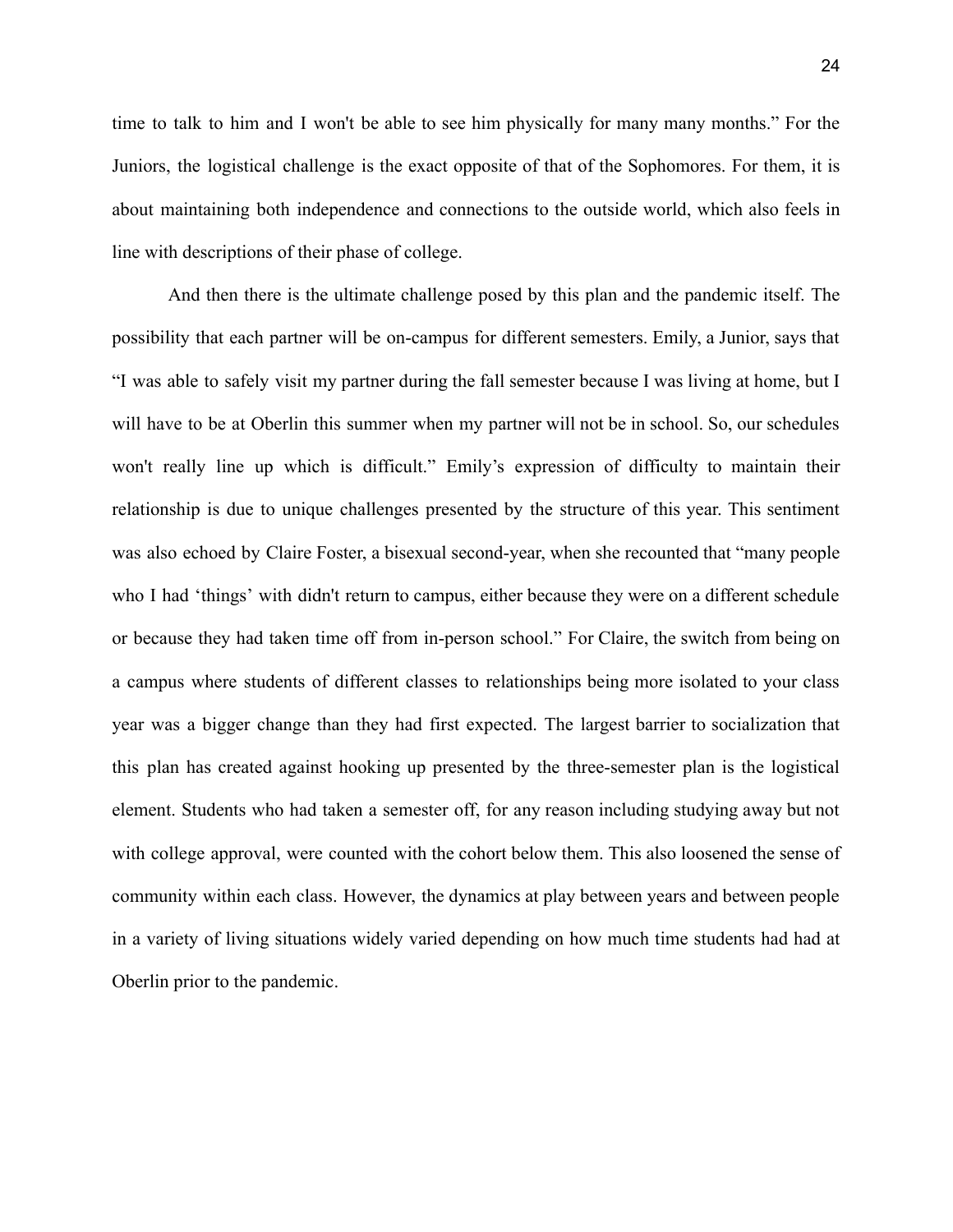time to talk to him and I won't be able to see him physically for many many months." For the Juniors, the logistical challenge is the exact opposite of that of the Sophomores. For them, it is about maintaining both independence and connections to the outside world, which also feels in line with descriptions of their phase of college.

And then there is the ultimate challenge posed by this plan and the pandemic itself. The possibility that each partner will be on-campus for different semesters. Emily, a Junior, says that "I was able to safely visit my partner during the fall semester because I was living at home, but I will have to be at Oberlin this summer when my partner will not be in school. So, our schedules won't really line up which is difficult." Emily's expression of difficulty to maintain their relationship is due to unique challenges presented by the structure of this year. This sentiment was also echoed by Claire Foster, a bisexual second-year, when she recounted that "many people who I had 'things' with didn't return to campus, either because they were on a different schedule or because they had taken time off from in-person school." For Claire, the switch from being on a campus where students of different classes to relationships being more isolated to your class year was a bigger change than they had first expected. The largest barrier to socialization that this plan has created against hooking up presented by the three-semester plan is the logistical element. Students who had taken a semester off, for any reason including studying away but not with college approval, were counted with the cohort below them. This also loosened the sense of community within each class. However, the dynamics at play between years and between people in a variety of living situations widely varied depending on how much time students had had at Oberlin prior to the pandemic.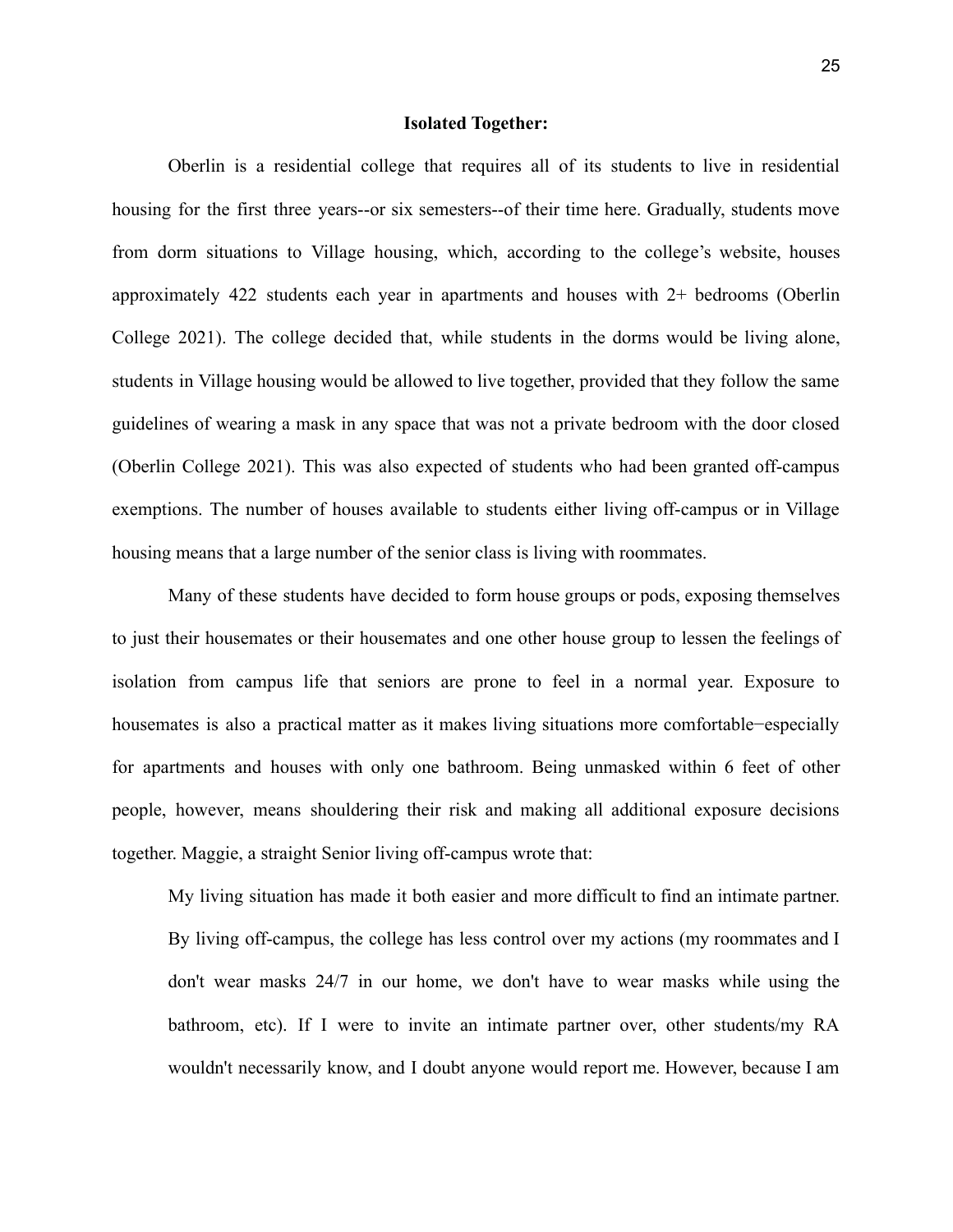**Isolated Together:**

Oberlin is a residential college that requires all of its students to live in residential housing for the first three years--or six semesters--of their time here. Gradually, students move from dorm situations to Village housing, which, according to the college's website, houses approximately 422 students each year in apartments and houses with 2+ bedrooms (Oberlin College 2021). The college decided that, while students in the dorms would be living alone, students in Village housing would be allowed to live together, provided that they follow the same guidelines of wearing a mask in any space that was not a private bedroom with the door closed (Oberlin College 2021). This was also expected of students who had been granted off-campus exemptions. The number of houses available to students either living off-campus or in Village housing means that a large number of the senior class is living with roommates.

Many of these students have decided to form house groups or pods, exposing themselves to just their housemates or their housemates and one other house group to lessen the feelings of isolation from campus life that seniors are prone to feel in a normal year. Exposure to housemates is also a practical matter as it makes living situations more comfortable−especially for apartments and houses with only one bathroom. Being unmasked within 6 feet of other people, however, means shouldering their risk and making all additional exposure decisions together. Maggie, a straight Senior living off-campus wrote that:

> My living situation has made it both easier and more difficult to find an intimate partner. By living off-campus, the college has less control over my actions (my roommates and I don't wear masks 24/7 in our home, we don't have to wear masks while using the bathroom, etc). If I were to invite an intimate partner over, other students/my RA wouldn't necessarily know, and I doubt anyone would report me. However, because I am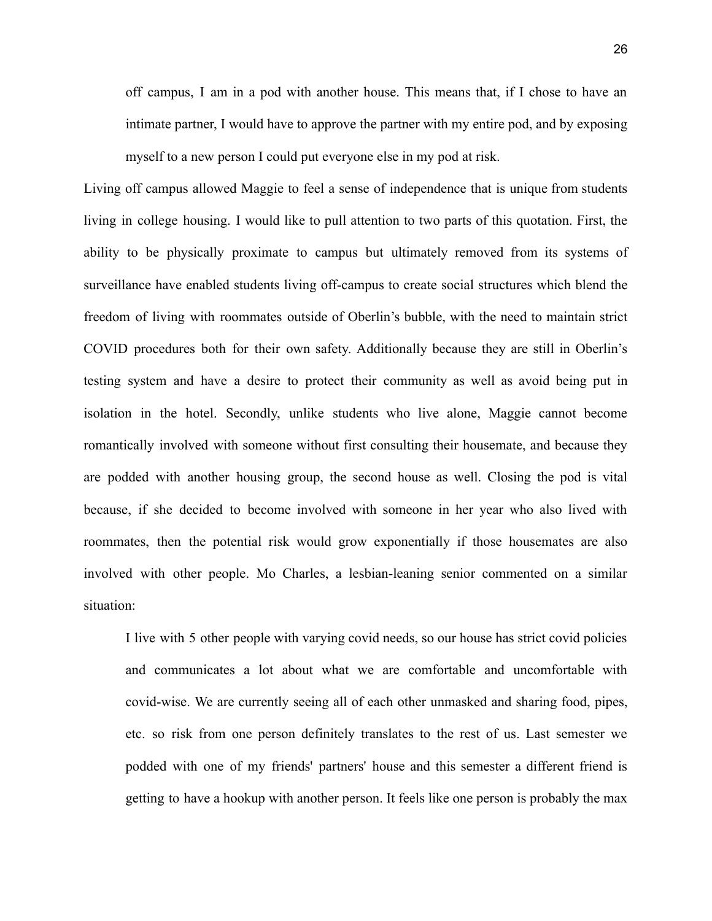> off campus, I am in a pod with another house. This means that, if I chose to have an intimate partner, I would have to approve the partner with my entire pod, and by exposing myself to a new person I could put everyone else in my pod at risk.

Living off campus allowed Maggie to feel a sense of independence that is unique from students living in college housing. I would like to pull attention to two parts of this quotation. First, the ability to be physically proximate to campus but ultimately removed from its systems of surveillance have enabled students living off-campus to create social structures which blend the freedom of living with roommates outside of Oberlin's bubble, with the need to maintain strict COVID procedures both for their own safety. Additionally because they are still in Oberlin's testing system and have a desire to protect their community as well as avoid being put in isolation in the hotel. Secondly, unlike students who live alone, Maggie cannot become romantically involved with someone without first consulting their housemate, and because they are podded with another housing group, the second house as well. Closing the pod is vital because, if she decided to become involved with someone in her year who also lived with roommates, then the potential risk would grow exponentially if those housemates are also involved with other people. Mo Charles, a lesbian-leaning senior commented on a similar situation:

> I live with 5 other people with varying covid needs, so our house has strict covid policies and communicates a lot about what we are comfortable and uncomfortable with covid-wise. We are currently seeing all of each other unmasked and sharing food, pipes, etc. so risk from one person definitely translates to the rest of us. Last semester we podded with one of my friends' partners' house and this semester a different friend is getting to have a hookup with another person. It feels like one person is probably the max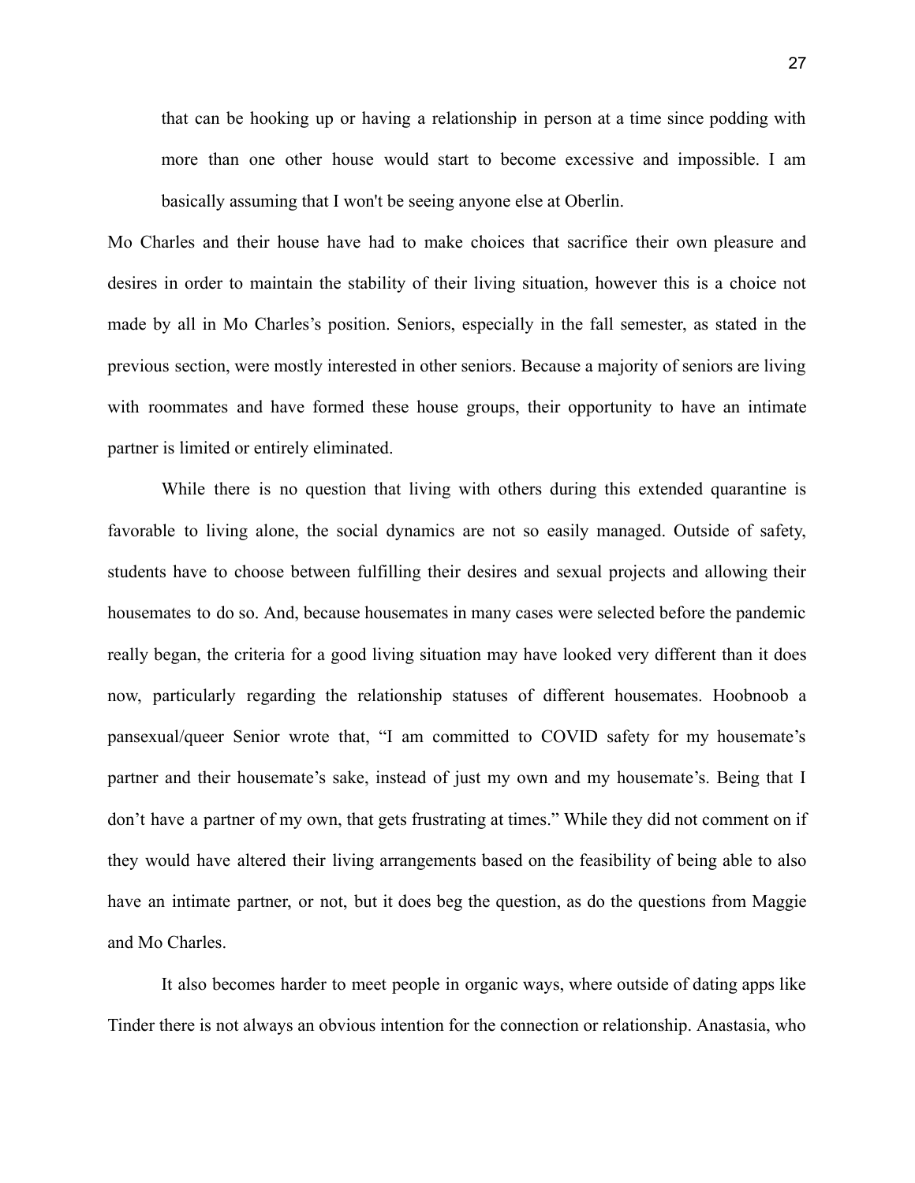> that can be hooking up or having a relationship in person at a time since podding with more than one other house would start to become excessive and impossible. I am basically assuming that I won't be seeing anyone else at Oberlin.

Mo Charles and their house have had to make choices that sacrifice their own pleasure and desires in order to maintain the stability of their living situation, however this is a choice not made by all in Mo Charles's position. Seniors, especially in the fall semester, as stated in the previous section, were mostly interested in other seniors. Because a majority of seniors are living with roommates and have formed these house groups, their opportunity to have an intimate partner is limited or entirely eliminated.

While there is no question that living with others during this extended quarantine is favorable to living alone, the social dynamics are not so easily managed. Outside of safety, students have to choose between fulfilling their desires and sexual projects and allowing their housemates to do so. And, because housemates in many cases were selected before the pandemic really began, the criteria for a good living situation may have looked very different than it does now, particularly regarding the relationship statuses of different housemates. Hoobnoob a pansexual/queer Senior wrote that, "I am committed to COVID safety for my housemate's partner and their housemate's sake, instead of just my own and my housemate's. Being that I don't have a partner of my own, that gets frustrating at times." While they did not comment on if they would have altered their living arrangements based on the feasibility of being able to also have an intimate partner, or not, but it does beg the question, as do the questions from Maggie and Mo Charles.

It also becomes harder to meet people in organic ways, where outside of dating apps like Tinder there is not always an obvious intention for the connection or relationship. Anastasia, who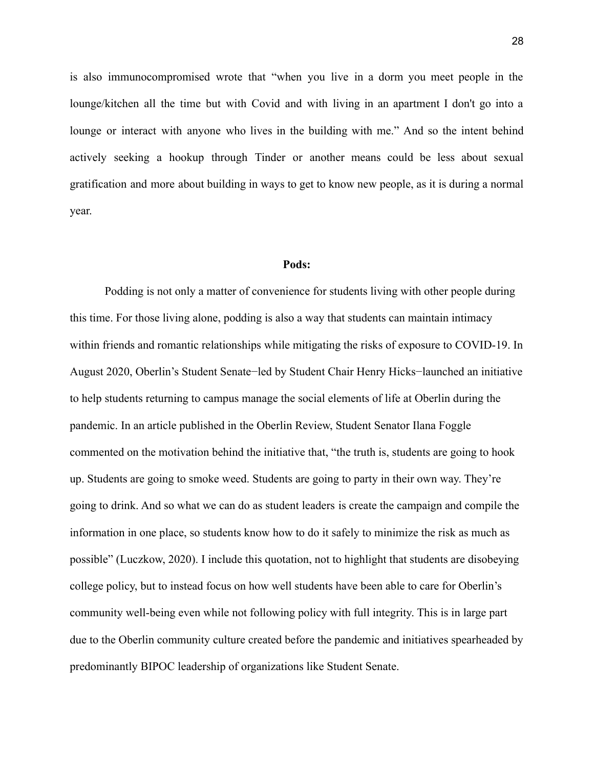is also immunocompromised wrote that “when you live in a dorm you meet people in the lounge/kitchen all the time but with Covid and with living in an apartment I don't go into a lounge or interact with anyone who lives in the building with me.” And so the intent behind actively seeking a hookup through Tinder or another means could be less about sexual gratification and more about building in ways to get to know new people, as it is during a normal year.

**Pods:**

Podding is not only a matter of convenience for students living with other people during this time. For those living alone, podding is also a way that students can maintain intimacy within friends and romantic relationships while mitigating the risks of exposure to COVID-19. In August 2020, Oberlin’s Student Senate−led by Student Chair Henry Hicks−launched an initiative to help students returning to campus manage the social elements of life at Oberlin during the pandemic. In an article published in the Oberlin Review, Student Senator Ilana Foggle commented on the motivation behind the initiative that, “the truth is, students are going to hook up. Students are going to smoke weed. Students are going to party in their own way. They’re going to drink. And so what we can do as student leaders is create the campaign and compile the information in one place, so students know how to do it safely to minimize the risk as much as possible” (Luczkow, 2020). I include this quotation, not to highlight that students are disobeying college policy, but to instead focus on how well students have been able to care for Oberlin’s community well-being even while not following policy with full integrity. This is in large part due to the Oberlin community culture created before the pandemic and initiatives spearheaded by predominantly BIPOC leadership of organizations like Student Senate.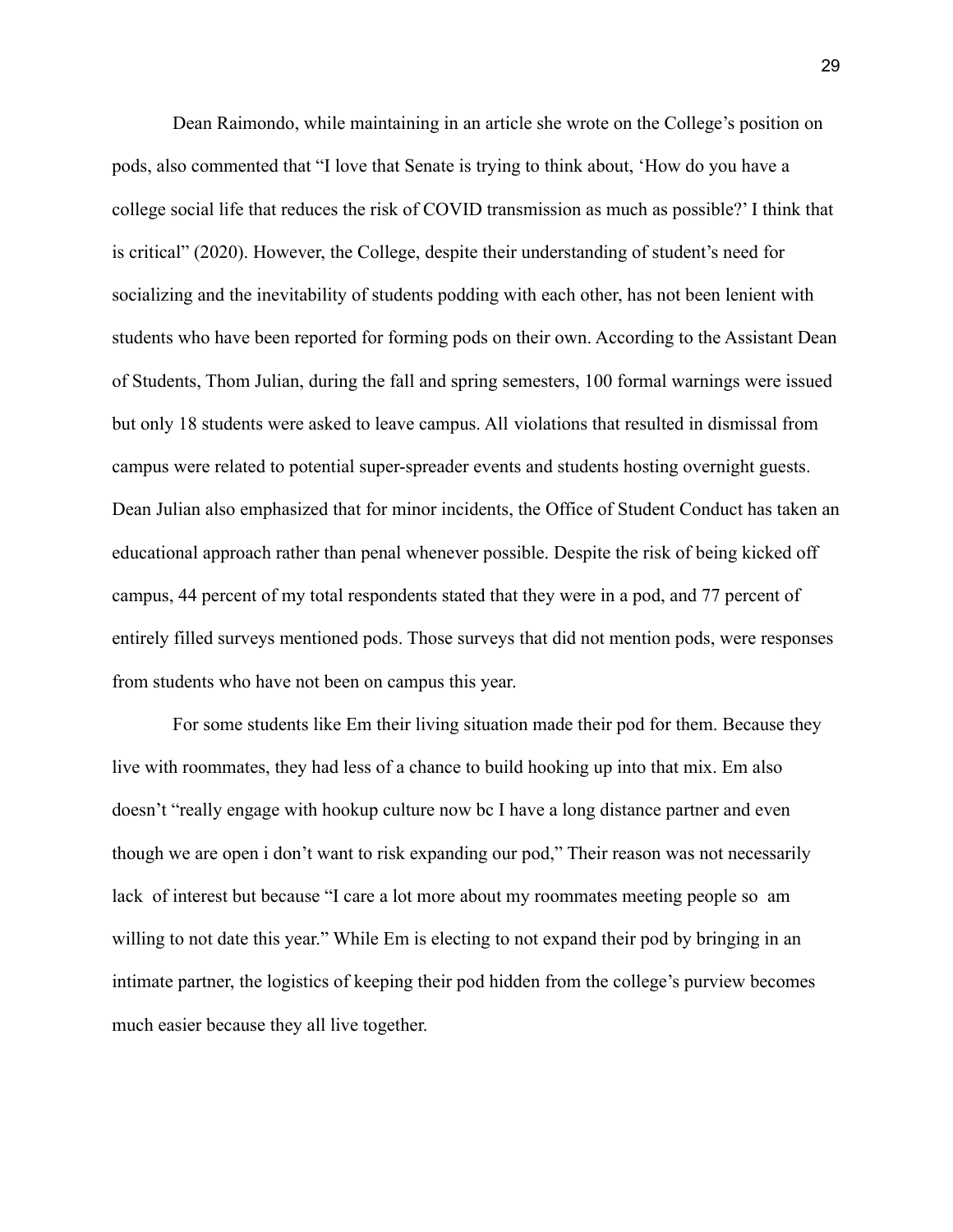Dean Raimondo, while maintaining in an article she wrote on the College's position on pods, also commented that "I love that Senate is trying to think about, 'How do you have a college social life that reduces the risk of COVID transmission as much as possible?' I think that is critical" (2020). However, the College, despite their understanding of student's need for socializing and the inevitability of students podding with each other, has not been lenient with students who have been reported for forming pods on their own. According to the Assistant Dean of Students, Thom Julian, during the fall and spring semesters, 100 formal warnings were issued but only 18 students were asked to leave campus. All violations that resulted in dismissal from campus were related to potential super-spreader events and students hosting overnight guests. Dean Julian also emphasized that for minor incidents, the Office of Student Conduct has taken an educational approach rather than penal whenever possible. Despite the risk of being kicked off campus, 44 percent of my total respondents stated that they were in a pod, and 77 percent of entirely filled surveys mentioned pods. Those surveys that did not mention pods, were responses from students who have not been on campus this year.

For some students like Em their living situation made their pod for them. Because they live with roommates, they had less of a chance to build hooking up into that mix. Em also doesn't "really engage with hookup culture now bc I have a long distance partner and even though we are open i don't want to risk expanding our pod," Their reason was not necessarily lack of interest but because "I care a lot more about my roommates meeting people so am willing to not date this year." While Em is electing to not expand their pod by bringing in an intimate partner, the logistics of keeping their pod hidden from the college's purview becomes much easier because they all live together.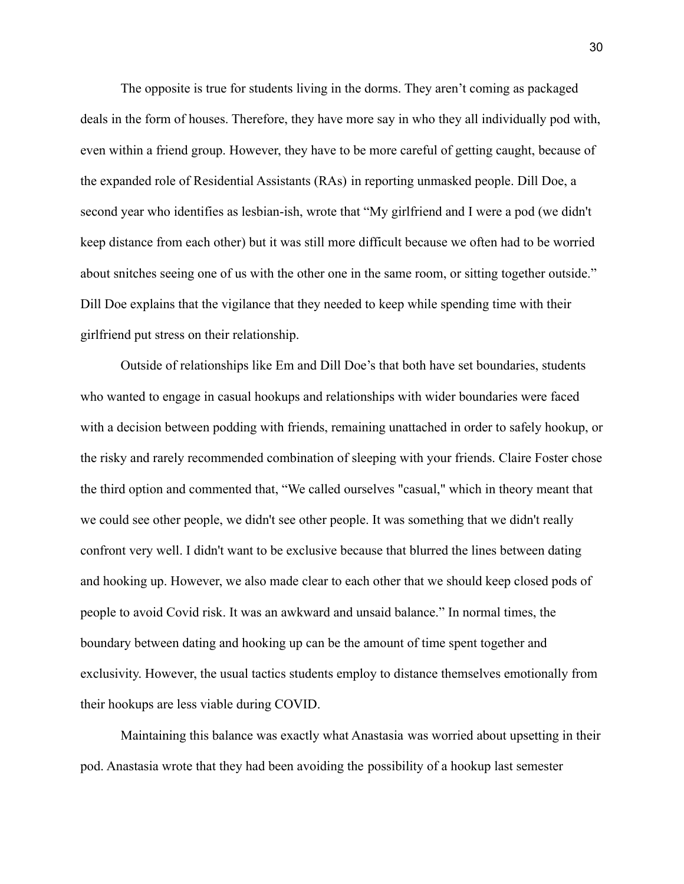The opposite is true for students living in the dorms. They aren't coming as packaged deals in the form of houses. Therefore, they have more say in who they all individually pod with, even within a friend group. However, they have to be more careful of getting caught, because of the expanded role of Residential Assistants (RAs) in reporting unmasked people. Dill Doe, a second year who identifies as lesbian-ish, wrote that "My girlfriend and I were a pod (we didn't keep distance from each other) but it was still more difficult because we often had to be worried about snitches seeing one of us with the other one in the same room, or sitting together outside." Dill Doe explains that the vigilance that they needed to keep while spending time with their girlfriend put stress on their relationship.

Outside of relationships like Em and Dill Doe's that both have set boundaries, students who wanted to engage in casual hookups and relationships with wider boundaries were faced with a decision between podding with friends, remaining unattached in order to safely hookup, or the risky and rarely recommended combination of sleeping with your friends. Claire Foster chose the third option and commented that, "We called ourselves "casual," which in theory meant that we could see other people, we didn't see other people. It was something that we didn't really confront very well. I didn't want to be exclusive because that blurred the lines between dating and hooking up. However, we also made clear to each other that we should keep closed pods of people to avoid Covid risk. It was an awkward and unsaid balance." In normal times, the boundary between dating and hooking up can be the amount of time spent together and exclusivity. However, the usual tactics students employ to distance themselves emotionally from their hookups are less viable during COVID.

Maintaining this balance was exactly what Anastasia was worried about upsetting in their pod. Anastasia wrote that they had been avoiding the possibility of a hookup last semester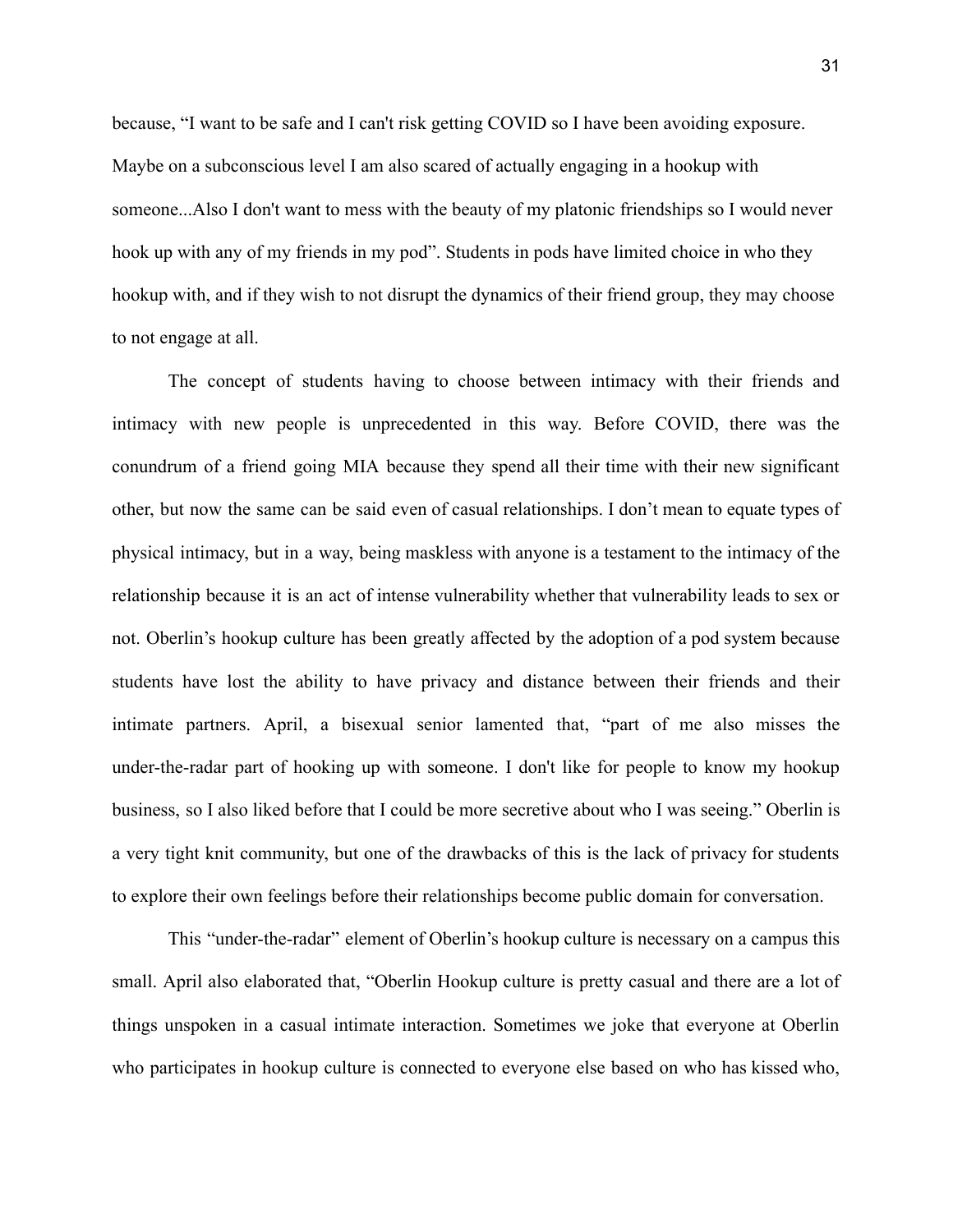because, “I want to be safe and I can't risk getting COVID so I have been avoiding exposure. Maybe on a subconscious level I am also scared of actually engaging in a hookup with someone...Also I don't want to mess with the beauty of my platonic friendships so I would never hook up with any of my friends in my pod”. Students in pods have limited choice in who they hookup with, and if they wish to not disrupt the dynamics of their friend group, they may choose to not engage at all.

The concept of students having to choose between intimacy with their friends and intimacy with new people is unprecedented in this way. Before COVID, there was the conundrum of a friend going MIA because they spend all their time with their new significant other, but now the same can be said even of casual relationships. I don’t mean to equate types of physical intimacy, but in a way, being maskless with anyone is a testament to the intimacy of the relationship because it is an act of intense vulnerability whether that vulnerability leads to sex or not. Oberlin’s hookup culture has been greatly affected by the adoption of a pod system because students have lost the ability to have privacy and distance between their friends and their intimate partners. April, a bisexual senior lamented that, “part of me also misses the under-the-radar part of hooking up with someone. I don't like for people to know my hookup business, so I also liked before that I could be more secretive about who I was seeing.” Oberlin is a very tight knit community, but one of the drawbacks of this is the lack of privacy for students to explore their own feelings before their relationships become public domain for conversation.

This “under-the-radar” element of Oberlin’s hookup culture is necessary on a campus this small. April also elaborated that, “Oberlin Hookup culture is pretty casual and there are a lot of things unspoken in a casual intimate interaction. Sometimes we joke that everyone at Oberlin who participates in hookup culture is connected to everyone else based on who has kissed who,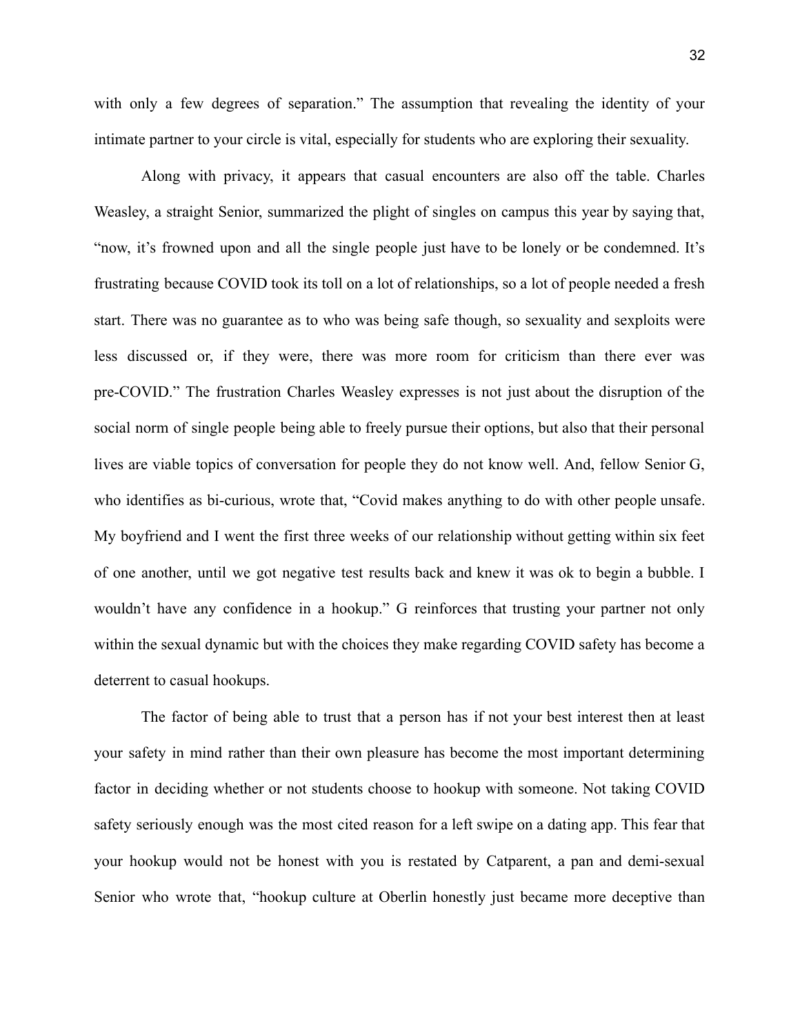with only a few degrees of separation." The assumption that revealing the identity of your intimate partner to your circle is vital, especially for students who are exploring their sexuality.

Along with privacy, it appears that casual encounters are also off the table. Charles Weasley, a straight Senior, summarized the plight of singles on campus this year by saying that, "now, it's frowned upon and all the single people just have to be lonely or be condemned. It's frustrating because COVID took its toll on a lot of relationships, so a lot of people needed a fresh start. There was no guarantee as to who was being safe though, so sexuality and sexploits were less discussed or, if they were, there was more room for criticism than there ever was pre-COVID." The frustration Charles Weasley expresses is not just about the disruption of the social norm of single people being able to freely pursue their options, but also that their personal lives are viable topics of conversation for people they do not know well. And, fellow Senior G, who identifies as bi-curious, wrote that, "Covid makes anything to do with other people unsafe. My boyfriend and I went the first three weeks of our relationship without getting within six feet of one another, until we got negative test results back and knew it was ok to begin a bubble. I wouldn't have any confidence in a hookup." G reinforces that trusting your partner not only within the sexual dynamic but with the choices they make regarding COVID safety has become a deterrent to casual hookups.

The factor of being able to trust that a person has if not your best interest then at least your safety in mind rather than their own pleasure has become the most important determining factor in deciding whether or not students choose to hookup with someone. Not taking COVID safety seriously enough was the most cited reason for a left swipe on a dating app. This fear that your hookup would not be honest with you is restated by Catparent, a pan and demi-sexual Senior who wrote that, "hookup culture at Oberlin honestly just became more deceptive than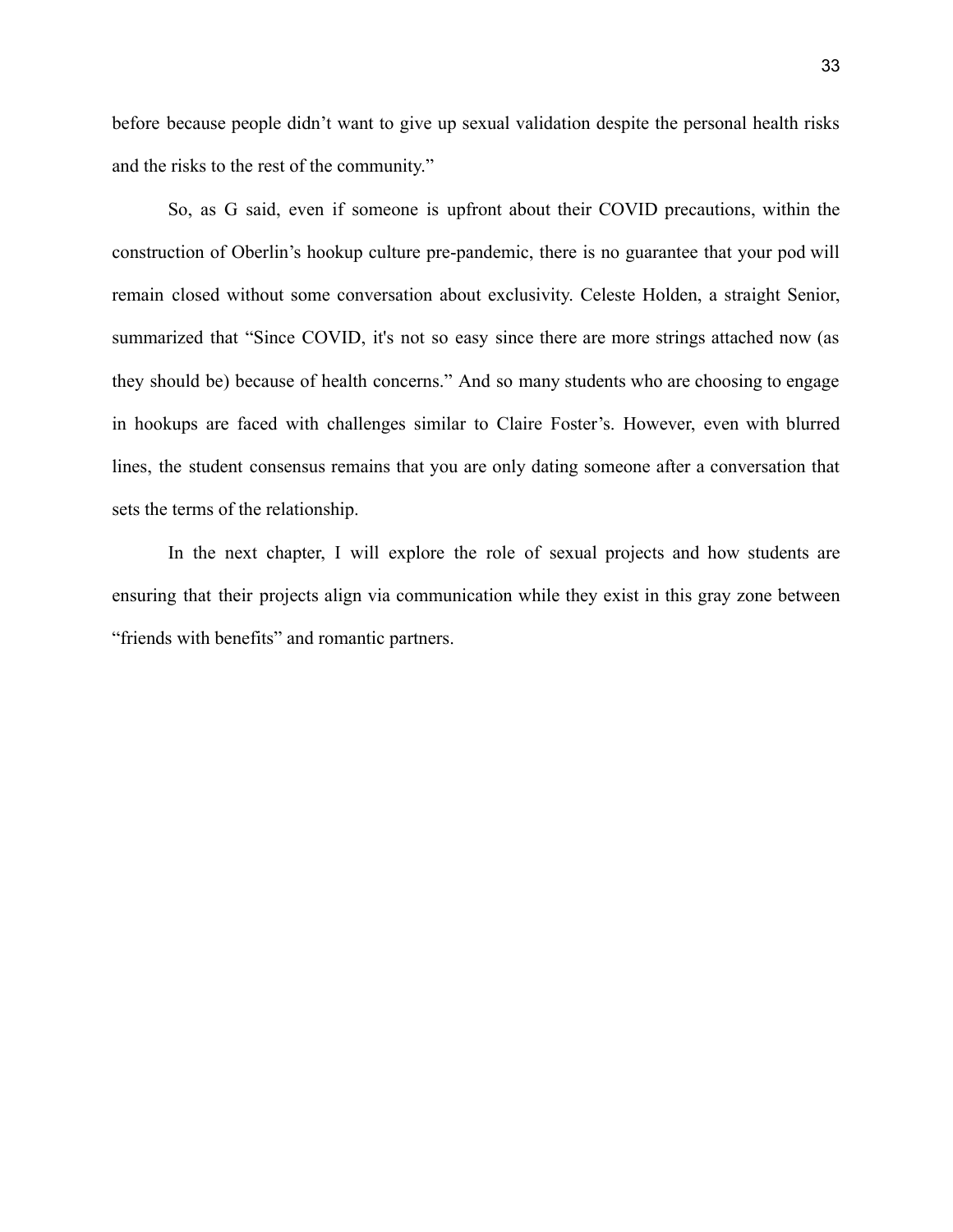before because people didn't want to give up sexual validation despite the personal health risks and the risks to the rest of the community."

So, as G said, even if someone is upfront about their COVID precautions, within the construction of Oberlin's hookup culture pre-pandemic, there is no guarantee that your pod will remain closed without some conversation about exclusivity. Celeste Holden, a straight Senior, summarized that "Since COVID, it's not so easy since there are more strings attached now (as they should be) because of health concerns." And so many students who are choosing to engage in hookups are faced with challenges similar to Claire Foster's. However, even with blurred lines, the student consensus remains that you are only dating someone after a conversation that sets the terms of the relationship.

In the next chapter, I will explore the role of sexual projects and how students are ensuring that their projects align via communication while they exist in this gray zone between "friends with benefits" and romantic partners.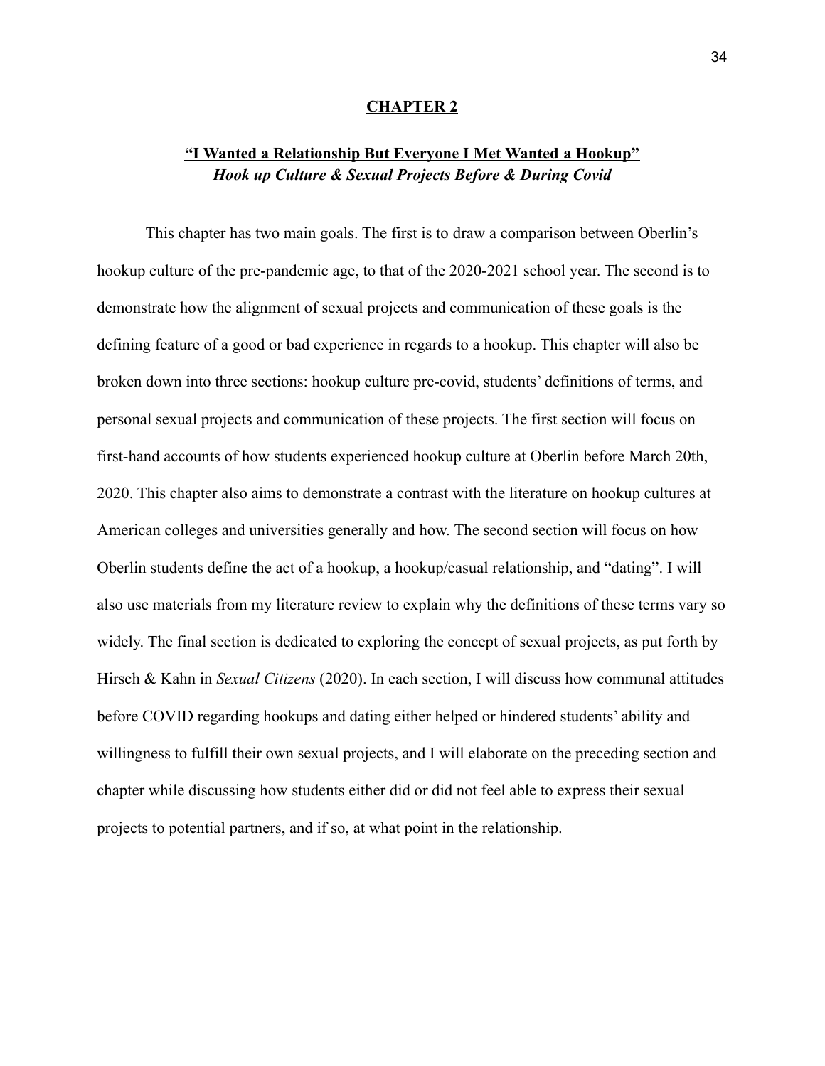# CHAPTER 2

## “I Wanted a Relationship But Everyone I Met Wanted a Hookup”

### *Hook up Culture & Sexual Projects Before & During Covid*

This chapter has two main goals. The first is to draw a comparison between Oberlin’s hookup culture of the pre-pandemic age, to that of the 2020-2021 school year. The second is to demonstrate how the alignment of sexual projects and communication of these goals is the defining feature of a good or bad experience in regards to a hookup. This chapter will also be broken down into three sections: hookup culture pre-covid, students’ definitions of terms, and personal sexual projects and communication of these projects. The first section will focus on first-hand accounts of how students experienced hookup culture at Oberlin before March 20th, 2020. This chapter also aims to demonstrate a contrast with the literature on hookup cultures at American colleges and universities generally and how. The second section will focus on how Oberlin students define the act of a hookup, a hookup/casual relationship, and “dating”. I will also use materials from my literature review to explain why the definitions of these terms vary so widely. The final section is dedicated to exploring the concept of sexual projects, as put forth by Hirsch & Kahn in *Sexual Citizens* (2020). In each section, I will discuss how communal attitudes before COVID regarding hookups and dating either helped or hindered students’ ability and willingness to fulfill their own sexual projects, and I will elaborate on the preceding section and chapter while discussing how students either did or did not feel able to express their sexual projects to potential partners, and if so, at what point in the relationship.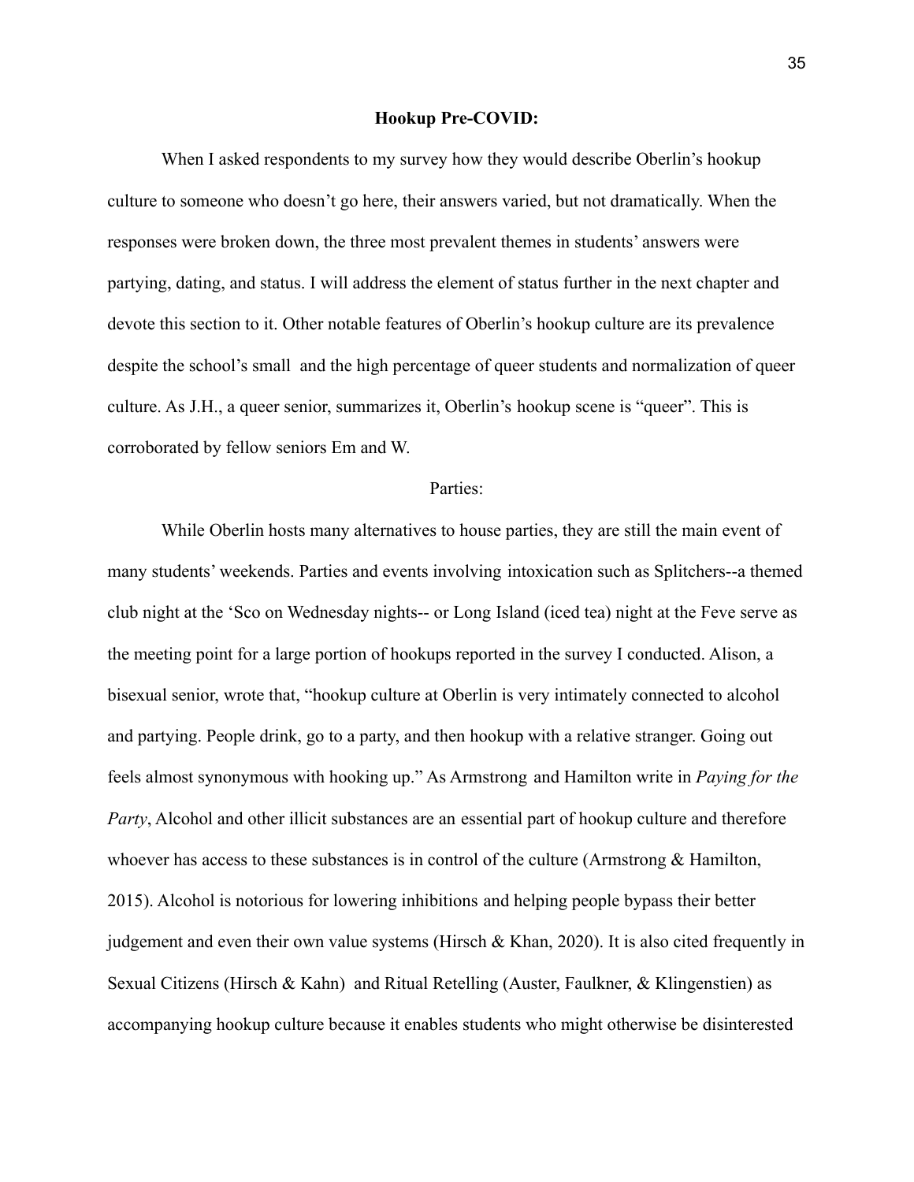## Hookup Pre-COVID:

When I asked respondents to my survey how they would describe Oberlin's hookup culture to someone who doesn't go here, their answers varied, but not dramatically. When the responses were broken down, the three most prevalent themes in students' answers were partying, dating, and status. I will address the element of status further in the next chapter and devote this section to it. Other notable features of Oberlin's hookup culture are its prevalence despite the school's small  and the high percentage of queer students and normalization of queer culture. As J.H., a queer senior, summarizes it, Oberlin's hookup scene is "queer". This is corroborated by fellow seniors Em and W.

### Parties:

While Oberlin hosts many alternatives to house parties, they are still the main event of many students' weekends. Parties and events involving intoxication such as Splitchers--a themed club night at the 'Sco on Wednesday nights-- or Long Island (iced tea) night at the Feve serve as the meeting point for a large portion of hookups reported in the survey I conducted. Alison, a bisexual senior, wrote that, "hookup culture at Oberlin is very intimately connected to alcohol and partying. People drink, go to a party, and then hookup with a relative stranger. Going out feels almost synonymous with hooking up." As Armstrong and Hamilton write in *Paying for the Party*, Alcohol and other illicit substances are an essential part of hookup culture and therefore whoever has access to these substances is in control of the culture (Armstrong & Hamilton, 2015). Alcohol is notorious for lowering inhibitions and helping people bypass their better judgement and even their own value systems (Hirsch & Khan, 2020). It is also cited frequently in Sexual Citizens (Hirsch & Kahn)  and Ritual Retelling (Auster, Faulkner, & Klingenstien) as accompanying hookup culture because it enables students who might otherwise be disinterested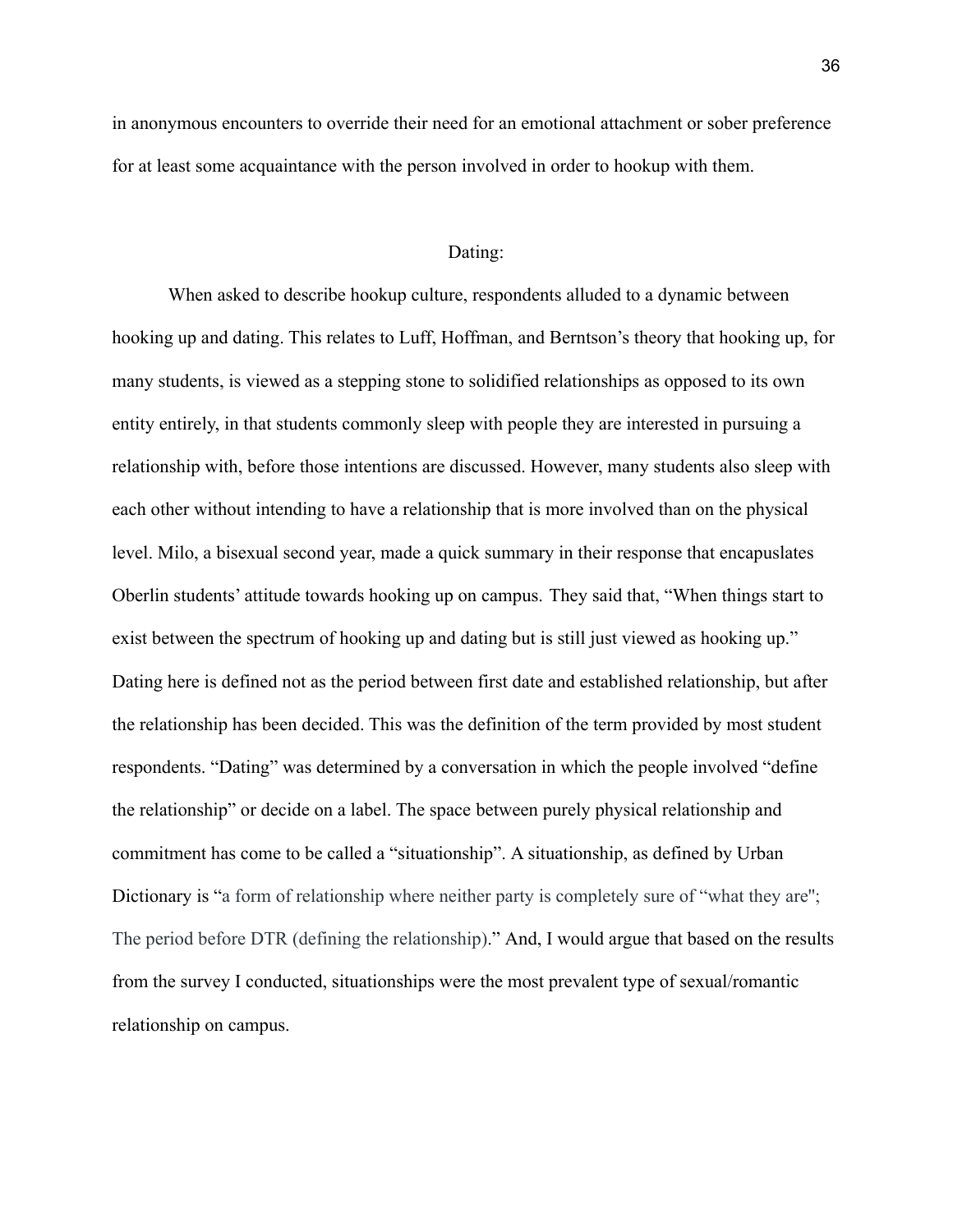in anonymous encounters to override their need for an emotional attachment or sober preference for at least some acquaintance with the person involved in order to hookup with them.

## Dating:

When asked to describe hookup culture, respondents alluded to a dynamic between hooking up and dating. This relates to Luff, Hoffman, and Berntson's theory that hooking up, for many students, is viewed as a stepping stone to solidified relationships as opposed to its own entity entirely, in that students commonly sleep with people they are interested in pursuing a relationship with, before those intentions are discussed. However, many students also sleep with each other without intending to have a relationship that is more involved than on the physical level. Milo, a bisexual second year, made a quick summary in their response that encapuslates Oberlin students' attitude towards hooking up on campus. They said that, "When things start to exist between the spectrum of hooking up and dating but is still just viewed as hooking up." Dating here is defined not as the period between first date and established relationship, but after the relationship has been decided. This was the definition of the term provided by most student respondents. "Dating" was determined by a conversation in which the people involved "define the relationship" or decide on a label. The space between purely physical relationship and commitment has come to be called a "situationship". A situationship, as defined by Urban Dictionary is "a form of relationship where neither party is completely sure of "what they are"; The period before DTR (defining the relationship)." And, I would argue that based on the results from the survey I conducted, situationships were the most prevalent type of sexual/romantic relationship on campus.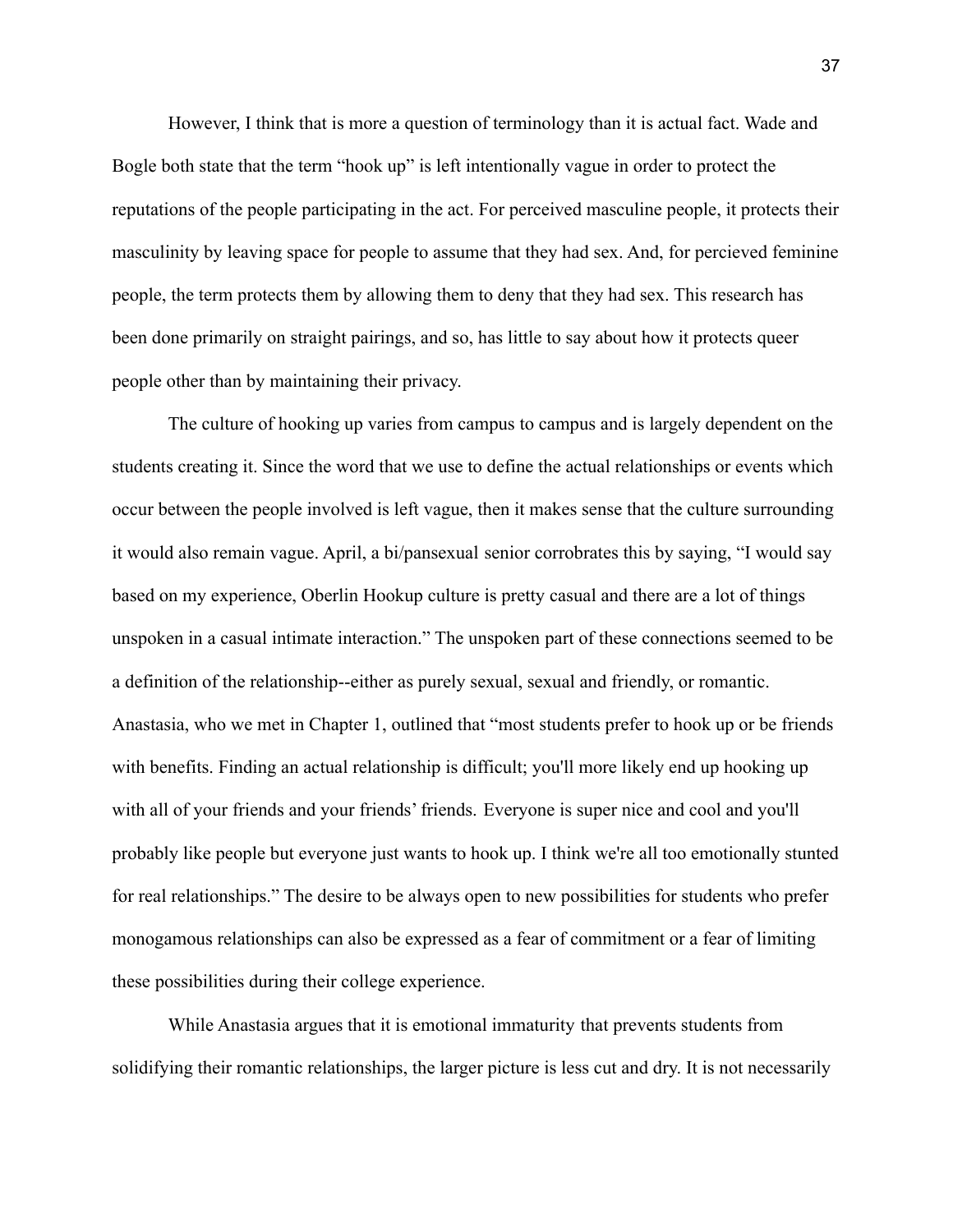However, I think that is more a question of terminology than it is actual fact. Wade and Bogle both state that the term "hook up" is left intentionally vague in order to protect the reputations of the people participating in the act. For perceived masculine people, it protects their masculinity by leaving space for people to assume that they had sex. And, for percieved feminine people, the term protects them by allowing them to deny that they had sex. This research has been done primarily on straight pairings, and so, has little to say about how it protects queer people other than by maintaining their privacy.

The culture of hooking up varies from campus to campus and is largely dependent on the students creating it. Since the word that we use to define the actual relationships or events which occur between the people involved is left vague, then it makes sense that the culture surrounding it would also remain vague. April, a bi/pansexual senior corrobrates this by saying, "I would say based on my experience, Oberlin Hookup culture is pretty casual and there are a lot of things unspoken in a casual intimate interaction." The unspoken part of these connections seemed to be a definition of the relationship--either as purely sexual, sexual and friendly, or romantic. Anastasia, who we met in Chapter 1, outlined that "most students prefer to hook up or be friends with benefits. Finding an actual relationship is difficult; you'll more likely end up hooking up with all of your friends and your friends' friends. Everyone is super nice and cool and you'll probably like people but everyone just wants to hook up. I think we're all too emotionally stunted for real relationships." The desire to be always open to new possibilities for students who prefer monogamous relationships can also be expressed as a fear of commitment or a fear of limiting these possibilities during their college experience.

While Anastasia argues that it is emotional immaturity that prevents students from solidifying their romantic relationships, the larger picture is less cut and dry. It is not necessarily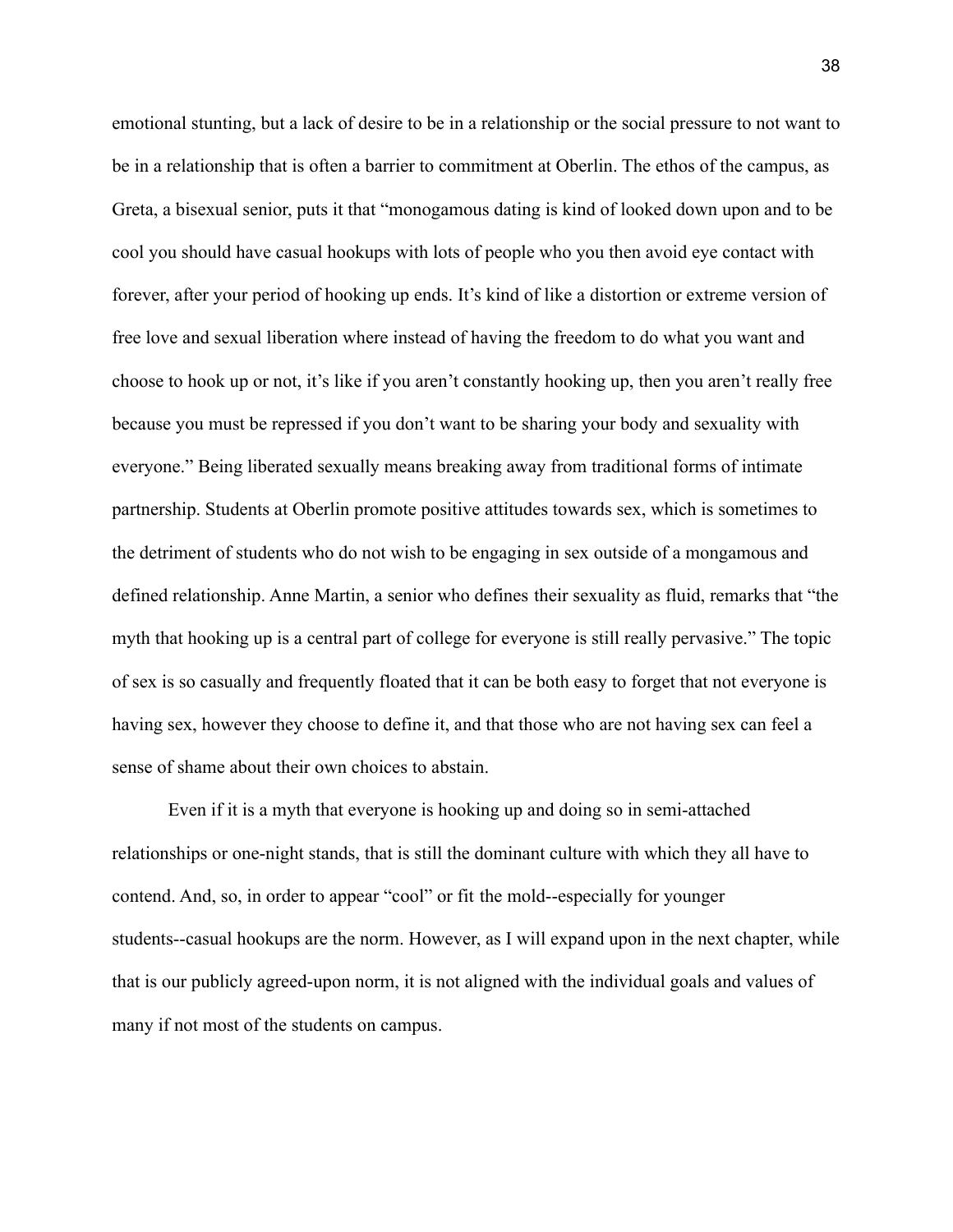emotional stunting, but a lack of desire to be in a relationship or the social pressure to not want to be in a relationship that is often a barrier to commitment at Oberlin. The ethos of the campus, as Greta, a bisexual senior, puts it that "monogamous dating is kind of looked down upon and to be cool you should have casual hookups with lots of people who you then avoid eye contact with forever, after your period of hooking up ends. It's kind of like a distortion or extreme version of free love and sexual liberation where instead of having the freedom to do what you want and choose to hook up or not, it's like if you aren't constantly hooking up, then you aren't really free because you must be repressed if you don't want to be sharing your body and sexuality with everyone." Being liberated sexually means breaking away from traditional forms of intimate partnership. Students at Oberlin promote positive attitudes towards sex, which is sometimes to the detriment of students who do not wish to be engaging in sex outside of a mongamous and defined relationship. Anne Martin, a senior who defines their sexuality as fluid, remarks that "the myth that hooking up is a central part of college for everyone is still really pervasive." The topic of sex is so casually and frequently floated that it can be both easy to forget that not everyone is having sex, however they choose to define it, and that those who are not having sex can feel a sense of shame about their own choices to abstain.

Even if it is a myth that everyone is hooking up and doing so in semi-attached relationships or one-night stands, that is still the dominant culture with which they all have to contend. And, so, in order to appear "cool" or fit the mold--especially for younger students--casual hookups are the norm. However, as I will expand upon in the next chapter, while that is our publicly agreed-upon norm, it is not aligned with the individual goals and values of many if not most of the students on campus.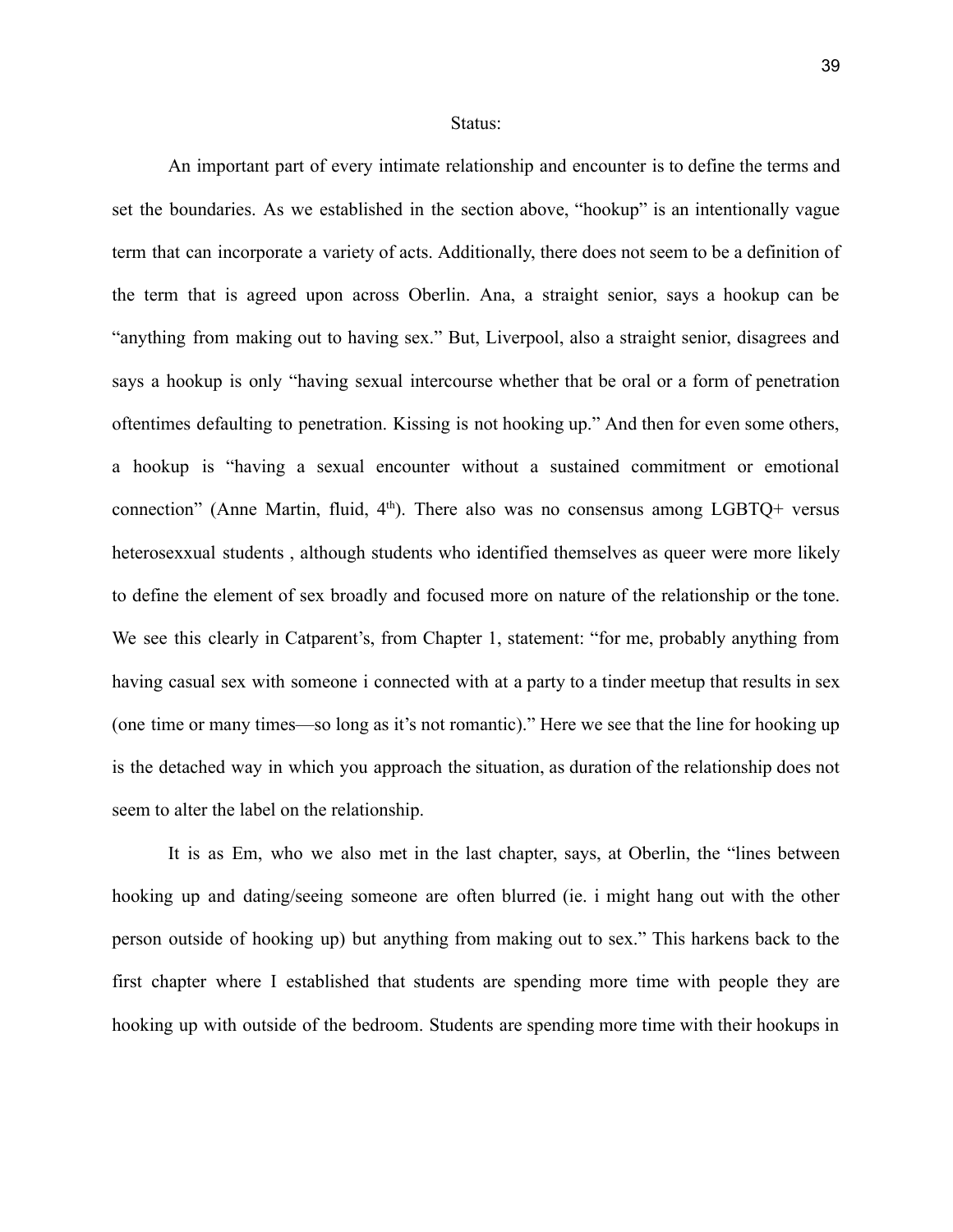## Status:

An important part of every intimate relationship and encounter is to define the terms and set the boundaries. As we established in the section above, "hookup" is an intentionally vague term that can incorporate a variety of acts. Additionally, there does not seem to be a definition of the term that is agreed upon across Oberlin. Ana, a straight senior, says a hookup can be "anything from making out to having sex." But, Liverpool, also a straight senior, disagrees and says a hookup is only "having sexual intercourse whether that be oral or a form of penetration oftentimes defaulting to penetration. Kissing is not hooking up." And then for even some others, a hookup is "having a sexual encounter without a sustained commitment or emotional connection" (Anne Martin, fluid, 4th). There also was no consensus among LGBTQ+ versus heterosexxual students , although students who identified themselves as queer were more likely to define the element of sex broadly and focused more on nature of the relationship or the tone. We see this clearly in Catparent's, from Chapter 1, statement: "for me, probably anything from having casual sex with someone i connected with at a party to a tinder meetup that results in sex (one time or many times—so long as it's not romantic)." Here we see that the line for hooking up is the detached way in which you approach the situation, as duration of the relationship does not seem to alter the label on the relationship.

It is as Em, who we also met in the last chapter, says, at Oberlin, the "lines between hooking up and dating/seeing someone are often blurred (ie. i might hang out with the other person outside of hooking up) but anything from making out to sex." This harkens back to the first chapter where I established that students are spending more time with people they are hooking up with outside of the bedroom. Students are spending more time with their hookups in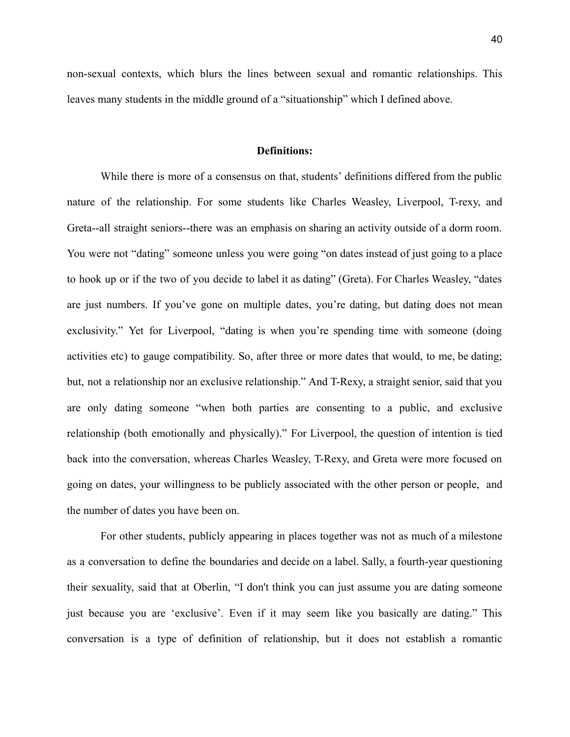non-sexual contexts, which blurs the lines between sexual and romantic relationships. This leaves many students in the middle ground of a "situationship" which I defined above.

### Definitions:

While there is more of a consensus on that, students' definitions differed from the public nature of the relationship. For some students like Charles Weasley, Liverpool, T-rexy, and Greta--all straight seniors--there was an emphasis on sharing an activity outside of a dorm room. You were not "dating" someone unless you were going "on dates instead of just going to a place to hook up or if the two of you decide to label it as dating" (Greta). For Charles Weasley, "dates are just numbers. If you've gone on multiple dates, you're dating, but dating does not mean exclusivity." Yet for Liverpool, "dating is when you're spending time with someone (doing activities etc) to gauge compatibility. So, after three or more dates that would, to me, be dating; but, not a relationship nor an exclusive relationship." And T-Rexy, a straight senior, said that you are only dating someone "when both parties are consenting to a public, and exclusive relationship (both emotionally and physically)." For Liverpool, the question of intention is tied back into the conversation, whereas Charles Weasley, T-Rexy, and Greta were more focused on going on dates, your willingness to be publicly associated with the other person or people, and the number of dates you have been on.

For other students, publicly appearing in places together was not as much of a milestone as a conversation to define the boundaries and decide on a label. Sally, a fourth-year questioning their sexuality, said that at Oberlin, "I don't think you can just assume you are dating someone just because you are 'exclusive'. Even if it may seem like you basically are dating." This conversation is a type of definition of relationship, but it does not establish a romantic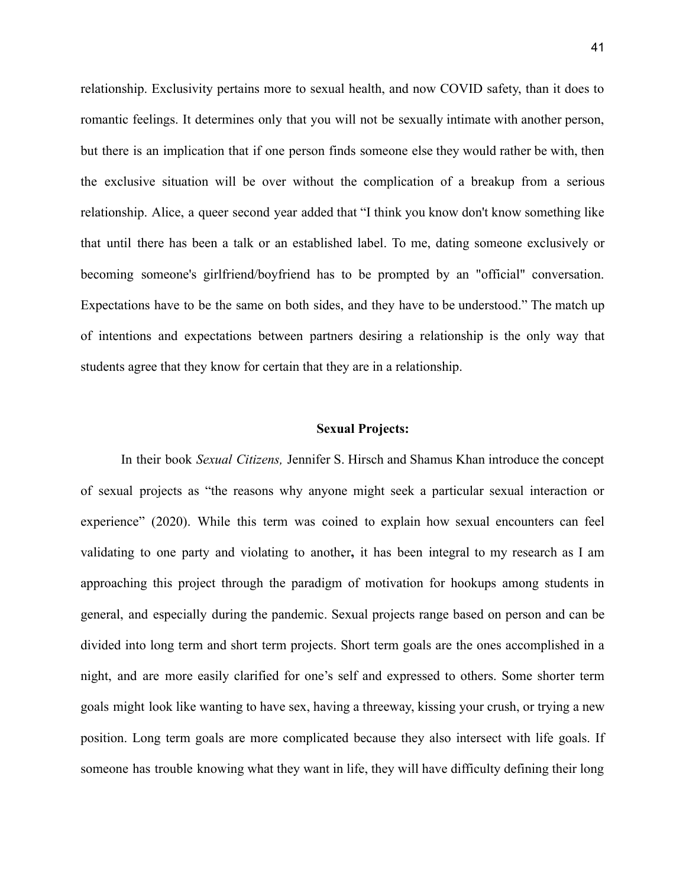relationship. Exclusivity pertains more to sexual health, and now COVID safety, than it does to romantic feelings. It determines only that you will not be sexually intimate with another person, but there is an implication that if one person finds someone else they would rather be with, then the exclusive situation will be over without the complication of a breakup from a serious relationship. Alice, a queer second year added that "I think you know don't know something like that until there has been a talk or an established label. To me, dating someone exclusively or becoming someone's girlfriend/boyfriend has to be prompted by an "official" conversation. Expectations have to be the same on both sides, and they have to be understood." The match up of intentions and expectations between partners desiring a relationship is the only way that students agree that they know for certain that they are in a relationship.

### Sexual Projects:

In their book *Sexual Citizens,* Jennifer S. Hirsch and Shamus Khan introduce the concept of sexual projects as "the reasons why anyone might seek a particular sexual interaction or experience" (2020). While this term was coined to explain how sexual encounters can feel validating to one party and violating to another**,** it has been integral to my research as I am approaching this project through the paradigm of motivation for hookups among students in general, and especially during the pandemic. Sexual projects range based on person and can be divided into long term and short term projects. Short term goals are the ones accomplished in a night, and are more easily clarified for one's self and expressed to others. Some shorter term goals might look like wanting to have sex, having a threeway, kissing your crush, or trying a new position. Long term goals are more complicated because they also intersect with life goals. If someone has trouble knowing what they want in life, they will have difficulty defining their long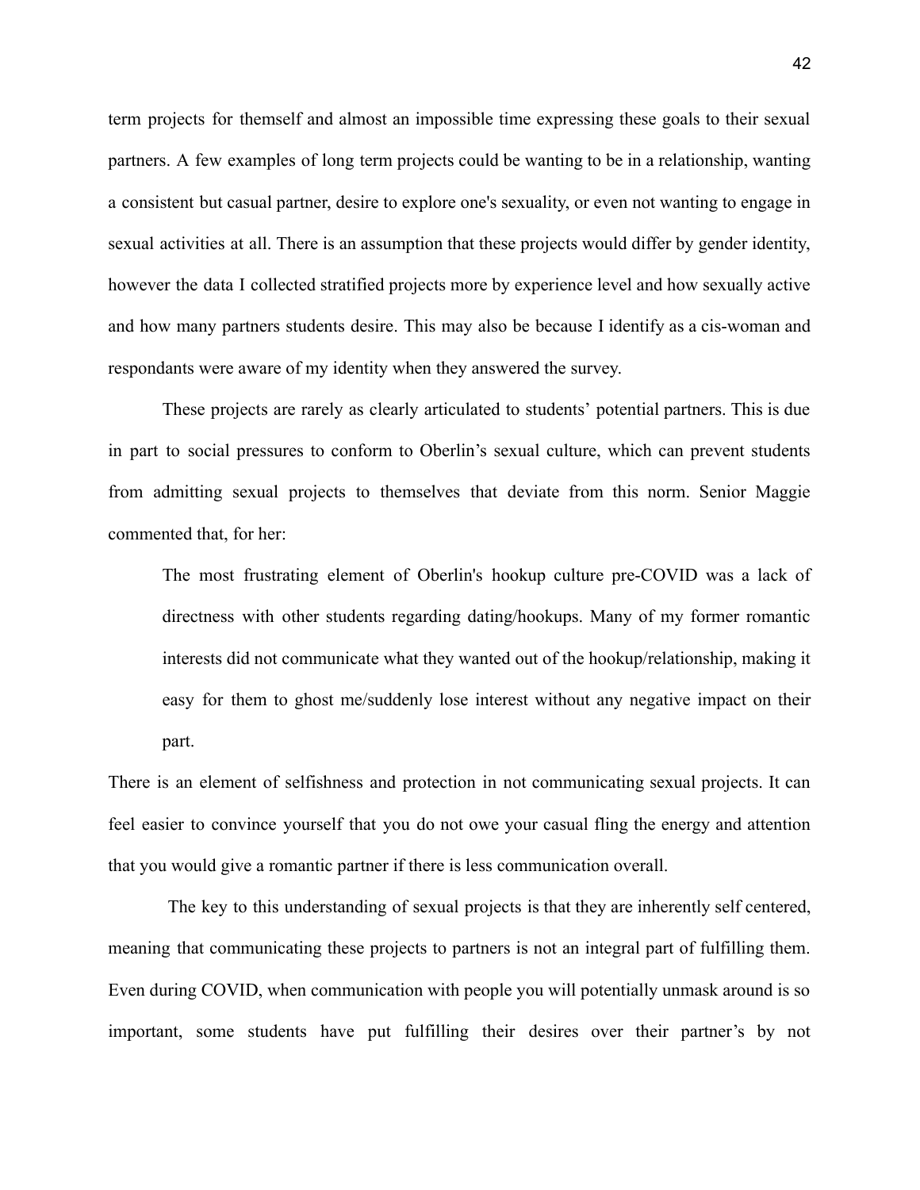term projects for themself and almost an impossible time expressing these goals to their sexual partners. A few examples of long term projects could be wanting to be in a relationship, wanting a consistent but casual partner, desire to explore one's sexuality, or even not wanting to engage in sexual activities at all. There is an assumption that these projects would differ by gender identity, however the data I collected stratified projects more by experience level and how sexually active and how many partners students desire. This may also be because I identify as a cis-woman and respondants were aware of my identity when they answered the survey.

These projects are rarely as clearly articulated to students' potential partners. This is due in part to social pressures to conform to Oberlin's sexual culture, which can prevent students from admitting sexual projects to themselves that deviate from this norm. Senior Maggie commented that, for her:

> The most frustrating element of Oberlin's hookup culture pre-COVID was a lack of directness with other students regarding dating/hookups. Many of my former romantic interests did not communicate what they wanted out of the hookup/relationship, making it easy for them to ghost me/suddenly lose interest without any negative impact on their part.

There is an element of selfishness and protection in not communicating sexual projects. It can feel easier to convince yourself that you do not owe your casual fling the energy and attention that you would give a romantic partner if there is less communication overall.

The key to this understanding of sexual projects is that they are inherently self centered, meaning that communicating these projects to partners is not an integral part of fulfilling them. Even during COVID, when communication with people you will potentially unmask around is so important, some students have put fulfilling their desires over their partner's by not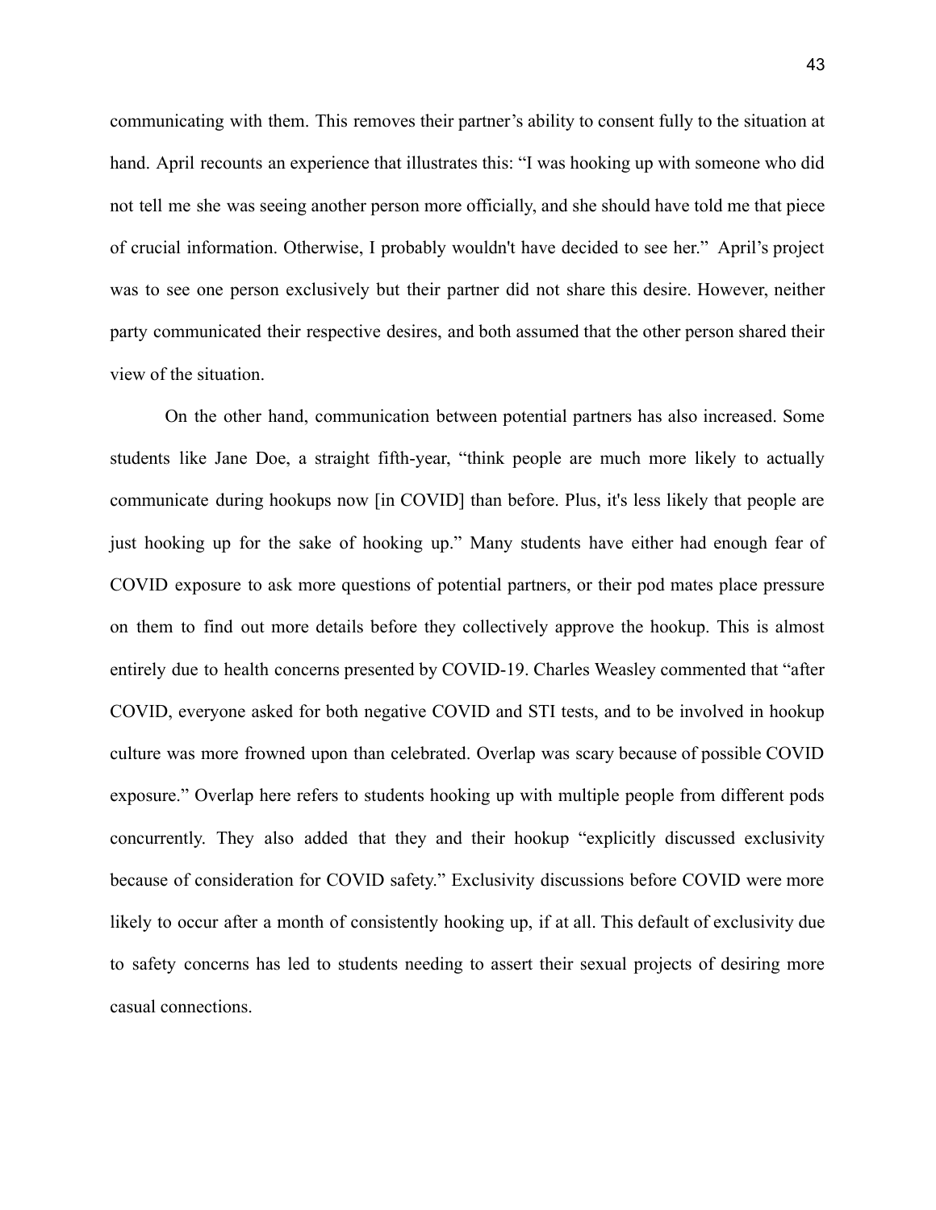communicating with them. This removes their partner's ability to consent fully to the situation at hand. April recounts an experience that illustrates this: "I was hooking up with someone who did not tell me she was seeing another person more officially, and she should have told me that piece of crucial information. Otherwise, I probably wouldn't have decided to see her." April's project was to see one person exclusively but their partner did not share this desire. However, neither party communicated their respective desires, and both assumed that the other person shared their view of the situation.

On the other hand, communication between potential partners has also increased. Some students like Jane Doe, a straight fifth-year, "think people are much more likely to actually communicate during hookups now [in COVID] than before. Plus, it's less likely that people are just hooking up for the sake of hooking up." Many students have either had enough fear of COVID exposure to ask more questions of potential partners, or their pod mates place pressure on them to find out more details before they collectively approve the hookup. This is almost entirely due to health concerns presented by COVID-19. Charles Weasley commented that "after COVID, everyone asked for both negative COVID and STI tests, and to be involved in hookup culture was more frowned upon than celebrated. Overlap was scary because of possible COVID exposure." Overlap here refers to students hooking up with multiple people from different pods concurrently. They also added that they and their hookup "explicitly discussed exclusivity because of consideration for COVID safety." Exclusivity discussions before COVID were more likely to occur after a month of consistently hooking up, if at all. This default of exclusivity due to safety concerns has led to students needing to assert their sexual projects of desiring more casual connections.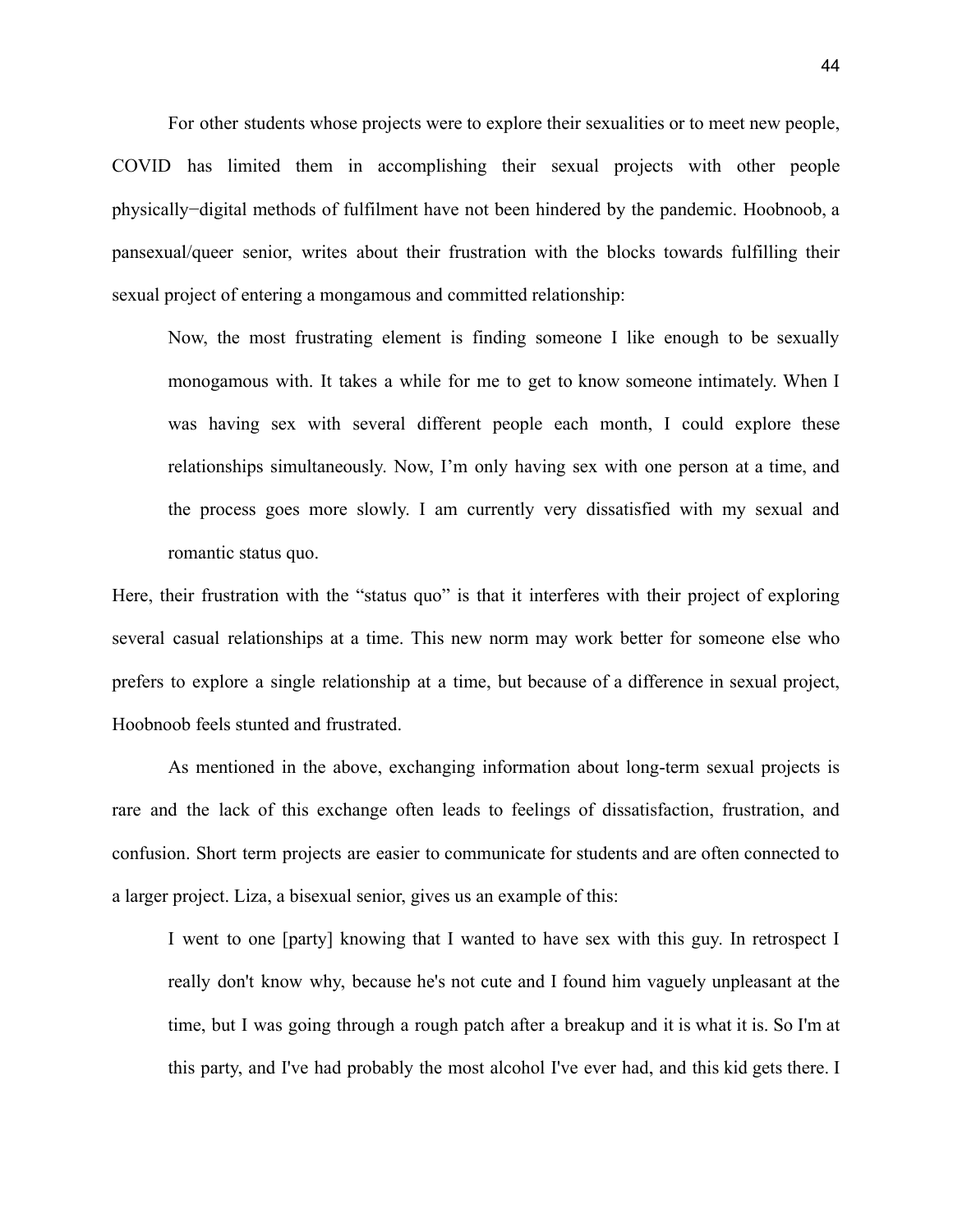For other students whose projects were to explore their sexualities or to meet new people, COVID has limited them in accomplishing their sexual projects with other people physically−digital methods of fulfilment have not been hindered by the pandemic. Hoobnoob, a pansexual/queer senior, writes about their frustration with the blocks towards fulfilling their sexual project of entering a mongamous and committed relationship:

> Now, the most frustrating element is finding someone I like enough to be sexually monogamous with. It takes a while for me to get to know someone intimately. When I was having sex with several different people each month, I could explore these relationships simultaneously. Now, I'm only having sex with one person at a time, and the process goes more slowly. I am currently very dissatisfied with my sexual and romantic status quo.

Here, their frustration with the "status quo" is that it interferes with their project of exploring several casual relationships at a time. This new norm may work better for someone else who prefers to explore a single relationship at a time, but because of a difference in sexual project, Hoobnoob feels stunted and frustrated.

As mentioned in the above, exchanging information about long-term sexual projects is rare and the lack of this exchange often leads to feelings of dissatisfaction, frustration, and confusion. Short term projects are easier to communicate for students and are often connected to a larger project. Liza, a bisexual senior, gives us an example of this:

> I went to one [party] knowing that I wanted to have sex with this guy. In retrospect I really don't know why, because he's not cute and I found him vaguely unpleasant at the time, but I was going through a rough patch after a breakup and it is what it is. So I'm at this party, and I've had probably the most alcohol I've ever had, and this kid gets there. I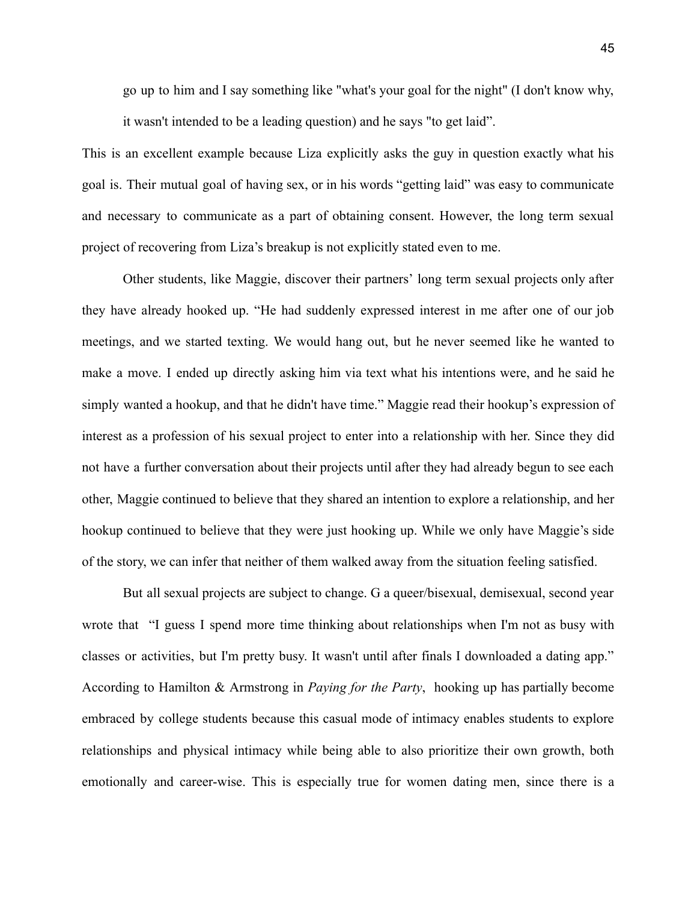> go up to him and I say something like "what's your goal for the night" (I don't know why, it wasn't intended to be a leading question) and he says "to get laid".

This is an excellent example because Liza explicitly asks the guy in question exactly what his goal is. Their mutual goal of having sex, or in his words "getting laid" was easy to communicate and necessary to communicate as a part of obtaining consent. However, the long term sexual project of recovering from Liza's breakup is not explicitly stated even to me.

Other students, like Maggie, discover their partners' long term sexual projects only after they have already hooked up. "He had suddenly expressed interest in me after one of our job meetings, and we started texting. We would hang out, but he never seemed like he wanted to make a move. I ended up directly asking him via text what his intentions were, and he said he simply wanted a hookup, and that he didn't have time." Maggie read their hookup's expression of interest as a profession of his sexual project to enter into a relationship with her. Since they did not have a further conversation about their projects until after they had already begun to see each other, Maggie continued to believe that they shared an intention to explore a relationship, and her hookup continued to believe that they were just hooking up. While we only have Maggie's side of the story, we can infer that neither of them walked away from the situation feeling satisfied.

But all sexual projects are subject to change. G a queer/bisexual, demisexual, second year wrote that "I guess I spend more time thinking about relationships when I'm not as busy with classes or activities, but I'm pretty busy. It wasn't until after finals I downloaded a dating app." According to Hamilton & Armstrong in *Paying for the Party*, hooking up has partially become embraced by college students because this casual mode of intimacy enables students to explore relationships and physical intimacy while being able to also prioritize their own growth, both emotionally and career-wise. This is especially true for women dating men, since there is a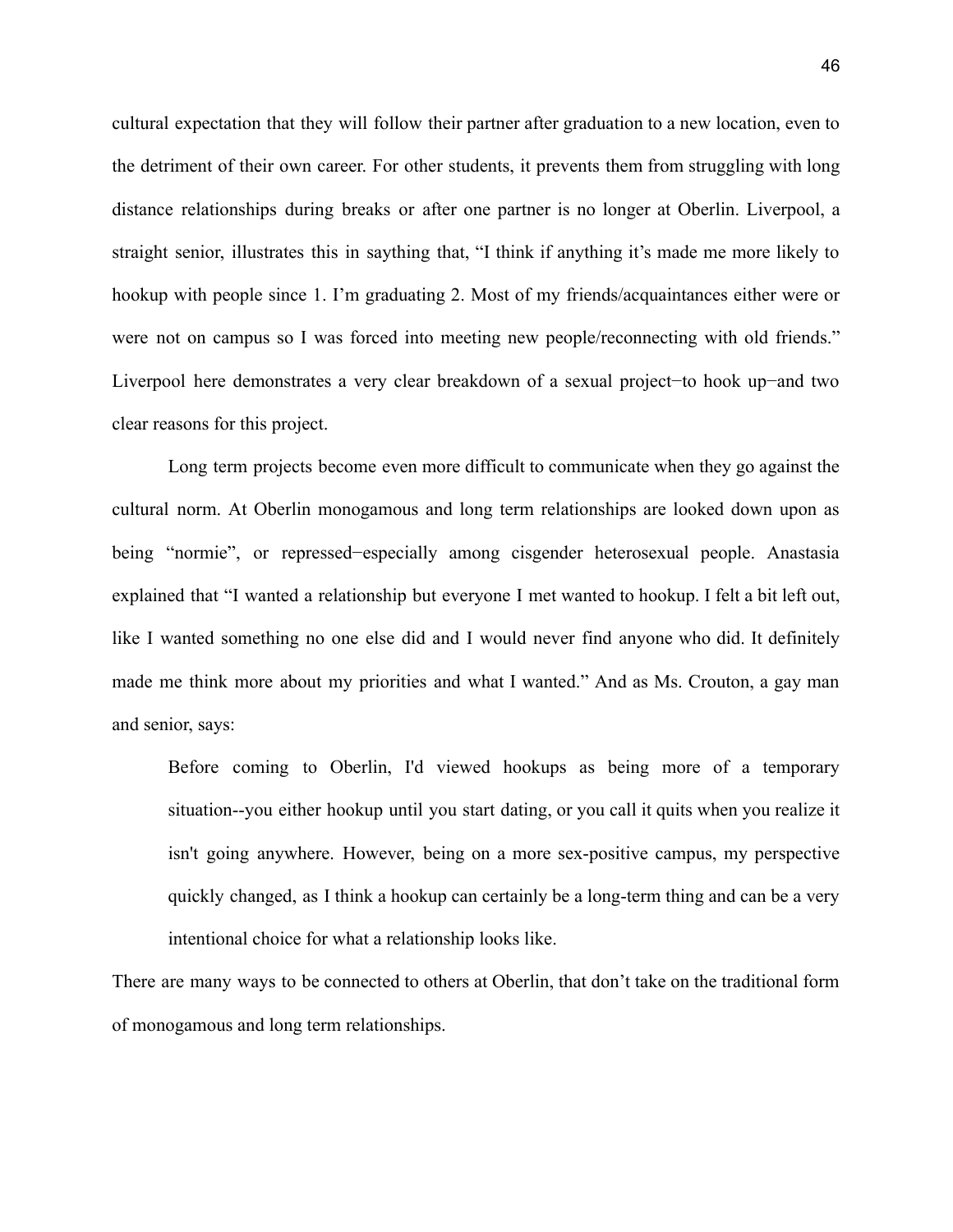cultural expectation that they will follow their partner after graduation to a new location, even to the detriment of their own career. For other students, it prevents them from struggling with long distance relationships during breaks or after one partner is no longer at Oberlin. Liverpool, a straight senior, illustrates this in saything that, "I think if anything it's made me more likely to hookup with people since 1. I'm graduating 2. Most of my friends/acquaintances either were or were not on campus so I was forced into meeting new people/reconnecting with old friends." Liverpool here demonstrates a very clear breakdown of a sexual project−to hook up−and two clear reasons for this project.

Long term projects become even more difficult to communicate when they go against the cultural norm. At Oberlin monogamous and long term relationships are looked down upon as being "normie", or repressed−especially among cisgender heterosexual people. Anastasia explained that "I wanted a relationship but everyone I met wanted to hookup. I felt a bit left out, like I wanted something no one else did and I would never find anyone who did. It definitely made me think more about my priorities and what I wanted." And as Ms. Crouton, a gay man and senior, says:

> Before coming to Oberlin, I'd viewed hookups as being more of a temporary situation--you either hookup until you start dating, or you call it quits when you realize it isn't going anywhere. However, being on a more sex-positive campus, my perspective quickly changed, as I think a hookup can certainly be a long-term thing and can be a very intentional choice for what a relationship looks like.

There are many ways to be connected to others at Oberlin, that don't take on the traditional form of monogamous and long term relationships.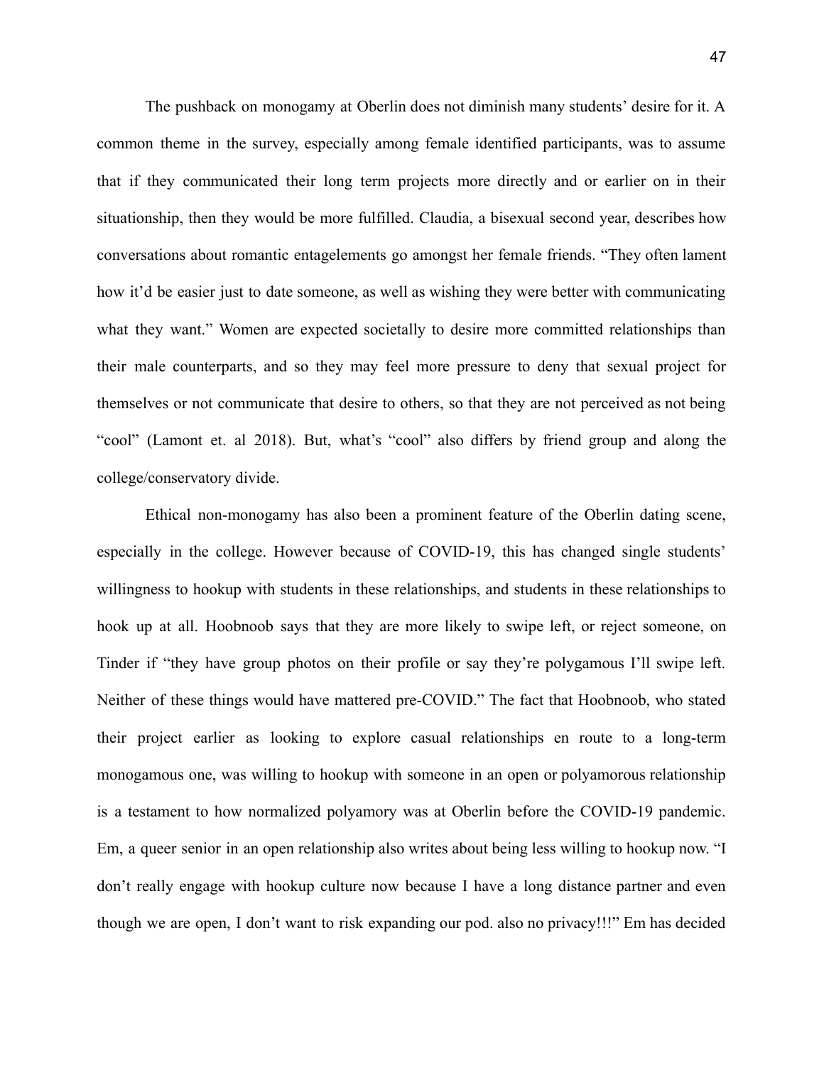The pushback on monogamy at Oberlin does not diminish many students' desire for it. A common theme in the survey, especially among female identified participants, was to assume that if they communicated their long term projects more directly and or earlier on in their situationship, then they would be more fulfilled. Claudia, a bisexual second year, describes how conversations about romantic entagelements go amongst her female friends. "They often lament how it'd be easier just to date someone, as well as wishing they were better with communicating what they want." Women are expected societally to desire more committed relationships than their male counterparts, and so they may feel more pressure to deny that sexual project for themselves or not communicate that desire to others, so that they are not perceived as not being "cool" (Lamont et. al 2018). But, what's "cool" also differs by friend group and along the college/conservatory divide.

Ethical non-monogamy has also been a prominent feature of the Oberlin dating scene, especially in the college. However because of COVID-19, this has changed single students' willingness to hookup with students in these relationships, and students in these relationships to hook up at all. Hoobnoob says that they are more likely to swipe left, or reject someone, on Tinder if "they have group photos on their profile or say they're polygamous I'll swipe left. Neither of these things would have mattered pre-COVID." The fact that Hoobnoob, who stated their project earlier as looking to explore casual relationships en route to a long-term monogamous one, was willing to hookup with someone in an open or polyamorous relationship is a testament to how normalized polyamory was at Oberlin before the COVID-19 pandemic. Em, a queer senior in an open relationship also writes about being less willing to hookup now. "I don't really engage with hookup culture now because I have a long distance partner and even though we are open, I don't want to risk expanding our pod. also no privacy!!!" Em has decided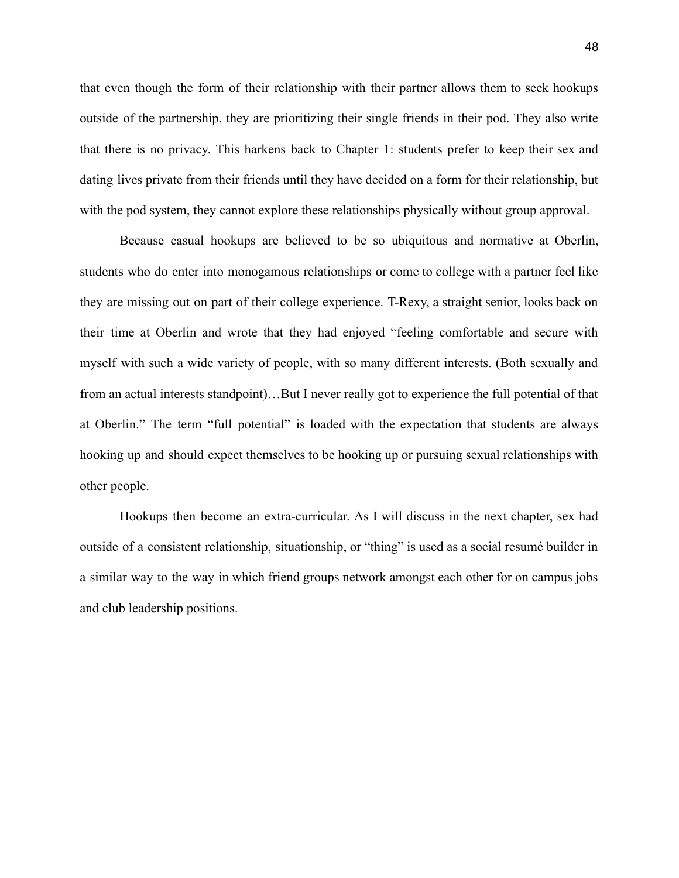that even though the form of their relationship with their partner allows them to seek hookups outside of the partnership, they are prioritizing their single friends in their pod. They also write that there is no privacy. This harkens back to Chapter 1: students prefer to keep their sex and dating lives private from their friends until they have decided on a form for their relationship, but with the pod system, they cannot explore these relationships physically without group approval.

Because casual hookups are believed to be so ubiquitous and normative at Oberlin, students who do enter into monogamous relationships or come to college with a partner feel like they are missing out on part of their college experience. T-Rexy, a straight senior, looks back on their time at Oberlin and wrote that they had enjoyed "feeling comfortable and secure with myself with such a wide variety of people, with so many different interests. (Both sexually and from an actual interests standpoint)…But I never really got to experience the full potential of that at Oberlin." The term "full potential" is loaded with the expectation that students are always hooking up and should expect themselves to be hooking up or pursuing sexual relationships with other people.

Hookups then become an extra-curricular. As I will discuss in the next chapter, sex had outside of a consistent relationship, situationship, or "thing" is used as a social resumé builder in a similar way to the way in which friend groups network amongst each other for on campus jobs and club leadership positions.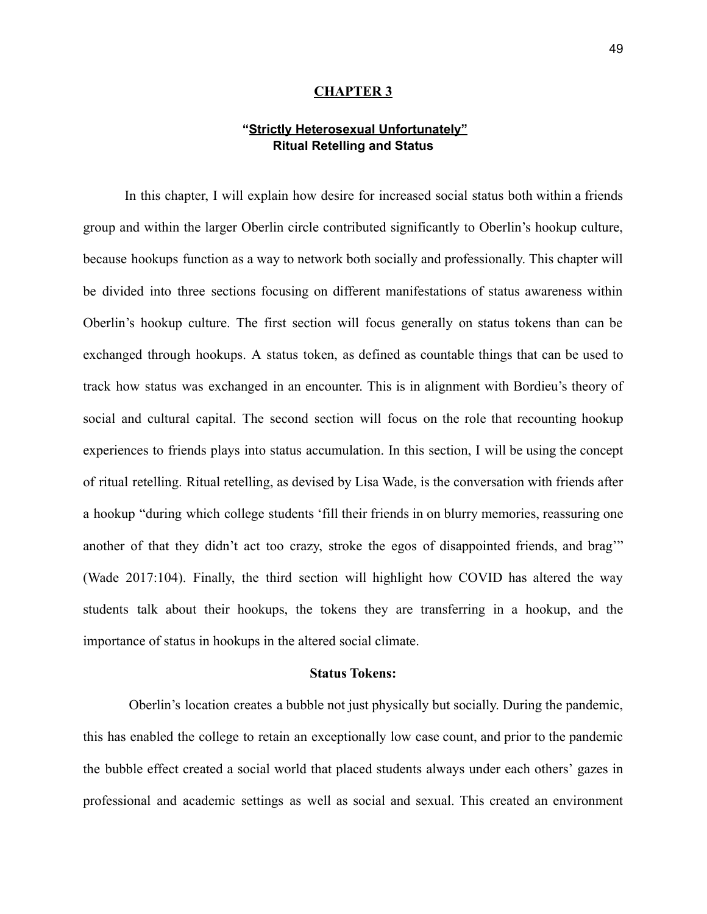# CHAPTER 3

## "Strictly Heterosexual Unfortunately"
## Ritual Retelling and Status

In this chapter, I will explain how desire for increased social status both within a friends group and within the larger Oberlin circle contributed significantly to Oberlin's hookup culture, because hookups function as a way to network both socially and professionally. This chapter will be divided into three sections focusing on different manifestations of status awareness within Oberlin's hookup culture. The first section will focus generally on status tokens than can be exchanged through hookups. A status token, as defined as countable things that can be used to track how status was exchanged in an encounter. This is in alignment with Bordieu's theory of social and cultural capital. The second section will focus on the role that recounting hookup experiences to friends plays into status accumulation. In this section, I will be using the concept of ritual retelling. Ritual retelling, as devised by Lisa Wade, is the conversation with friends after a hookup "during which college students 'fill their friends in on blurry memories, reassuring one another of that they didn't act too crazy, stroke the egos of disappointed friends, and brag'" (Wade 2017:104). Finally, the third section will highlight how COVID has altered the way students talk about their hookups, the tokens they are transferring in a hookup, and the importance of status in hookups in the altered social climate.

### Status Tokens:

Oberlin's location creates a bubble not just physically but socially. During the pandemic, this has enabled the college to retain an exceptionally low case count, and prior to the pandemic the bubble effect created a social world that placed students always under each others' gazes in professional and academic settings as well as social and sexual. This created an environment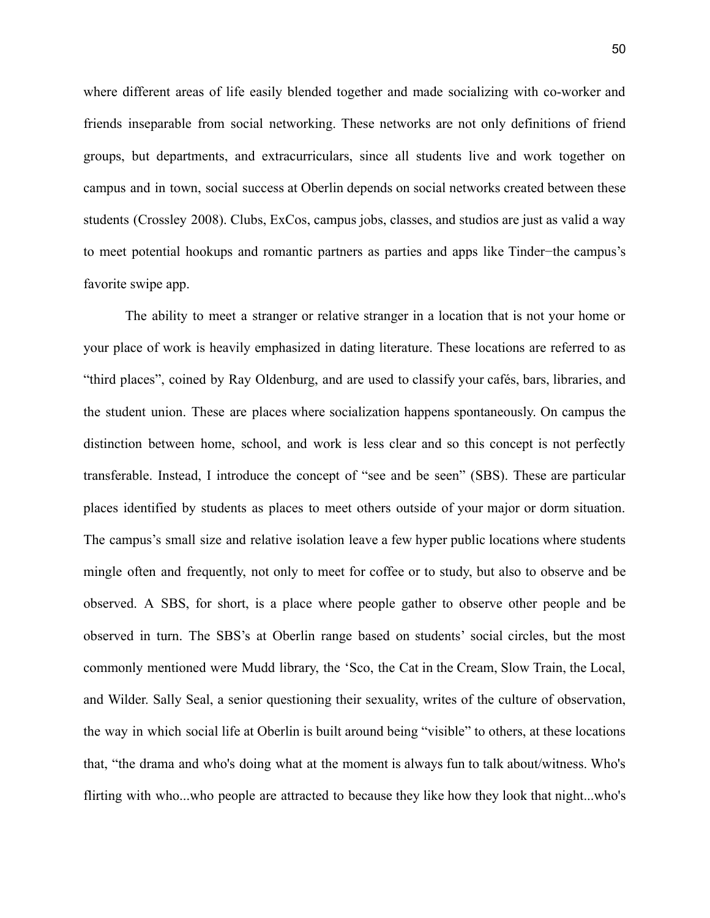where different areas of life easily blended together and made socializing with co-worker and friends inseparable from social networking. These networks are not only definitions of friend groups, but departments, and extracurriculars, since all students live and work together on campus and in town, social success at Oberlin depends on social networks created between these students (Crossley 2008). Clubs, ExCos, campus jobs, classes, and studios are just as valid a way to meet potential hookups and romantic partners as parties and apps like Tinder−the campus's favorite swipe app.

The ability to meet a stranger or relative stranger in a location that is not your home or your place of work is heavily emphasized in dating literature. These locations are referred to as "third places", coined by Ray Oldenburg, and are used to classify your cafés, bars, libraries, and the student union. These are places where socialization happens spontaneously. On campus the distinction between home, school, and work is less clear and so this concept is not perfectly transferable. Instead, I introduce the concept of "see and be seen" (SBS). These are particular places identified by students as places to meet others outside of your major or dorm situation. The campus's small size and relative isolation leave a few hyper public locations where students mingle often and frequently, not only to meet for coffee or to study, but also to observe and be observed. A SBS, for short, is a place where people gather to observe other people and be observed in turn. The SBS's at Oberlin range based on students' social circles, but the most commonly mentioned were Mudd library, the 'Sco, the Cat in the Cream, Slow Train, the Local, and Wilder. Sally Seal, a senior questioning their sexuality, writes of the culture of observation, the way in which social life at Oberlin is built around being "visible" to others, at these locations that, "the drama and who's doing what at the moment is always fun to talk about/witness. Who's flirting with who...who people are attracted to because they like how they look that night...who's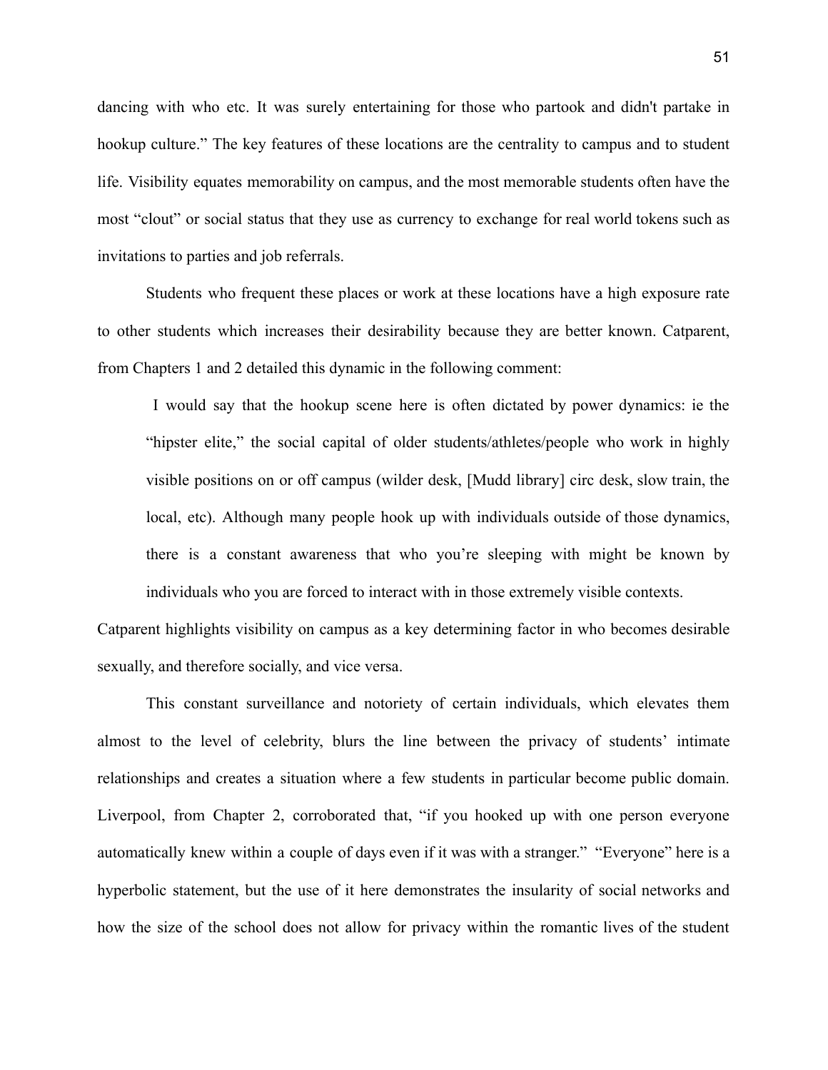dancing with who etc. It was surely entertaining for those who partook and didn't partake in hookup culture." The key features of these locations are the centrality to campus and to student life. Visibility equates memorability on campus, and the most memorable students often have the most "clout" or social status that they use as currency to exchange for real world tokens such as invitations to parties and job referrals.

Students who frequent these places or work at these locations have a high exposure rate to other students which increases their desirability because they are better known. Catparent, from Chapters 1 and 2 detailed this dynamic in the following comment:

> I would say that the hookup scene here is often dictated by power dynamics: ie the "hipster elite," the social capital of older students/athletes/people who work in highly visible positions on or off campus (wilder desk, [Mudd library] circ desk, slow train, the local, etc). Although many people hook up with individuals outside of those dynamics, there is a constant awareness that who you're sleeping with might be known by individuals who you are forced to interact with in those extremely visible contexts.

Catparent highlights visibility on campus as a key determining factor in who becomes desirable sexually, and therefore socially, and vice versa.

This constant surveillance and notoriety of certain individuals, which elevates them almost to the level of celebrity, blurs the line between the privacy of students' intimate relationships and creates a situation where a few students in particular become public domain. Liverpool, from Chapter 2, corroborated that, "if you hooked up with one person everyone automatically knew within a couple of days even if it was with a stranger." "Everyone" here is a hyperbolic statement, but the use of it here demonstrates the insularity of social networks and how the size of the school does not allow for privacy within the romantic lives of the student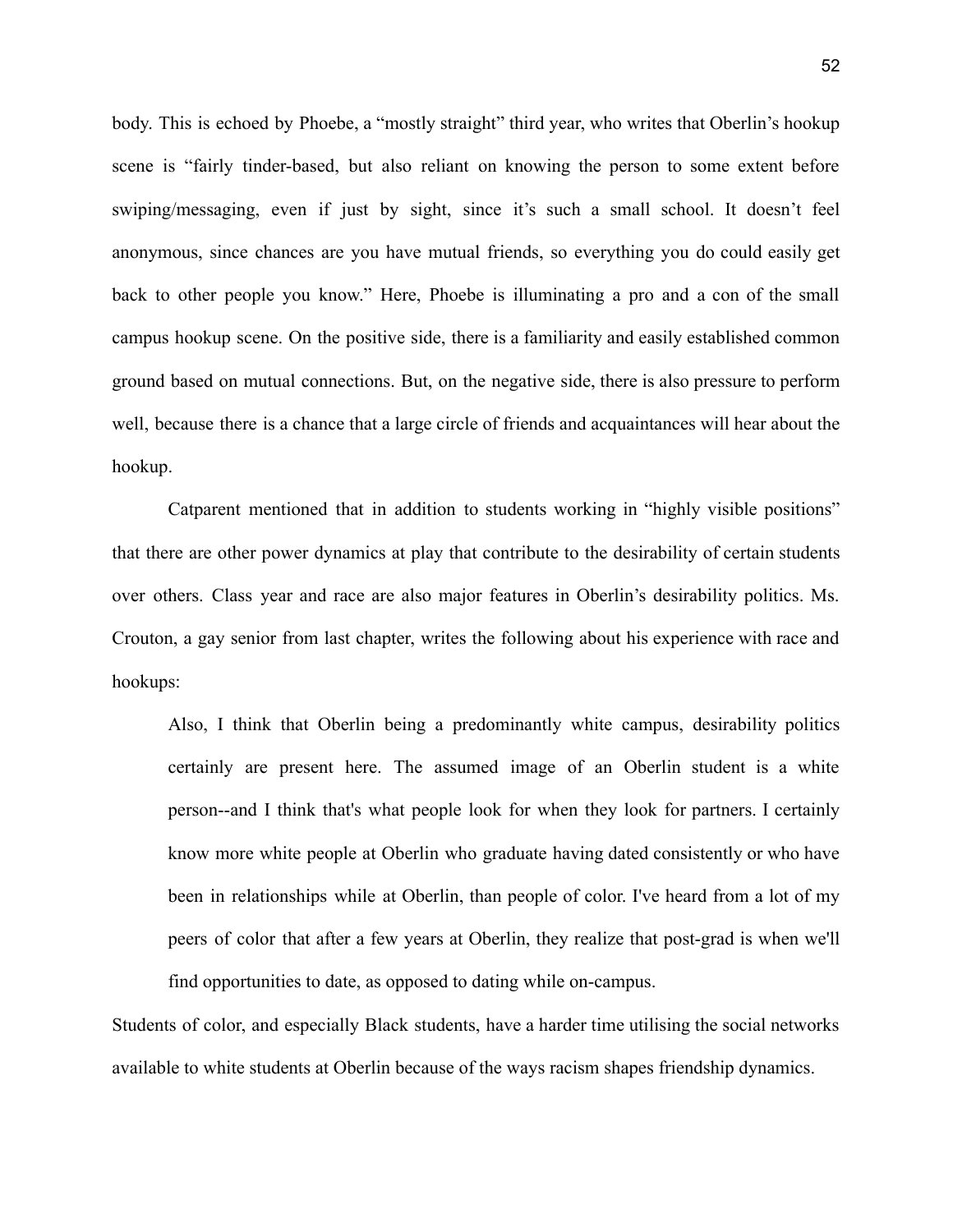body. This is echoed by Phoebe, a "mostly straight" third year, who writes that Oberlin's hookup scene is "fairly tinder-based, but also reliant on knowing the person to some extent before swiping/messaging, even if just by sight, since it's such a small school. It doesn't feel anonymous, since chances are you have mutual friends, so everything you do could easily get back to other people you know." Here, Phoebe is illuminating a pro and a con of the small campus hookup scene. On the positive side, there is a familiarity and easily established common ground based on mutual connections. But, on the negative side, there is also pressure to perform well, because there is a chance that a large circle of friends and acquaintances will hear about the hookup.

Catparent mentioned that in addition to students working in "highly visible positions" that there are other power dynamics at play that contribute to the desirability of certain students over others. Class year and race are also major features in Oberlin's desirability politics. Ms. Crouton, a gay senior from last chapter, writes the following about his experience with race and hookups:

> Also, I think that Oberlin being a predominantly white campus, desirability politics certainly are present here. The assumed image of an Oberlin student is a white person--and I think that's what people look for when they look for partners. I certainly know more white people at Oberlin who graduate having dated consistently or who have been in relationships while at Oberlin, than people of color. I've heard from a lot of my peers of color that after a few years at Oberlin, they realize that post-grad is when we'll find opportunities to date, as opposed to dating while on-campus.

Students of color, and especially Black students, have a harder time utilising the social networks available to white students at Oberlin because of the ways racism shapes friendship dynamics.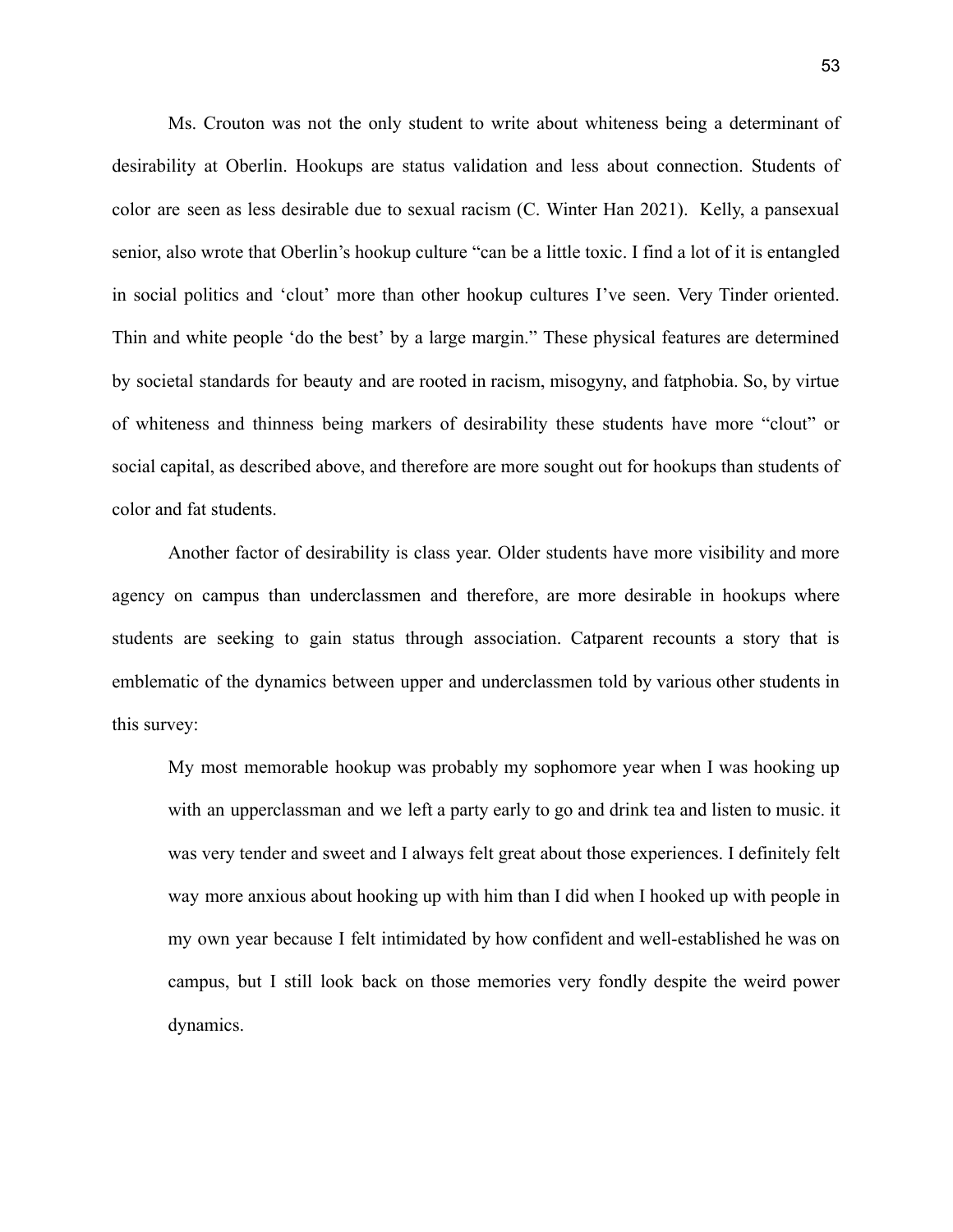Ms. Crouton was not the only student to write about whiteness being a determinant of desirability at Oberlin. Hookups are status validation and less about connection. Students of color are seen as less desirable due to sexual racism (C. Winter Han 2021). Kelly, a pansexual senior, also wrote that Oberlin's hookup culture "can be a little toxic. I find a lot of it is entangled in social politics and 'clout' more than other hookup cultures I've seen. Very Tinder oriented. Thin and white people 'do the best' by a large margin." These physical features are determined by societal standards for beauty and are rooted in racism, misogyny, and fatphobia. So, by virtue of whiteness and thinness being markers of desirability these students have more "clout" or social capital, as described above, and therefore are more sought out for hookups than students of color and fat students.

Another factor of desirability is class year. Older students have more visibility and more agency on campus than underclassmen and therefore, are more desirable in hookups where students are seeking to gain status through association. Catparent recounts a story that is emblematic of the dynamics between upper and underclassmen told by various other students in this survey:

> My most memorable hookup was probably my sophomore year when I was hooking up with an upperclassman and we left a party early to go and drink tea and listen to music. it was very tender and sweet and I always felt great about those experiences. I definitely felt way more anxious about hooking up with him than I did when I hooked up with people in my own year because I felt intimidated by how confident and well-established he was on campus, but I still look back on those memories very fondly despite the weird power dynamics.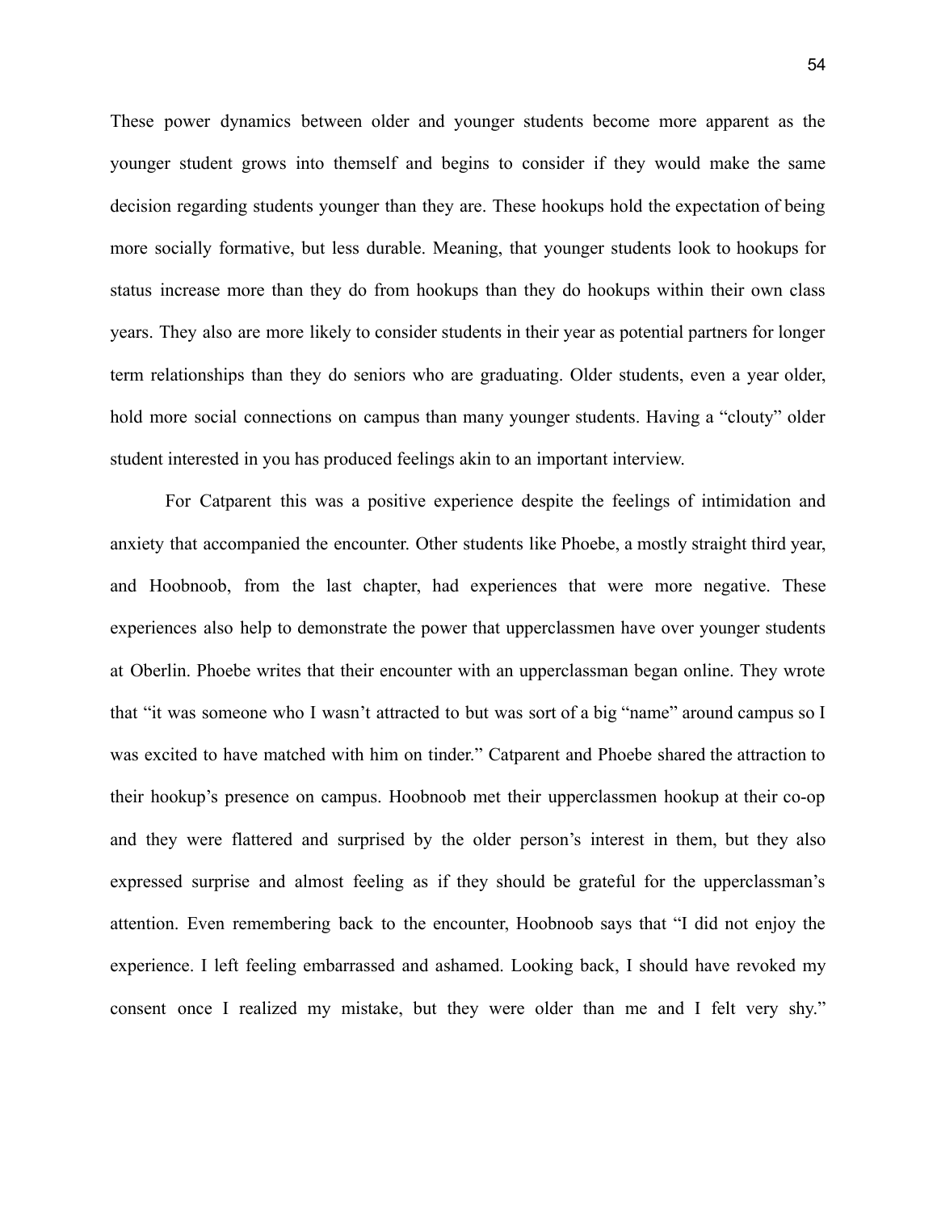These power dynamics between older and younger students become more apparent as the younger student grows into themself and begins to consider if they would make the same decision regarding students younger than they are. These hookups hold the expectation of being more socially formative, but less durable. Meaning, that younger students look to hookups for status increase more than they do from hookups than they do hookups within their own class years. They also are more likely to consider students in their year as potential partners for longer term relationships than they do seniors who are graduating. Older students, even a year older, hold more social connections on campus than many younger students. Having a "clouty" older student interested in you has produced feelings akin to an important interview.

For Catparent this was a positive experience despite the feelings of intimidation and anxiety that accompanied the encounter. Other students like Phoebe, a mostly straight third year, and Hoobnoob, from the last chapter, had experiences that were more negative. These experiences also help to demonstrate the power that upperclassmen have over younger students at Oberlin. Phoebe writes that their encounter with an upperclassman began online. They wrote that "it was someone who I wasn't attracted to but was sort of a big "name" around campus so I was excited to have matched with him on tinder." Catparent and Phoebe shared the attraction to their hookup's presence on campus. Hoobnoob met their upperclassmen hookup at their co-op and they were flattered and surprised by the older person's interest in them, but they also expressed surprise and almost feeling as if they should be grateful for the upperclassman's attention. Even remembering back to the encounter, Hoobnoob says that "I did not enjoy the experience. I left feeling embarrassed and ashamed. Looking back, I should have revoked my consent once I realized my mistake, but they were older than me and I felt very shy."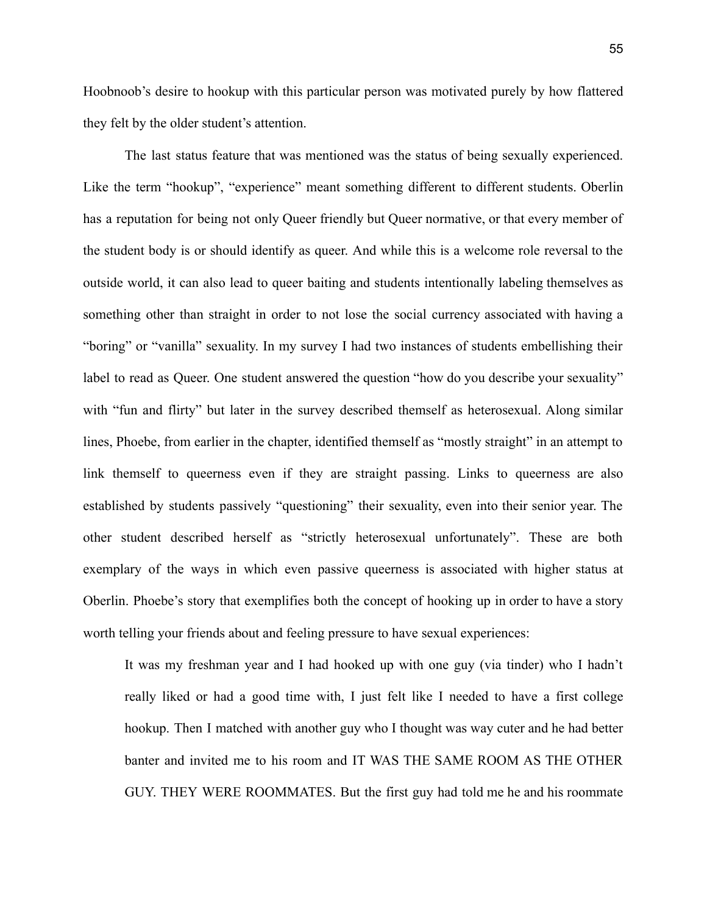Hoobnoob's desire to hookup with this particular person was motivated purely by how flattered they felt by the older student's attention.

The last status feature that was mentioned was the status of being sexually experienced. Like the term "hookup", "experience" meant something different to different students. Oberlin has a reputation for being not only Queer friendly but Queer normative, or that every member of the student body is or should identify as queer. And while this is a welcome role reversal to the outside world, it can also lead to queer baiting and students intentionally labeling themselves as something other than straight in order to not lose the social currency associated with having a "boring" or "vanilla" sexuality. In my survey I had two instances of students embellishing their label to read as Queer. One student answered the question "how do you describe your sexuality" with "fun and flirty" but later in the survey described themself as heterosexual. Along similar lines, Phoebe, from earlier in the chapter, identified themself as "mostly straight" in an attempt to link themself to queerness even if they are straight passing. Links to queerness are also established by students passively "questioning" their sexuality, even into their senior year. The other student described herself as "strictly heterosexual unfortunately". These are both exemplary of the ways in which even passive queerness is associated with higher status at Oberlin. Phoebe's story that exemplifies both the concept of hooking up in order to have a story worth telling your friends about and feeling pressure to have sexual experiences:

> It was my freshman year and I had hooked up with one guy (via tinder) who I hadn't really liked or had a good time with, I just felt like I needed to have a first college hookup. Then I matched with another guy who I thought was way cuter and he had better banter and invited me to his room and IT WAS THE SAME ROOM AS THE OTHER GUY. THEY WERE ROOMMATES. But the first guy had told me he and his roommate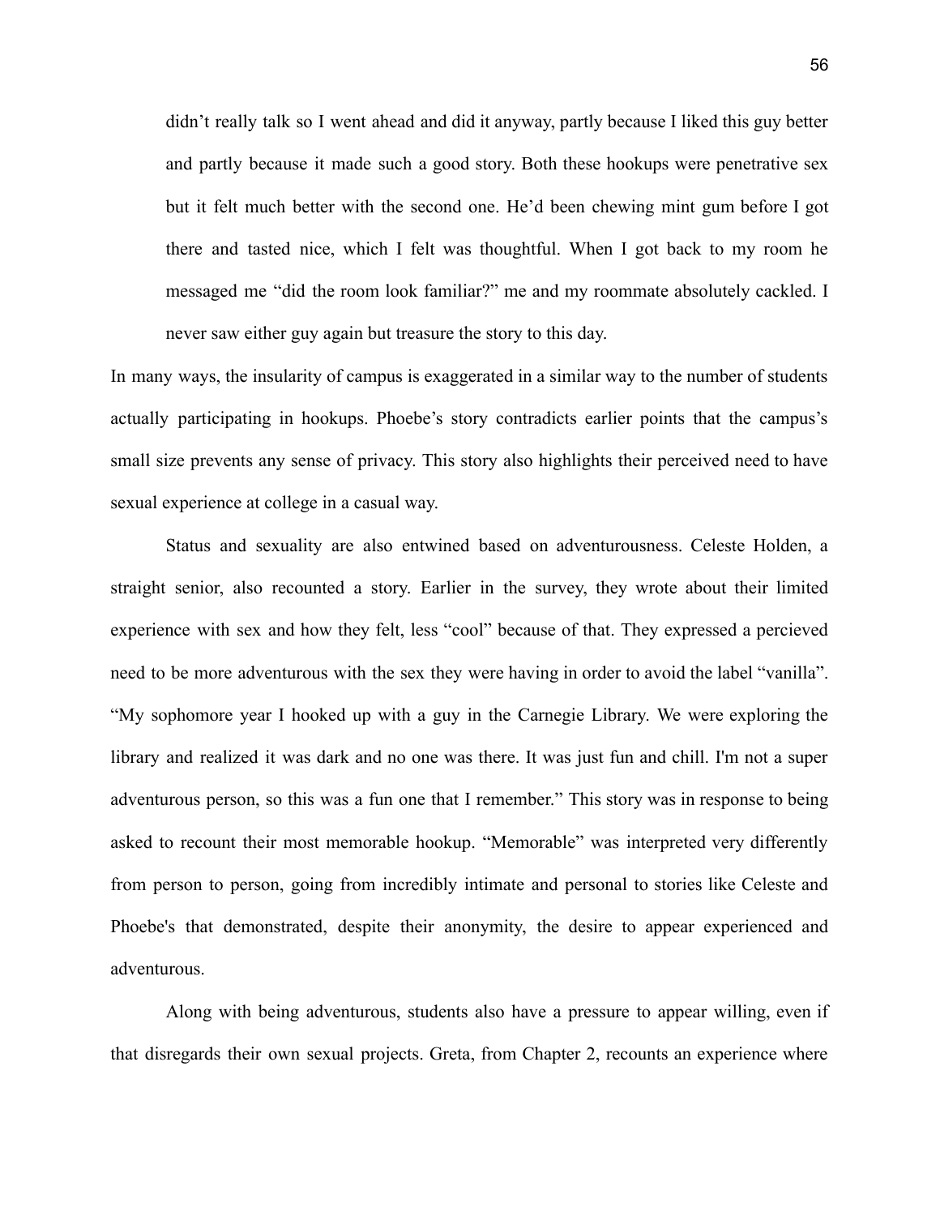> didn’t really talk so I went ahead and did it anyway, partly because I liked this guy better and partly because it made such a good story. Both these hookups were penetrative sex but it felt much better with the second one. He’d been chewing mint gum before I got there and tasted nice, which I felt was thoughtful. When I got back to my room he messaged me “did the room look familiar?” me and my roommate absolutely cackled. I never saw either guy again but treasure the story to this day.

In many ways, the insularity of campus is exaggerated in a similar way to the number of students actually participating in hookups. Phoebe’s story contradicts earlier points that the campus’s small size prevents any sense of privacy. This story also highlights their perceived need to have sexual experience at college in a casual way.

Status and sexuality are also entwined based on adventurousness. Celeste Holden, a straight senior, also recounted a story. Earlier in the survey, they wrote about their limited experience with sex and how they felt, less “cool” because of that. They expressed a percieved need to be more adventurous with the sex they were having in order to avoid the label “vanilla”. “My sophomore year I hooked up with a guy in the Carnegie Library. We were exploring the library and realized it was dark and no one was there. It was just fun and chill. I'm not a super adventurous person, so this was a fun one that I remember.” This story was in response to being asked to recount their most memorable hookup. “Memorable” was interpreted very differently from person to person, going from incredibly intimate and personal to stories like Celeste and Phoebe's that demonstrated, despite their anonymity, the desire to appear experienced and adventurous.

Along with being adventurous, students also have a pressure to appear willing, even if that disregards their own sexual projects. Greta, from Chapter 2, recounts an experience where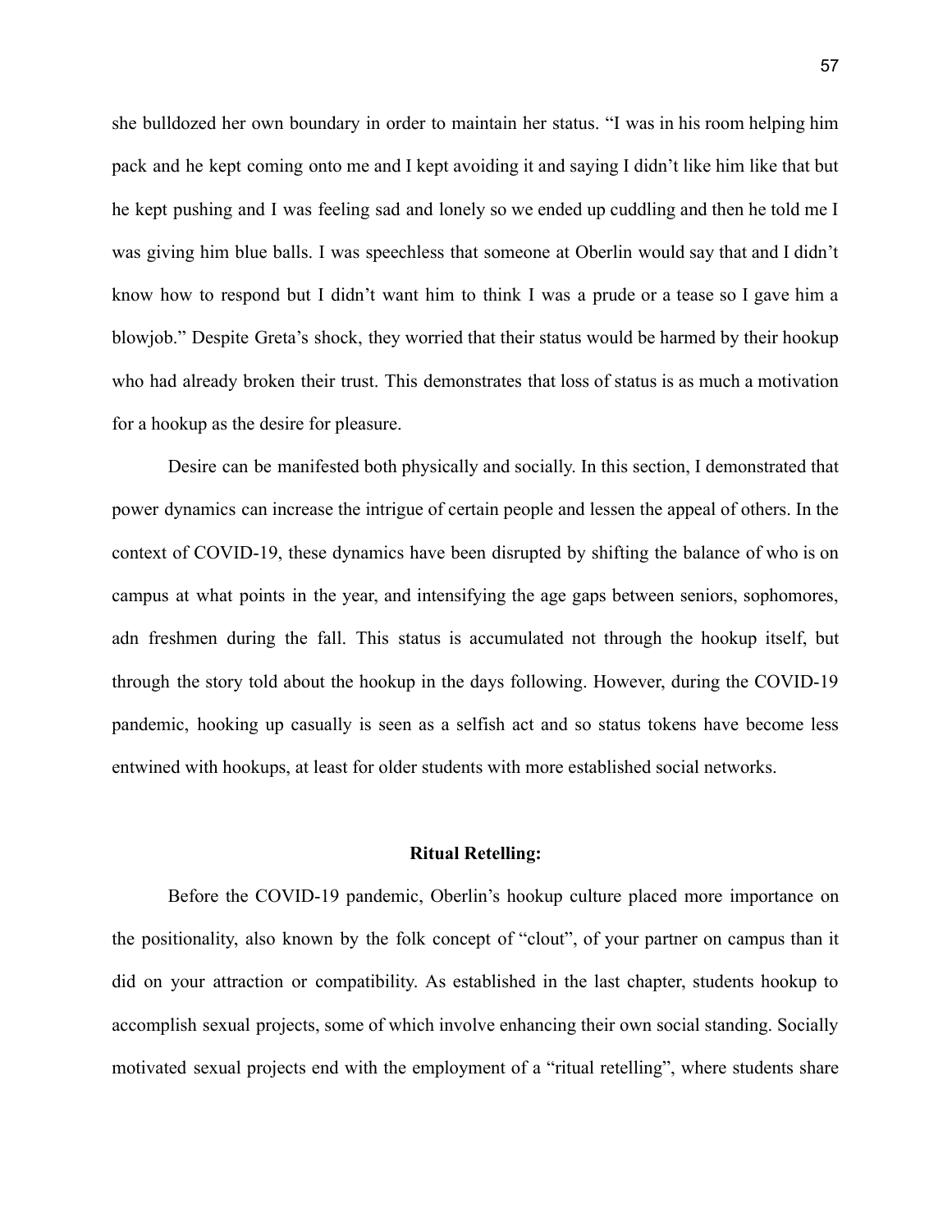she bulldozed her own boundary in order to maintain her status. "I was in his room helping him pack and he kept coming onto me and I kept avoiding it and saying I didn't like him like that but he kept pushing and I was feeling sad and lonely so we ended up cuddling and then he told me I was giving him blue balls. I was speechless that someone at Oberlin would say that and I didn't know how to respond but I didn't want him to think I was a prude or a tease so I gave him a blowjob." Despite Greta's shock, they worried that their status would be harmed by their hookup who had already broken their trust. This demonstrates that loss of status is as much a motivation for a hookup as the desire for pleasure.

Desire can be manifested both physically and socially. In this section, I demonstrated that power dynamics can increase the intrigue of certain people and lessen the appeal of others. In the context of COVID-19, these dynamics have been disrupted by shifting the balance of who is on campus at what points in the year, and intensifying the age gaps between seniors, sophomores, adn freshmen during the fall. This status is accumulated not through the hookup itself, but through the story told about the hookup in the days following. However, during the COVID-19 pandemic, hooking up casually is seen as a selfish act and so status tokens have become less entwined with hookups, at least for older students with more established social networks.

**Ritual Retelling:**

Before the COVID-19 pandemic, Oberlin's hookup culture placed more importance on the positionality, also known by the folk concept of "clout", of your partner on campus than it did on your attraction or compatibility. As established in the last chapter, students hookup to accomplish sexual projects, some of which involve enhancing their own social standing. Socially motivated sexual projects end with the employment of a "ritual retelling", where students share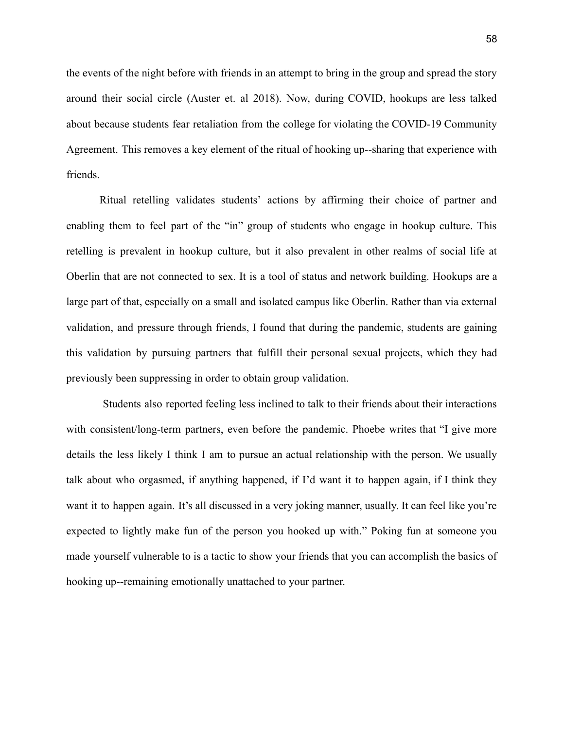the events of the night before with friends in an attempt to bring in the group and spread the story around their social circle (Auster et. al 2018). Now, during COVID, hookups are less talked about because students fear retaliation from the college for violating the COVID-19 Community Agreement. This removes a key element of the ritual of hooking up--sharing that experience with friends.

Ritual retelling validates students' actions by affirming their choice of partner and enabling them to feel part of the "in" group of students who engage in hookup culture. This retelling is prevalent in hookup culture, but it also prevalent in other realms of social life at Oberlin that are not connected to sex. It is a tool of status and network building. Hookups are a large part of that, especially on a small and isolated campus like Oberlin. Rather than via external validation, and pressure through friends, I found that during the pandemic, students are gaining this validation by pursuing partners that fulfill their personal sexual projects, which they had previously been suppressing in order to obtain group validation.

Students also reported feeling less inclined to talk to their friends about their interactions with consistent/long-term partners, even before the pandemic. Phoebe writes that "I give more details the less likely I think I am to pursue an actual relationship with the person. We usually talk about who orgasmed, if anything happened, if I'd want it to happen again, if I think they want it to happen again. It's all discussed in a very joking manner, usually. It can feel like you're expected to lightly make fun of the person you hooked up with." Poking fun at someone you made yourself vulnerable to is a tactic to show your friends that you can accomplish the basics of hooking up--remaining emotionally unattached to your partner.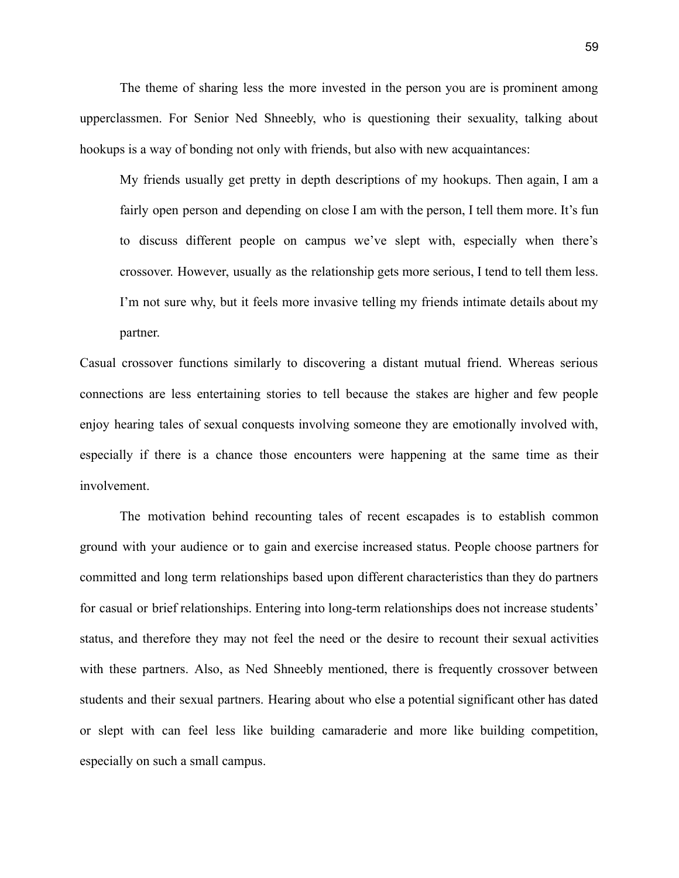The theme of sharing less the more invested in the person you are is prominent among upperclassmen. For Senior Ned Shneebly, who is questioning their sexuality, talking about hookups is a way of bonding not only with friends, but also with new acquaintances:

> My friends usually get pretty in depth descriptions of my hookups. Then again, I am a fairly open person and depending on close I am with the person, I tell them more. It's fun to discuss different people on campus we've slept with, especially when there's crossover. However, usually as the relationship gets more serious, I tend to tell them less. I'm not sure why, but it feels more invasive telling my friends intimate details about my partner.

Casual crossover functions similarly to discovering a distant mutual friend. Whereas serious connections are less entertaining stories to tell because the stakes are higher and few people enjoy hearing tales of sexual conquests involving someone they are emotionally involved with, especially if there is a chance those encounters were happening at the same time as their involvement.

The motivation behind recounting tales of recent escapades is to establish common ground with your audience or to gain and exercise increased status. People choose partners for committed and long term relationships based upon different characteristics than they do partners for casual or brief relationships. Entering into long-term relationships does not increase students' status, and therefore they may not feel the need or the desire to recount their sexual activities with these partners. Also, as Ned Shneebly mentioned, there is frequently crossover between students and their sexual partners. Hearing about who else a potential significant other has dated or slept with can feel less like building camaraderie and more like building competition, especially on such a small campus.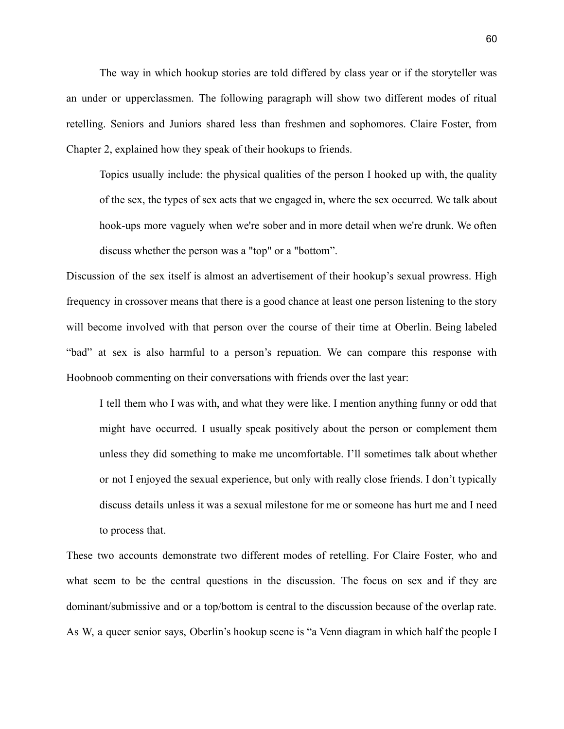The way in which hookup stories are told differed by class year or if the storyteller was an under or upperclassmen. The following paragraph will show two different modes of ritual retelling. Seniors and Juniors shared less than freshmen and sophomores. Claire Foster, from Chapter 2, explained how they speak of their hookups to friends.

> Topics usually include: the physical qualities of the person I hooked up with, the quality of the sex, the types of sex acts that we engaged in, where the sex occurred. We talk about hook-ups more vaguely when we're sober and in more detail when we're drunk. We often discuss whether the person was a "top" or a "bottom".

Discussion of the sex itself is almost an advertisement of their hookup's sexual prowress. High frequency in crossover means that there is a good chance at least one person listening to the story will become involved with that person over the course of their time at Oberlin. Being labeled "bad" at sex is also harmful to a person's repuation. We can compare this response with Hoobnoob commenting on their conversations with friends over the last year:

> I tell them who I was with, and what they were like. I mention anything funny or odd that might have occurred. I usually speak positively about the person or complement them unless they did something to make me uncomfortable. I'll sometimes talk about whether or not I enjoyed the sexual experience, but only with really close friends. I don't typically discuss details unless it was a sexual milestone for me or someone has hurt me and I need to process that.

These two accounts demonstrate two different modes of retelling. For Claire Foster, who and what seem to be the central questions in the discussion. The focus on sex and if they are dominant/submissive and or a top/bottom is central to the discussion because of the overlap rate. As W, a queer senior says, Oberlin's hookup scene is "a Venn diagram in which half the people I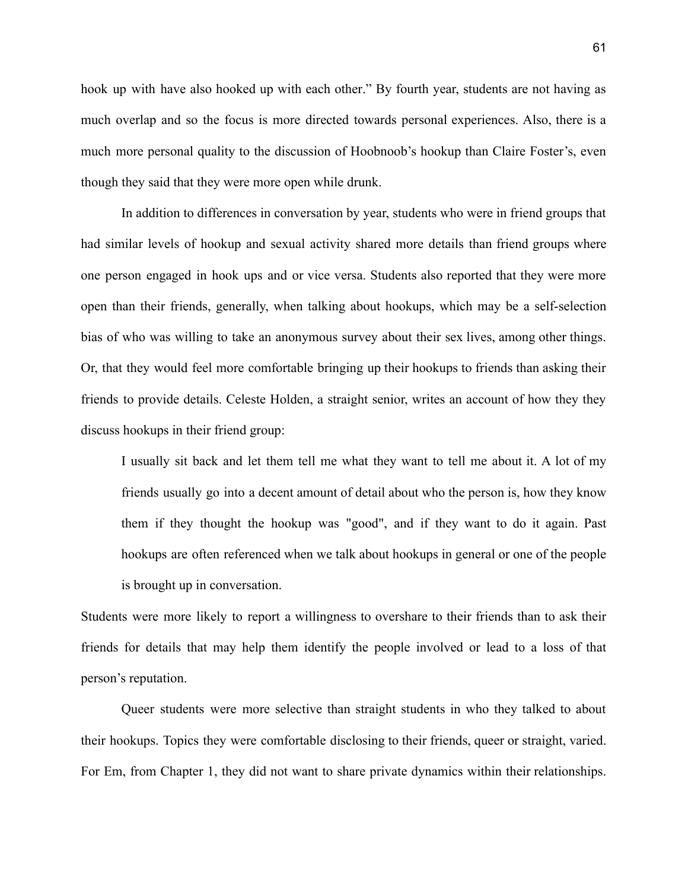hook up with have also hooked up with each other." By fourth year, students are not having as much overlap and so the focus is more directed towards personal experiences. Also, there is a much more personal quality to the discussion of Hoobnoob's hookup than Claire Foster's, even though they said that they were more open while drunk.

In addition to differences in conversation by year, students who were in friend groups that had similar levels of hookup and sexual activity shared more details than friend groups where one person engaged in hook ups and or vice versa. Students also reported that they were more open than their friends, generally, when talking about hookups, which may be a self-selection bias of who was willing to take an anonymous survey about their sex lives, among other things. Or, that they would feel more comfortable bringing up their hookups to friends than asking their friends to provide details. Celeste Holden, a straight senior, writes an account of how they they discuss hookups in their friend group:

> I usually sit back and let them tell me what they want to tell me about it. A lot of my friends usually go into a decent amount of detail about who the person is, how they know them if they thought the hookup was "good", and if they want to do it again. Past hookups are often referenced when we talk about hookups in general or one of the people is brought up in conversation.

Students were more likely to report a willingness to overshare to their friends than to ask their friends for details that may help them identify the people involved or lead to a loss of that person's reputation.

Queer students were more selective than straight students in who they talked to about their hookups. Topics they were comfortable disclosing to their friends, queer or straight, varied. For Em, from Chapter 1, they did not want to share private dynamics within their relationships.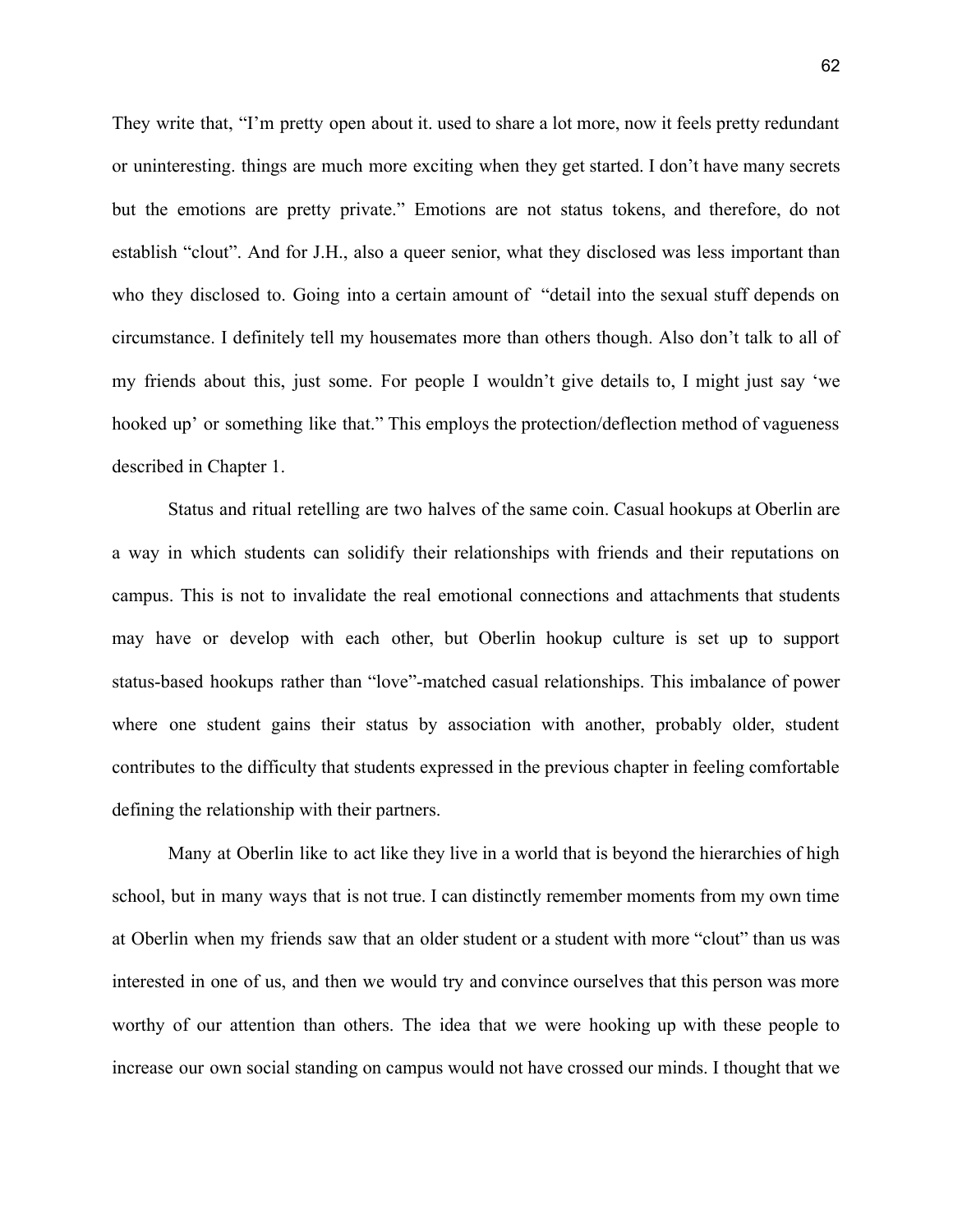They write that, "I'm pretty open about it. used to share a lot more, now it feels pretty redundant or uninteresting. things are much more exciting when they get started. I don't have many secrets but the emotions are pretty private." Emotions are not status tokens, and therefore, do not establish "clout". And for J.H., also a queer senior, what they disclosed was less important than who they disclosed to. Going into a certain amount of "detail into the sexual stuff depends on circumstance. I definitely tell my housemates more than others though. Also don't talk to all of my friends about this, just some. For people I wouldn't give details to, I might just say 'we hooked up' or something like that." This employs the protection/deflection method of vagueness described in Chapter 1.

Status and ritual retelling are two halves of the same coin. Casual hookups at Oberlin are a way in which students can solidify their relationships with friends and their reputations on campus. This is not to invalidate the real emotional connections and attachments that students may have or develop with each other, but Oberlin hookup culture is set up to support status-based hookups rather than "love"-matched casual relationships. This imbalance of power where one student gains their status by association with another, probably older, student contributes to the difficulty that students expressed in the previous chapter in feeling comfortable defining the relationship with their partners.

Many at Oberlin like to act like they live in a world that is beyond the hierarchies of high school, but in many ways that is not true. I can distinctly remember moments from my own time at Oberlin when my friends saw that an older student or a student with more "clout" than us was interested in one of us, and then we would try and convince ourselves that this person was more worthy of our attention than others. The idea that we were hooking up with these people to increase our own social standing on campus would not have crossed our minds. I thought that we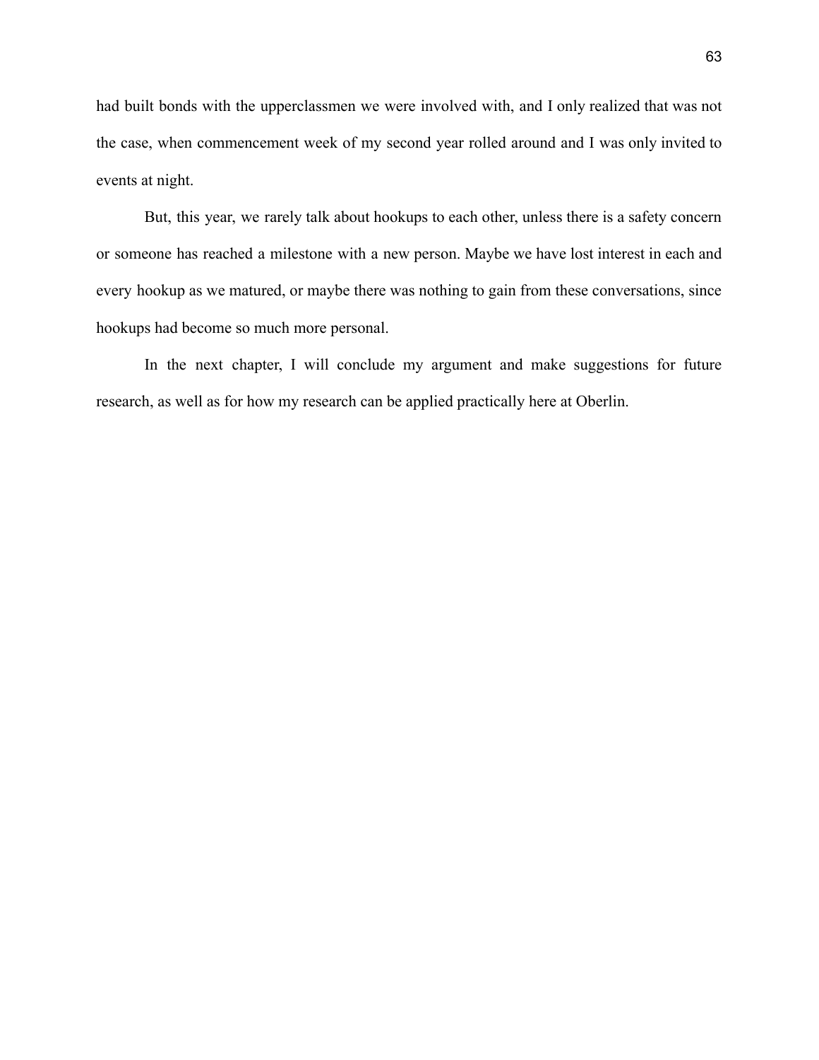had built bonds with the upperclassmen we were involved with, and I only realized that was not the case, when commencement week of my second year rolled around and I was only invited to events at night.

But, this year, we rarely talk about hookups to each other, unless there is a safety concern or someone has reached a milestone with a new person. Maybe we have lost interest in each and every hookup as we matured, or maybe there was nothing to gain from these conversations, since hookups had become so much more personal.

In the next chapter, I will conclude my argument and make suggestions for future research, as well as for how my research can be applied practically here at Oberlin.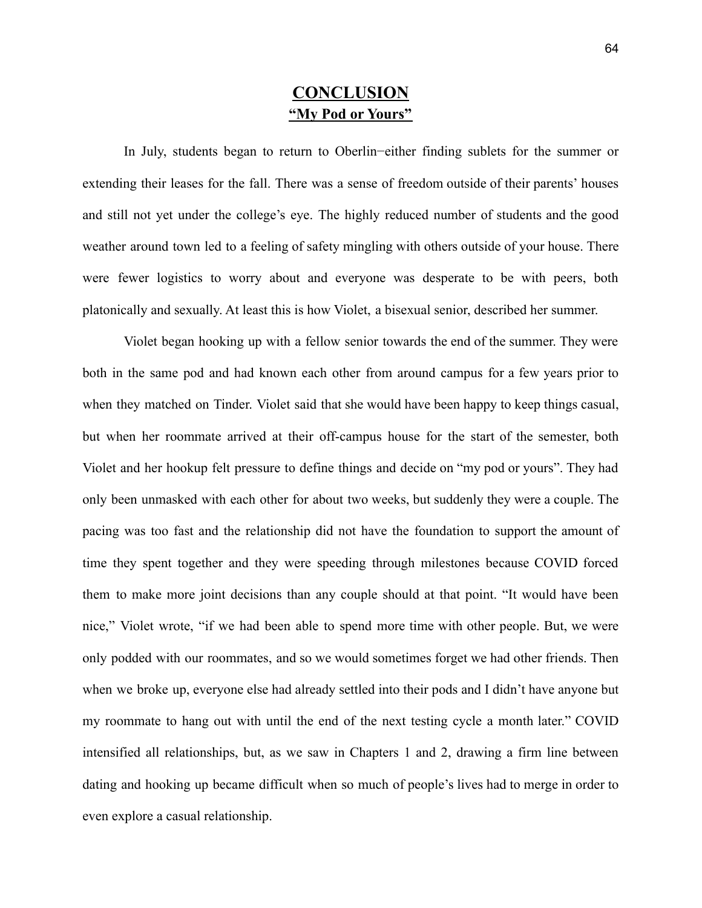# CONCLUSION

## "My Pod or Yours"

In July, students began to return to Oberlin−either finding sublets for the summer or extending their leases for the fall. There was a sense of freedom outside of their parents' houses and still not yet under the college's eye. The highly reduced number of students and the good weather around town led to a feeling of safety mingling with others outside of your house. There were fewer logistics to worry about and everyone was desperate to be with peers, both platonically and sexually. At least this is how Violet, a bisexual senior, described her summer.

Violet began hooking up with a fellow senior towards the end of the summer. They were both in the same pod and had known each other from around campus for a few years prior to when they matched on Tinder. Violet said that she would have been happy to keep things casual, but when her roommate arrived at their off-campus house for the start of the semester, both Violet and her hookup felt pressure to define things and decide on "my pod or yours". They had only been unmasked with each other for about two weeks, but suddenly they were a couple. The pacing was too fast and the relationship did not have the foundation to support the amount of time they spent together and they were speeding through milestones because COVID forced them to make more joint decisions than any couple should at that point. "It would have been nice," Violet wrote, "if we had been able to spend more time with other people. But, we were only podded with our roommates, and so we would sometimes forget we had other friends. Then when we broke up, everyone else had already settled into their pods and I didn't have anyone but my roommate to hang out with until the end of the next testing cycle a month later." COVID intensified all relationships, but, as we saw in Chapters 1 and 2, drawing a firm line between dating and hooking up became difficult when so much of people's lives had to merge in order to even explore a casual relationship.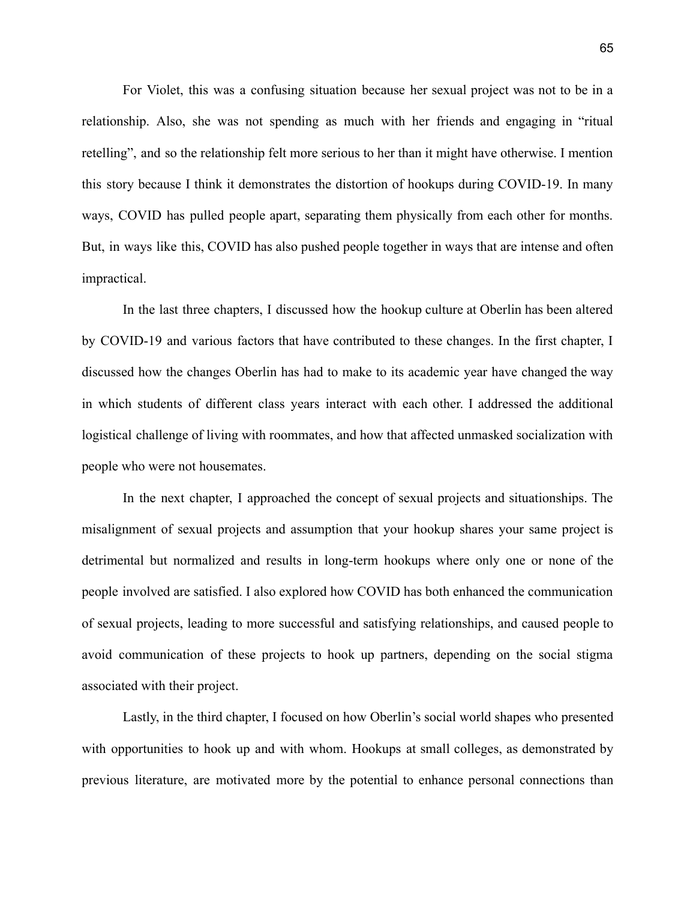For Violet, this was a confusing situation because her sexual project was not to be in a relationship. Also, she was not spending as much with her friends and engaging in "ritual retelling", and so the relationship felt more serious to her than it might have otherwise. I mention this story because I think it demonstrates the distortion of hookups during COVID-19. In many ways, COVID has pulled people apart, separating them physically from each other for months. But, in ways like this, COVID has also pushed people together in ways that are intense and often impractical.

In the last three chapters, I discussed how the hookup culture at Oberlin has been altered by COVID-19 and various factors that have contributed to these changes. In the first chapter, I discussed how the changes Oberlin has had to make to its academic year have changed the way in which students of different class years interact with each other. I addressed the additional logistical challenge of living with roommates, and how that affected unmasked socialization with people who were not housemates.

In the next chapter, I approached the concept of sexual projects and situationships. The misalignment of sexual projects and assumption that your hookup shares your same project is detrimental but normalized and results in long-term hookups where only one or none of the people involved are satisfied. I also explored how COVID has both enhanced the communication of sexual projects, leading to more successful and satisfying relationships, and caused people to avoid communication of these projects to hook up partners, depending on the social stigma associated with their project.

Lastly, in the third chapter, I focused on how Oberlin's social world shapes who presented with opportunities to hook up and with whom. Hookups at small colleges, as demonstrated by previous literature, are motivated more by the potential to enhance personal connections than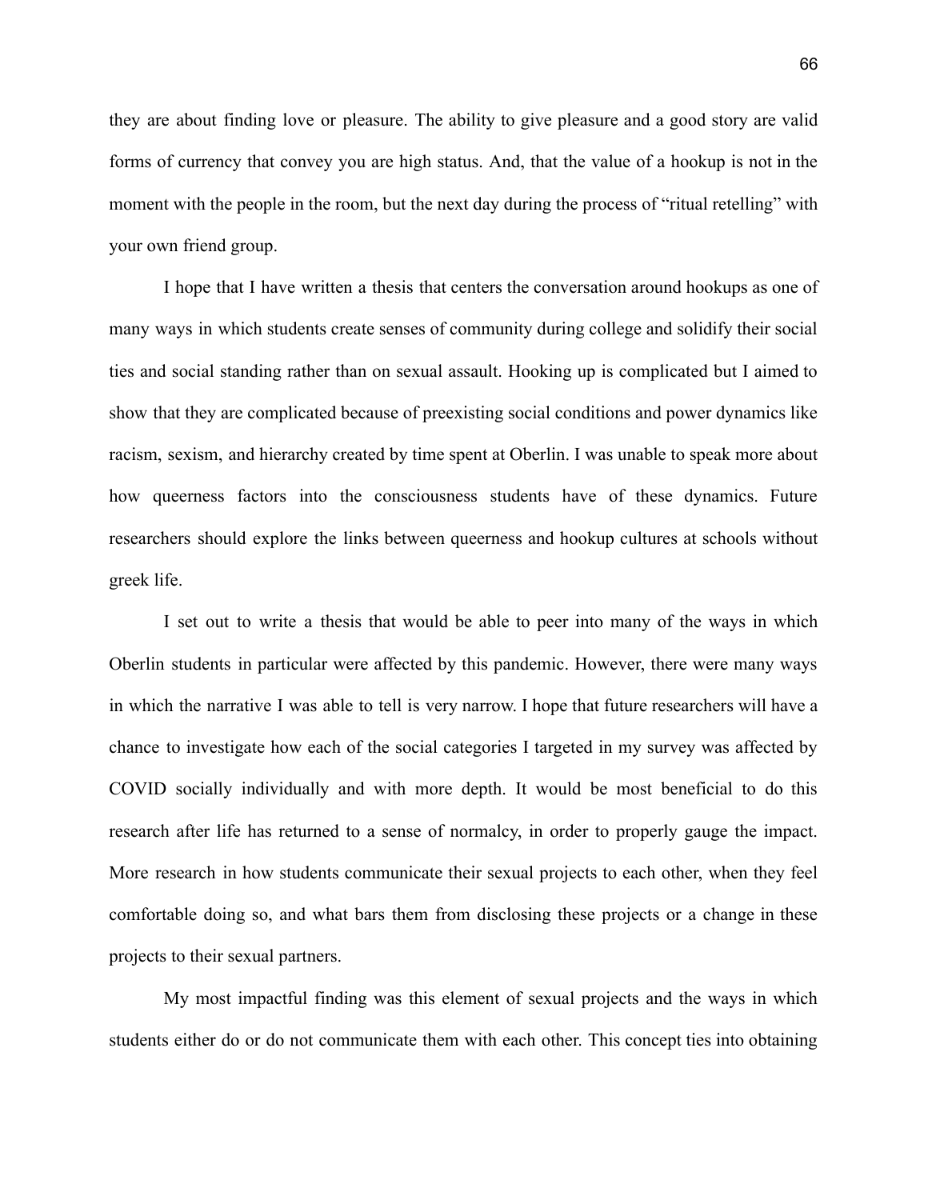they are about finding love or pleasure. The ability to give pleasure and a good story are valid forms of currency that convey you are high status. And, that the value of a hookup is not in the moment with the people in the room, but the next day during the process of "ritual retelling" with your own friend group.

I hope that I have written a thesis that centers the conversation around hookups as one of many ways in which students create senses of community during college and solidify their social ties and social standing rather than on sexual assault. Hooking up is complicated but I aimed to show that they are complicated because of preexisting social conditions and power dynamics like racism, sexism, and hierarchy created by time spent at Oberlin. I was unable to speak more about how queerness factors into the consciousness students have of these dynamics. Future researchers should explore the links between queerness and hookup cultures at schools without greek life.

I set out to write a thesis that would be able to peer into many of the ways in which Oberlin students in particular were affected by this pandemic. However, there were many ways in which the narrative I was able to tell is very narrow. I hope that future researchers will have a chance to investigate how each of the social categories I targeted in my survey was affected by COVID socially individually and with more depth. It would be most beneficial to do this research after life has returned to a sense of normalcy, in order to properly gauge the impact. More research in how students communicate their sexual projects to each other, when they feel comfortable doing so, and what bars them from disclosing these projects or a change in these projects to their sexual partners.

My most impactful finding was this element of sexual projects and the ways in which students either do or do not communicate them with each other. This concept ties into obtaining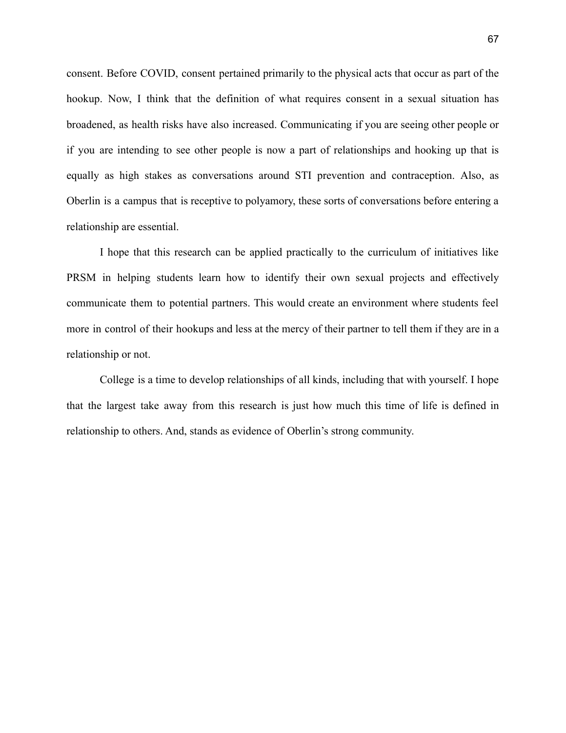consent. Before COVID, consent pertained primarily to the physical acts that occur as part of the hookup. Now, I think that the definition of what requires consent in a sexual situation has broadened, as health risks have also increased. Communicating if you are seeing other people or if you are intending to see other people is now a part of relationships and hooking up that is equally as high stakes as conversations around STI prevention and contraception. Also, as Oberlin is a campus that is receptive to polyamory, these sorts of conversations before entering a relationship are essential.

I hope that this research can be applied practically to the curriculum of initiatives like PRSM in helping students learn how to identify their own sexual projects and effectively communicate them to potential partners. This would create an environment where students feel more in control of their hookups and less at the mercy of their partner to tell them if they are in a relationship or not.

College is a time to develop relationships of all kinds, including that with yourself. I hope that the largest take away from this research is just how much this time of life is defined in relationship to others. And, stands as evidence of Oberlin's strong community.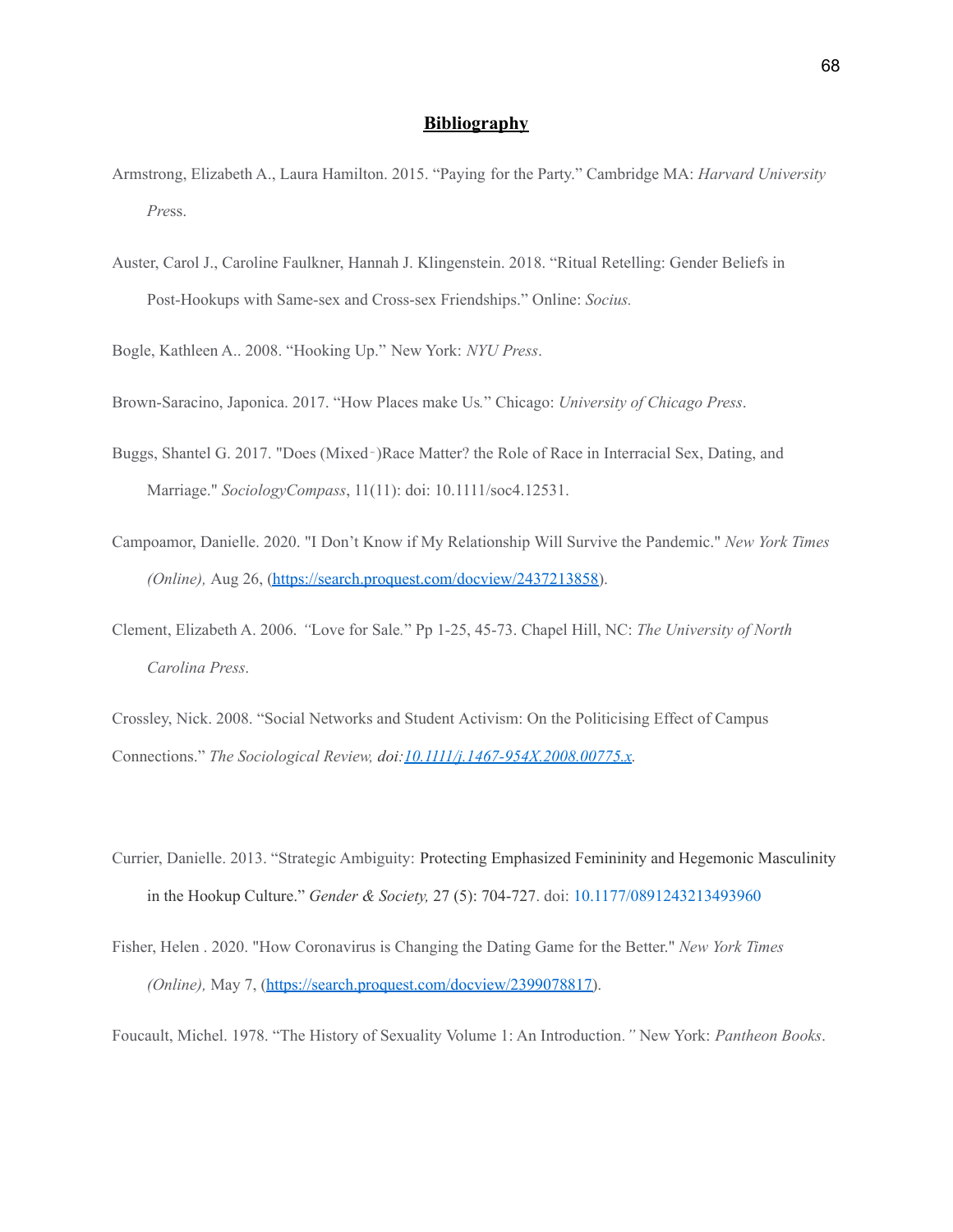# Bibliography

Armstrong, Elizabeth A., Laura Hamilton. 2015. "Paying for the Party." Cambridge MA: *Harvard University Press*.

Auster, Carol J., Caroline Faulkner, Hannah J. Klingenstein. 2018. "Ritual Retelling: Gender Beliefs in Post-Hookups with Same-sex and Cross-sex Friendships." Online: *Socius.*

Bogle, Kathleen A.. 2008. "Hooking Up." New York: *NYU Press*.

Brown-Saracino, Japonica. 2017. "How Places make Us." Chicago: *University of Chicago Press*.

Buggs, Shantel G. 2017. "Does (Mixed‑)Race Matter? the Role of Race in Interracial Sex, Dating, and Marriage." *SociologyCompass*, 11(11): doi: 10.1111/soc4.12531.

Campoamor, Danielle. 2020. "I Don't Know if My Relationship Will Survive the Pandemic." *New York Times (Online),* Aug 26, (https://search.proquest.com/docview/2437213858).

Clement, Elizabeth A. 2006. "Love for Sale." Pp 1-25, 45-73. Chapel Hill, NC: *The University of North Carolina Press*.

Crossley, Nick. 2008. "Social Networks and Student Activism: On the Politicising Effect of Campus Connections." *The Sociological Review, doi:10.1111/j.1467-954X.2008.00775.x*.

Currier, Danielle. 2013. "Strategic Ambiguity: Protecting Emphasized Femininity and Hegemonic Masculinity in the Hookup Culture." *Gender & Society,* 27 (5): 704-727. doi: 10.1177/0891243213493960

Fisher, Helen . 2020. "How Coronavirus is Changing the Dating Game for the Better." *New York Times (Online),* May 7, (https://search.proquest.com/docview/2399078817).

Foucault, Michel. 1978. "The History of Sexuality Volume 1: An Introduction." New York: *Pantheon Books*.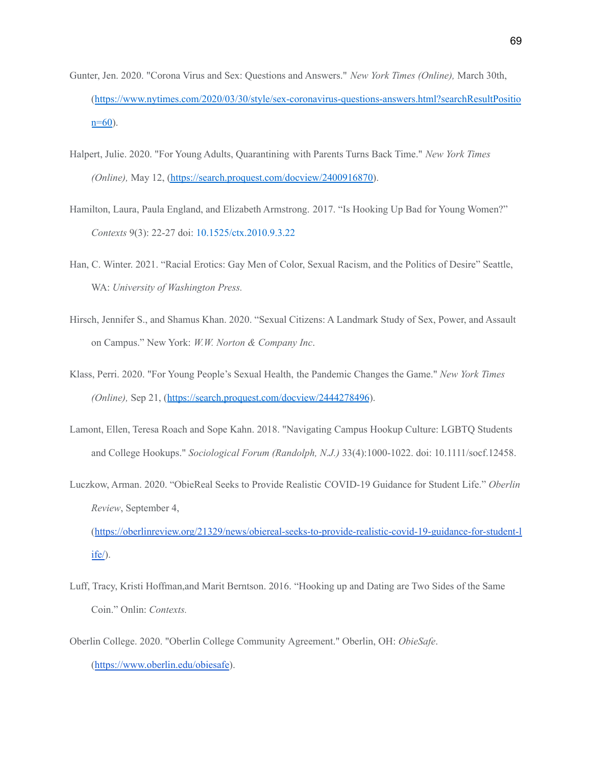Gunter, Jen. 2020. "Corona Virus and Sex: Questions and Answers." *New York Times (Online),* March 30th, (https://www.nytimes.com/2020/03/30/style/sex-coronavirus-questions-answers.html?searchResultPosition=60).

Halpert, Julie. 2020. "For Young Adults, Quarantining with Parents Turns Back Time." *New York Times (Online),* May 12, (https://search.proquest.com/docview/2400916870).

Hamilton, Laura, Paula England, and Elizabeth Armstrong. 2017. "Is Hooking Up Bad for Young Women?" *Contexts* 9(3): 22-27 doi: 10.1525/ctx.2010.9.3.22

Han, C. Winter. 2021. "Racial Erotics: Gay Men of Color, Sexual Racism, and the Politics of Desire" Seattle, WA: *University of Washington Press.*

Hirsch, Jennifer S., and Shamus Khan. 2020. "Sexual Citizens: A Landmark Study of Sex, Power, and Assault on Campus." New York: *W.W. Norton & Company Inc*.

Klass, Perri. 2020. "For Young People's Sexual Health, the Pandemic Changes the Game." *New York Times (Online),* Sep 21, (https://search.proquest.com/docview/2444278496).

Lamont, Ellen, Teresa Roach and Sope Kahn. 2018. "Navigating Campus Hookup Culture: LGBTQ Students and College Hookups." *Sociological Forum (Randolph, N.J.)* 33(4):1000-1022. doi: 10.1111/socf.12458.

Luczkow, Arman. 2020. "ObieReal Seeks to Provide Realistic COVID-19 Guidance for Student Life." *Oberlin Review*, September 4, (https://oberlinreview.org/21329/news/obiereal-seeks-to-provide-realistic-covid-19-guidance-for-student-life/).

Luff, Tracy, Kristi Hoffman,and Marit Berntson. 2016. "Hooking up and Dating are Two Sides of the Same Coin." Onlin: *Contexts.*

Oberlin College. 2020. "Oberlin College Community Agreement." Oberlin, OH: *ObieSafe*. (https://www.oberlin.edu/obiesafe).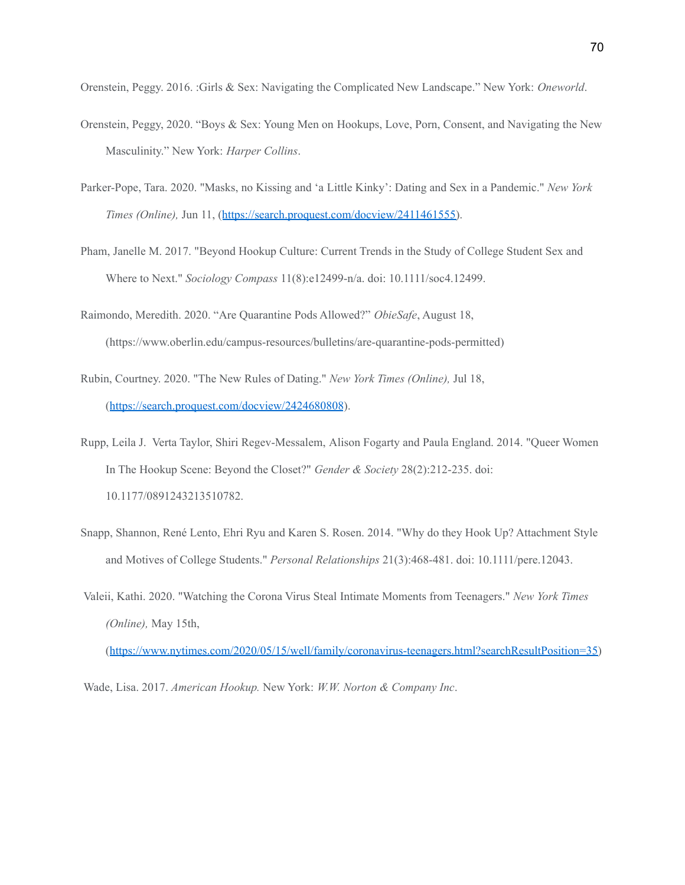Orenstein, Peggy. 2016. :Girls & Sex: Navigating the Complicated New Landscape." New York: *Oneworld*.

Orenstein, Peggy, 2020. "Boys & Sex: Young Men on Hookups, Love, Porn, Consent, and Navigating the New Masculinity." New York: *Harper Collins*.

Parker-Pope, Tara. 2020. "Masks, no Kissing and 'a Little Kinky': Dating and Sex in a Pandemic." *New York Times (Online),* Jun 11, (https://search.proquest.com/docview/2411461555).

Pham, Janelle M. 2017. "Beyond Hookup Culture: Current Trends in the Study of College Student Sex and Where to Next." *Sociology Compass* 11(8):e12499-n/a. doi: 10.1111/soc4.12499.

Raimondo, Meredith. 2020. "Are Quarantine Pods Allowed?" *ObieSafe*, August 18, (https://www.oberlin.edu/campus-resources/bulletins/are-quarantine-pods-permitted)

Rubin, Courtney. 2020. "The New Rules of Dating." *New York Times (Online),* Jul 18, (https://search.proquest.com/docview/2424680808).

Rupp, Leila J. Verta Taylor, Shiri Regev-Messalem, Alison Fogarty and Paula England. 2014. "Queer Women In The Hookup Scene: Beyond the Closet?" *Gender & Society* 28(2):212-235. doi: 10.1177/0891243213510782.

Snapp, Shannon, René Lento, Ehri Ryu and Karen S. Rosen. 2014. "Why do they Hook Up? Attachment Style and Motives of College Students." *Personal Relationships* 21(3):468-481. doi: 10.1111/pere.12043.

Valeii, Kathi. 2020. "Watching the Corona Virus Steal Intimate Moments from Teenagers." *New York Times (Online),* May 15th, (https://www.nytimes.com/2020/05/15/well/family/coronavirus-teenagers.html?searchResultPosition=35)

Wade, Lisa. 2017. *American Hookup.* New York: *W.W. Norton & Company Inc*.